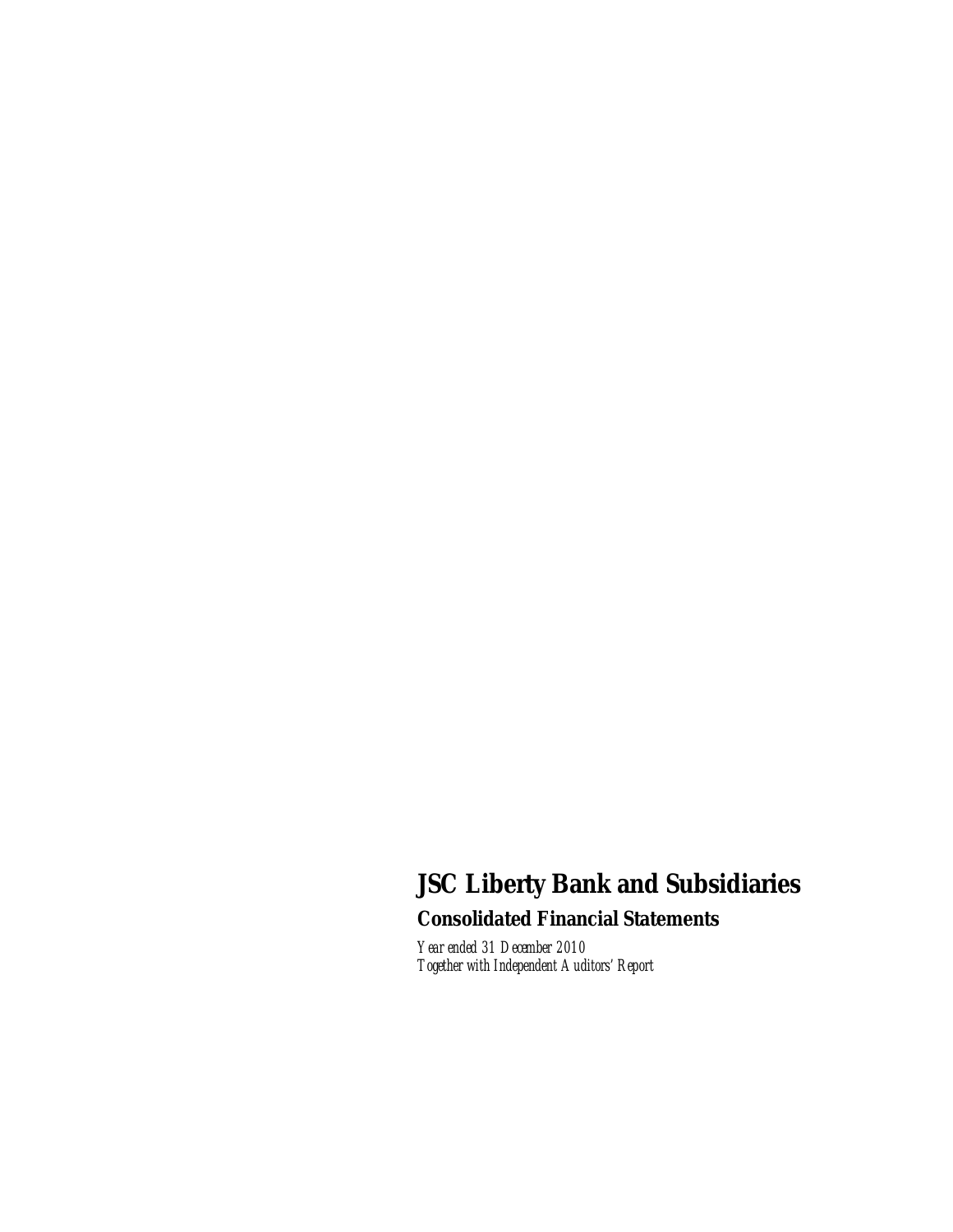# JSC Liberty Bank and Subsidiaries

## Consolidated Financial Statements

*Year ended 31 December 2010*
*Together with Independent Auditors' Report*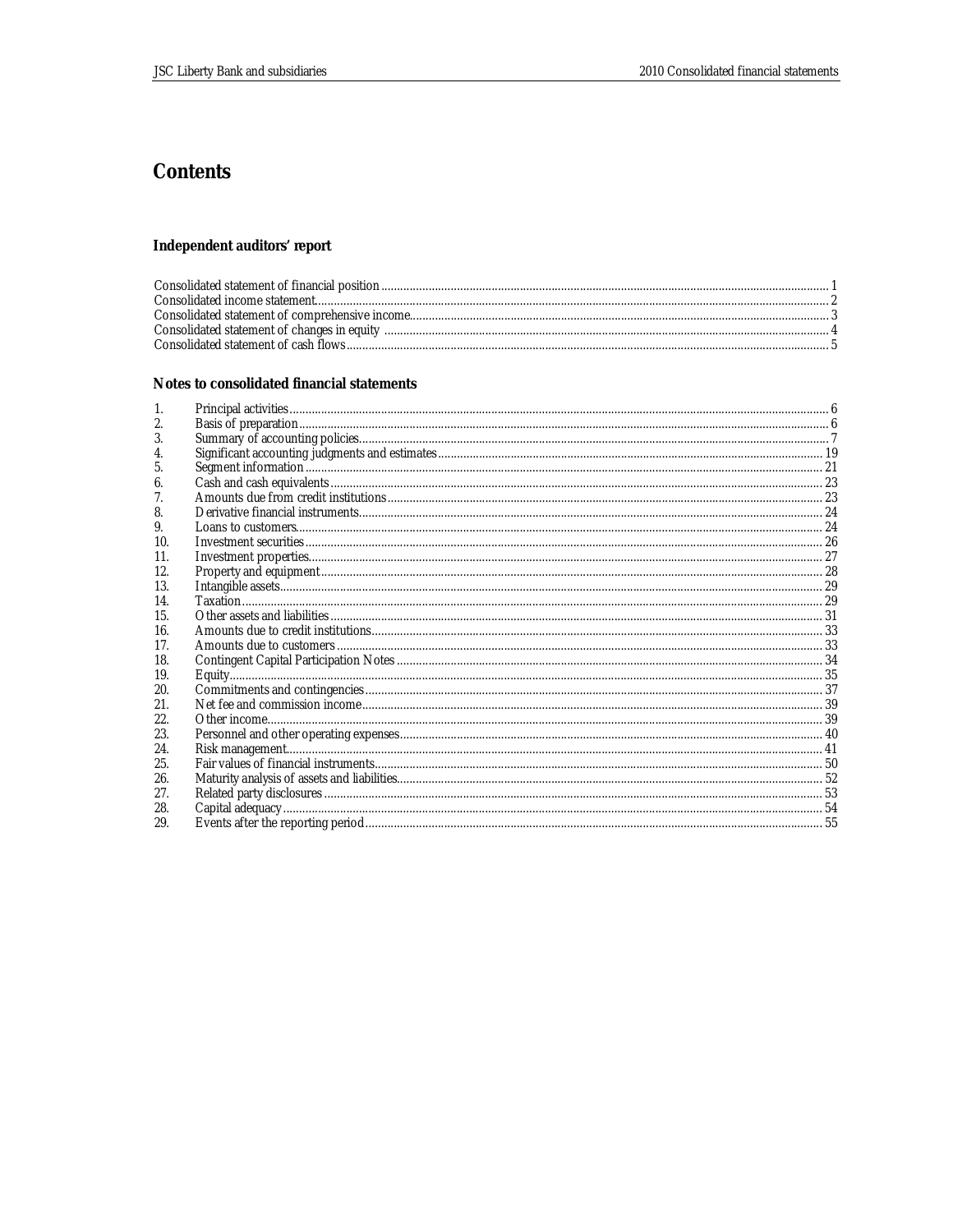# Contents

## Independent auditors' report

| | |
|---|---|
| Consolidated statement of financial position | 1 |
| Consolidated income statement | 2 |
| Consolidated statement of comprehensive income | 3 |
| Consolidated statement of changes in equity | 4 |
| Consolidated statement of cash flows | 5 |

## Notes to consolidated financial statements

| | | |
|---|---|---|
| 1. | Principal activities | 6 |
| 2. | Basis of preparation | 6 |
| 3. | Summary of accounting policies | 7 |
| 4. | Significant accounting judgments and estimates | 19 |
| 5. | Segment information | 21 |
| 6. | Cash and cash equivalents | 23 |
| 7. | Amounts due from credit institutions | 23 |
| 8. | Derivative financial instruments | 24 |
| 9. | Loans to customers | 24 |
| 10. | Investment securities | 26 |
| 11. | Investment properties | 27 |
| 12. | Property and equipment | 28 |
| 13. | Intangible assets | 29 |
| 14. | Taxation | 29 |
| 15. | Other assets and liabilities | 31 |
| 16. | Amounts due to credit institutions | 33 |
| 17. | Amounts due to customers | 33 |
| 18. | Contingent Capital Participation Notes | 34 |
| 19. | Equity | 35 |
| 20. | Commitments and contingencies | 37 |
| 21. | Net fee and commission income | 39 |
| 22. | Other income | 39 |
| 23. | Personnel and other operating expenses | 40 |
| 24. | Risk management | 41 |
| 25. | Fair values of financial instruments | 50 |
| 26. | Maturity analysis of assets and liabilities | 52 |
| 27. | Related party disclosures | 53 |
| 28. | Capital adequacy | 54 |
| 29. | Events after the reporting period | 55 |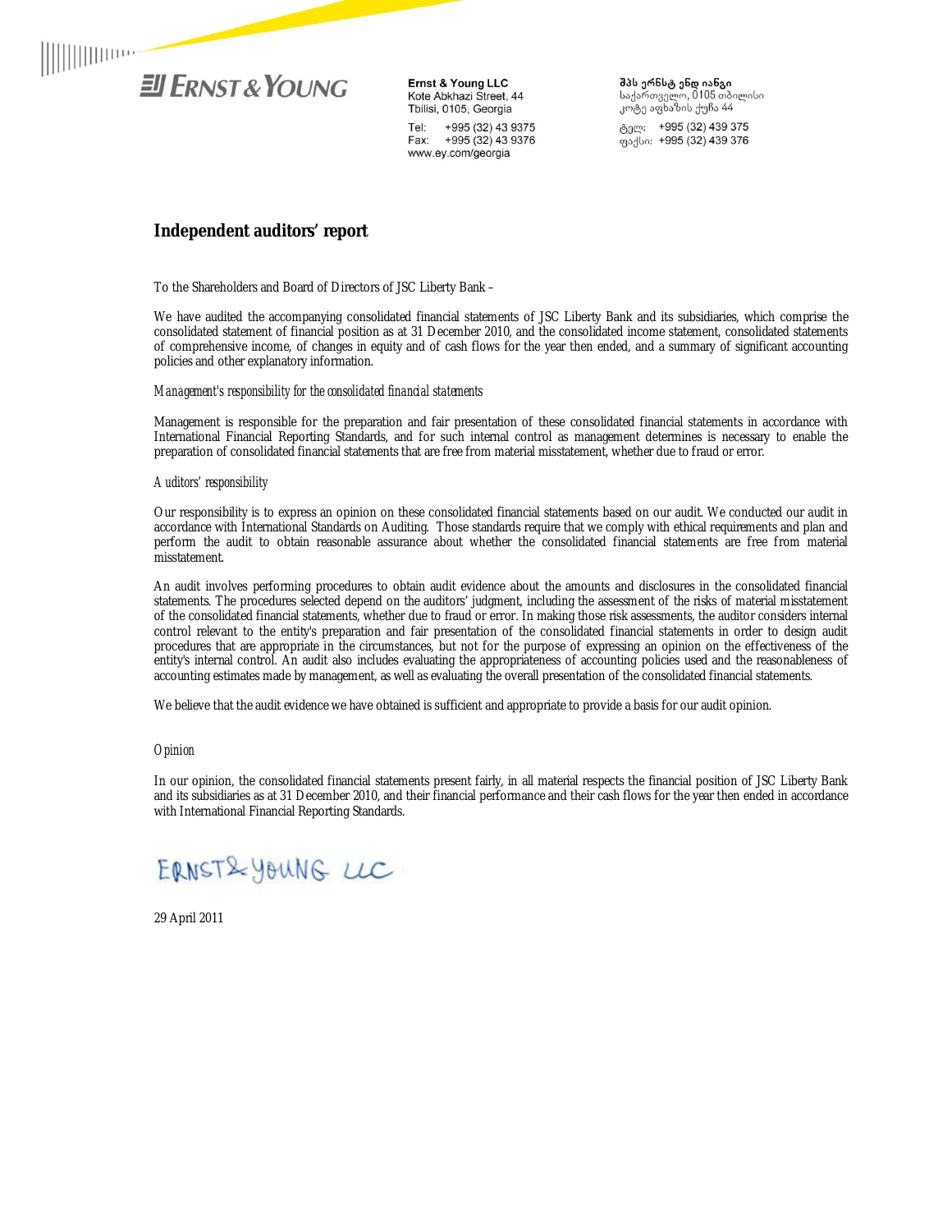Ernst & Young LLC
Kote Abkhazi Street, 44
Tbilisi, 0105, Georgia

Tel: +995 (32) 43 9375
Fax: +995 (32) 43 9376
www.ey.com/georgia

შპს ერნსტ ენდ იანგი
საქართველო, 0105 თბილისი
კოტე აფხაზის ქუჩა 44

ტელ: +995 (32) 439 375
ფაქსი: +995 (32) 439 376

## Independent auditors' report

To the Shareholders and Board of Directors of JSC Liberty Bank –

We have audited the accompanying consolidated financial statements of JSC Liberty Bank and its subsidiaries, which comprise the consolidated statement of financial position as at 31 December 2010, and the consolidated income statement, consolidated statements of comprehensive income, of changes in equity and of cash flows for the year then ended, and a summary of significant accounting policies and other explanatory information.

*Management's responsibility for the consolidated financial statements*

Management is responsible for the preparation and fair presentation of these consolidated financial statements in accordance with International Financial Reporting Standards, and for such internal control as management determines is necessary to enable the preparation of consolidated financial statements that are free from material misstatement, whether due to fraud or error.

*Auditors' responsibility*

Our responsibility is to express an opinion on these consolidated financial statements based on our audit. We conducted our audit in accordance with International Standards on Auditing. Those standards require that we comply with ethical requirements and plan and perform the audit to obtain reasonable assurance about whether the consolidated financial statements are free from material misstatement.

An audit involves performing procedures to obtain audit evidence about the amounts and disclosures in the consolidated financial statements. The procedures selected depend on the auditors' judgment, including the assessment of the risks of material misstatement of the consolidated financial statements, whether due to fraud or error. In making those risk assessments, the auditor considers internal control relevant to the entity's preparation and fair presentation of the consolidated financial statements in order to design audit procedures that are appropriate in the circumstances, but not for the purpose of expressing an opinion on the effectiveness of the entity's internal control. An audit also includes evaluating the appropriateness of accounting policies used and the reasonableness of accounting estimates made by management, as well as evaluating the overall presentation of the consolidated financial statements.

We believe that the audit evidence we have obtained is sufficient and appropriate to provide a basis for our audit opinion.

*Opinion*

In our opinion, the consolidated financial statements present fairly, in all material respects the financial position of JSC Liberty Bank and its subsidiaries as at 31 December 2010, and their financial performance and their cash flows for the year then ended in accordance with International Financial Reporting Standards.

ERNST & YOUNG LLC

29 April 2011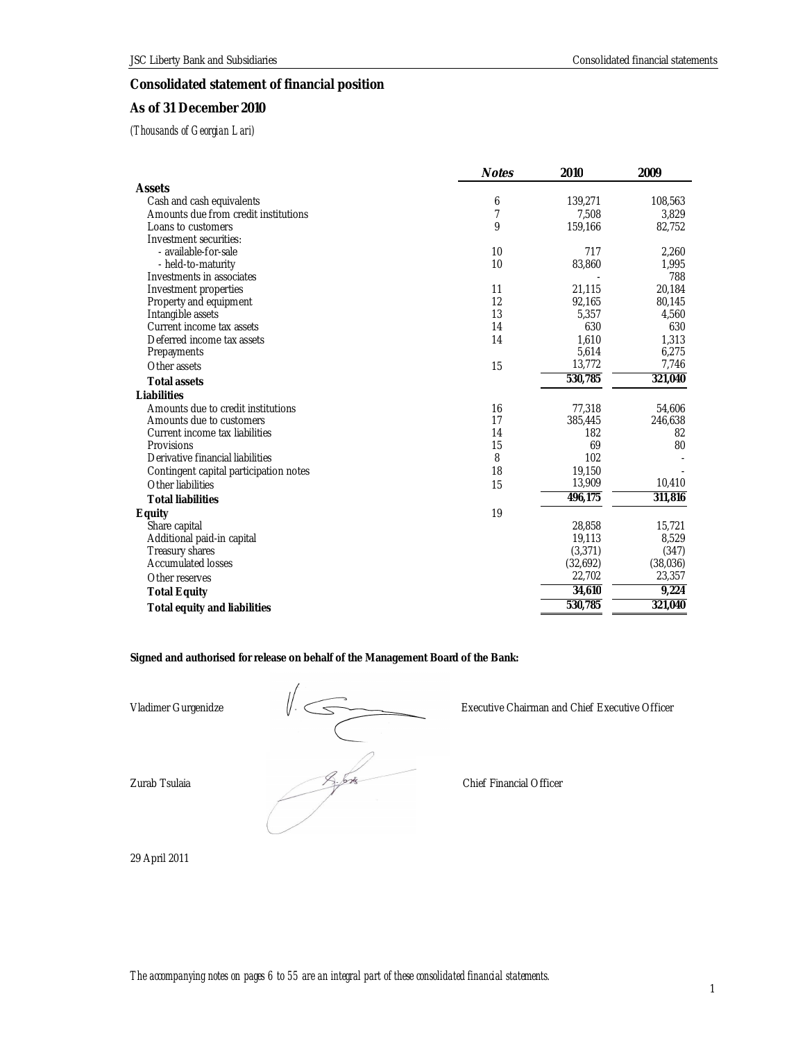# Consolidated statement of financial position

## As of 31 December 2010

*(Thousands of Georgian Lari)*

| | Notes | 2010 | 2009 |
|---|---|---|---|
| **Assets** | | | |
| Cash and cash equivalents | 6 | 139,271 | 108,563 |
| Amounts due from credit institutions | 7 | 7,508 | 3,829 |
| Loans to customers | 9 | 159,166 | 82,752 |
| Investment securities: | | | |
| - available-for-sale | 10 | 717 | 2,260 |
| - held-to-maturity | 10 | 83,860 | 1,995 |
| Investments in associates | | - | 788 |
| Investment properties | 11 | 21,115 | 20,184 |
| Property and equipment | 12 | 92,165 | 80,145 |
| Intangible assets | 13 | 5,357 | 4,560 |
| Current income tax assets | 14 | 630 | 630 |
| Deferred income tax assets | 14 | 1,610 | 1,313 |
| Prepayments | | 5,614 | 6,275 |
| Other assets | 15 | 13,772 | 7,746 |
| **Total assets** | | **530,785** | **321,040** |
| **Liabilities** | | | |
| Amounts due to credit institutions | 16 | 77,318 | 54,606 |
| Amounts due to customers | 17 | 385,445 | 246,638 |
| Current income tax liabilities | 14 | 182 | 82 |
| Provisions | 15 | 69 | 80 |
| Derivative financial liabilities | 8 | 102 | - |
| Contingent capital participation notes | 18 | 19,150 | - |
| Other liabilities | 15 | 13,909 | 10,410 |
| **Total liabilities** | | **496,175** | **311,816** |
| **Equity** | 19 | | |
| Share capital | | 28,858 | 15,721 |
| Additional paid-in capital | | 19,113 | 8,529 |
| Treasury shares | | (3,371) | (347) |
| Accumulated losses | | (32,692) | (38,036) |
| Other reserves | | 22,702 | 23,357 |
| **Total Equity** | | **34,610** | **9,224** |
| **Total equity and liabilities** | | **530,785** | **321,040** |

**Signed and authorised for release on behalf of the Management Board of the Bank:**

Vladimer Gurgenidze — Executive Chairman and Chief Executive Officer

Zurab Tsulaia — Chief Financial Officer

29 April 2011

*The accompanying notes on pages 6 to 55 are an integral part of these consolidated financial statements.*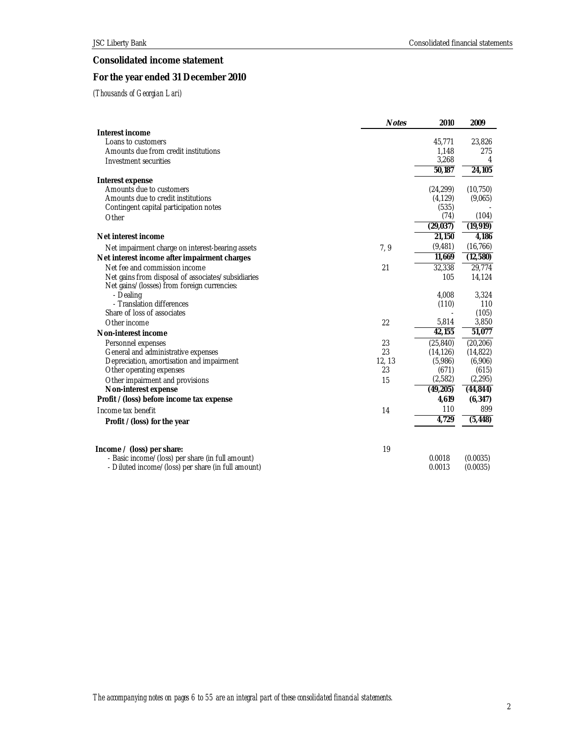## Consolidated income statement

## For the year ended 31 December 2010

*(Thousands of Georgian Lari)*

| | Notes | 2010 | 2009 |
|---|---|---|---|
| **Interest income** | | | |
| Loans to customers | | 45,771 | 23,826 |
| Amounts due from credit institutions | | 1,148 | 275 |
| Investment securities | | 3,268 | 4 |
| | | **50,187** | **24,105** |
| **Interest expense** | | | |
| Amounts due to customers | | (24,299) | (10,750) |
| Amounts due to credit institutions | | (4,129) | (9,065) |
| Contingent capital participation notes | | (535) | - |
| Other | | (74) | (104) |
| | | **(29,037)** | **(19,919)** |
| **Net interest income** | | **21,150** | **4,186** |
| Net impairment charge on interest-bearing assets | 7, 9 | (9,481) | (16,766) |
| **Net interest income after impairment charges** | | **11,669** | **(12,580)** |
| Net fee and commission income | 21 | 32,338 | 29,774 |
| Net gains from disposal of associates/subsidiaries | | 105 | 14,124 |
| Net gains/(losses) from foreign currencies: | | | |
| - Dealing | | 4,008 | 3,324 |
| - Translation differences | | (110) | 110 |
| Share of loss of associates | | - | (105) |
| Other income | 22 | 5,814 | 3,850 |
| **Non-interest income** | | **42,155** | **51,077** |
| Personnel expenses | 23 | (25,840) | (20,206) |
| General and administrative expenses | 23 | (14,126) | (14,822) |
| Depreciation, amortisation and impairment | 12, 13 | (5,986) | (6,906) |
| Other operating expenses | 23 | (671) | (615) |
| Other impairment and provisions | 15 | (2,582) | (2,295) |
| **Non-interest expense** | | **(49,205)** | **(44,844)** |
| **Profit / (loss) before income tax expense** | | **4,619** | **(6,347)** |
| Income tax benefit | 14 | 110 | 899 |
| **Profit / (loss) for the year** | | **4,729** | **(5,448)** |
| | | | |
| **Income / (loss) per share:** | 19 | | |
| - Basic income/(loss) per share (in full amount) | | 0.0018 | (0.0035) |
| - Diluted income/(loss) per share (in full amount) | | 0.0013 | (0.0035) |

*The accompanying notes on pages 6 to 55 are an integral part of these consolidated financial statements.*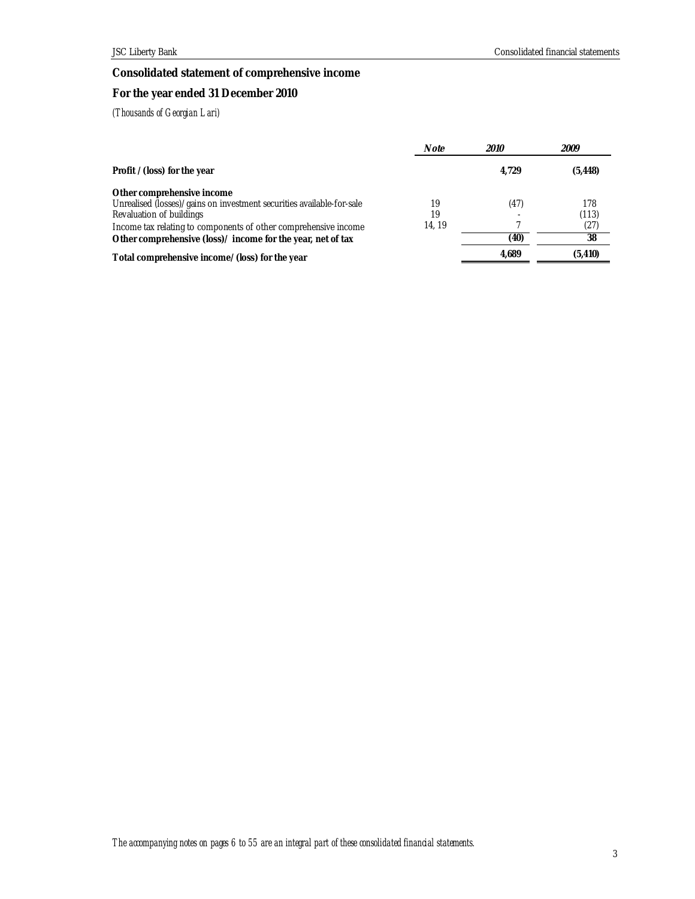# Consolidated statement of comprehensive income

## For the year ended 31 December 2010

*(Thousands of Georgian Lari)*

| | *Note* | *2010* | *2009* |
|---|---|---|---|
| **Profit / (loss) for the year** | | **4,729** | **(5,448)** |
| **Other comprehensive income** | | | |
| Unrealised (losses)/gains on investment securities available-for-sale | 19 | (47) | 178 |
| Revaluation of buildings | 19 | - | (113) |
| Income tax relating to components of other comprehensive income | 14, 19 | 7 | (27) |
| **Other comprehensive (loss)/ income for the year, net of tax** | | **(40)** | **38** |
| **Total comprehensive income/ (loss) for the year** | | **4,689** | **(5,410)** |

*The accompanying notes on pages 6 to 55 are an integral part of these consolidated financial statements.*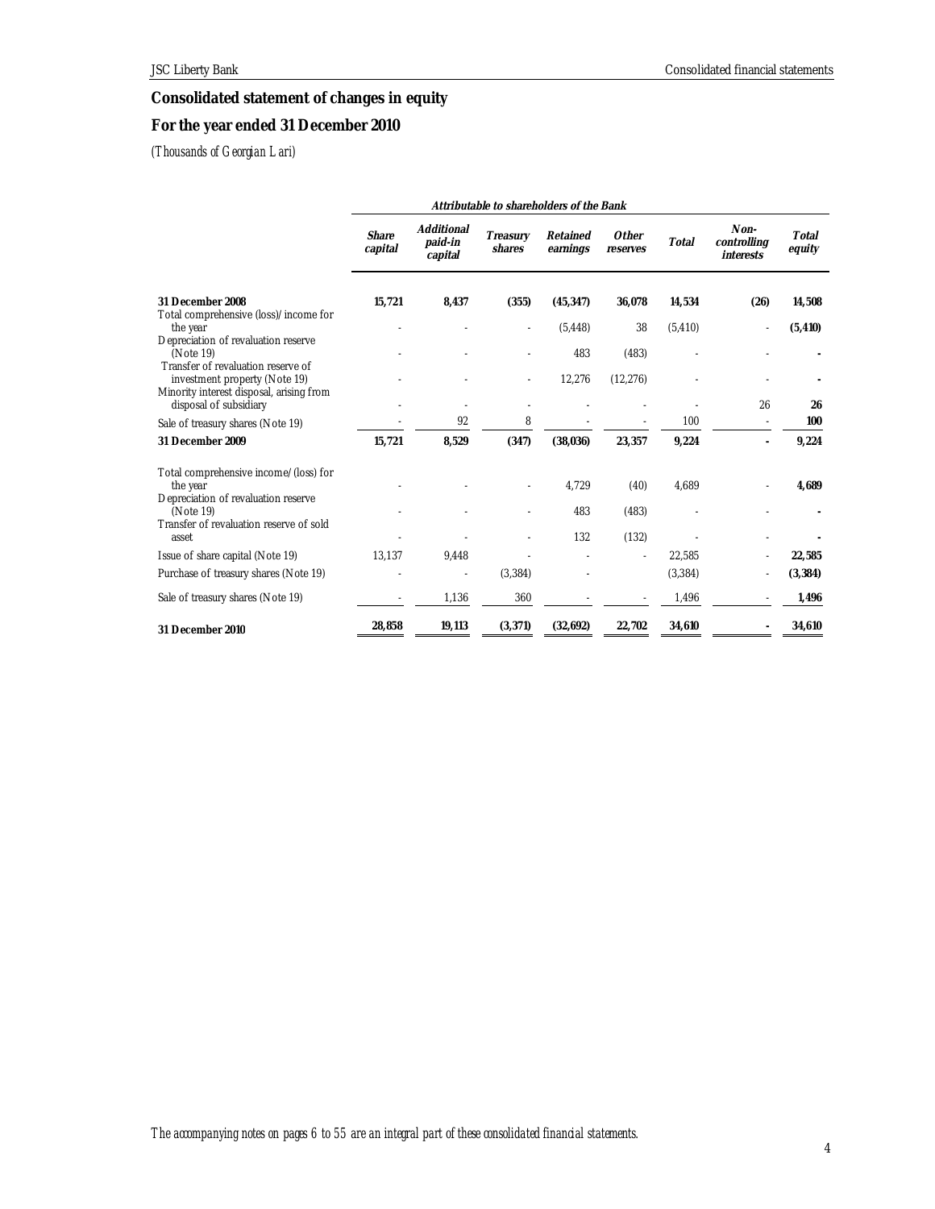# Consolidated statement of changes in equity

## For the year ended 31 December 2010

*(Thousands of Georgian Lari)*

| | Attributable to shareholders of the Bank | | | | | | | |
|---|---|---|---|---|---|---|---|---|
| | **Share capital** | **Additional paid-in capital** | **Treasury shares** | **Retained earnings** | **Other reserves** | **Total** | **Non-controlling interests** | **Total equity** |
| **31 December 2008** | **15,721** | **8,437** | **(355)** | **(45,347)** | **36,078** | **14,534** | **(26)** | **14,508** |
| Total comprehensive (loss)/income for the year | - | - | - | (5,448) | 38 | (5,410) | - | **(5,410)** |
| Depreciation of revaluation reserve (Note 19) | - | - | - | 483 | (483) | - | - | **-** |
| Transfer of revaluation reserve of investment property (Note 19) | - | - | - | 12,276 | (12,276) | - | - | **-** |
| Minority interest disposal, arising from disposal of subsidiary | - | - | - | - | - | - | 26 | **26** |
| Sale of treasury shares (Note 19) | - | 92 | 8 | - | - | 100 | - | **100** |
| **31 December 2009** | **15,721** | **8,529** | **(347)** | **(38,036)** | **23,357** | **9,224** | **-** | **9,224** |
| Total comprehensive income/(loss) for the year | - | - | - | 4,729 | (40) | 4,689 | - | **4,689** |
| Depreciation of revaluation reserve (Note 19) | - | - | - | 483 | (483) | - | - | **-** |
| Transfer of revaluation reserve of sold asset | - | - | - | 132 | (132) | - | - | **-** |
| Issue of share capital (Note 19) | 13,137 | 9,448 | - | - | - | 22,585 | - | **22,585** |
| Purchase of treasury shares (Note 19) | - | - | (3,384) | - | | (3,384) | - | **(3,384)** |
| Sale of treasury shares (Note 19) | - | 1,136 | 360 | - | - | 1,496 | - | **1,496** |
| **31 December 2010** | **28,858** | **19,113** | **(3,371)** | **(32,692)** | **22,702** | **34,610** | **-** | **34,610** |

*The accompanying notes on pages 6 to 55 are an integral part of these consolidated financial statements.*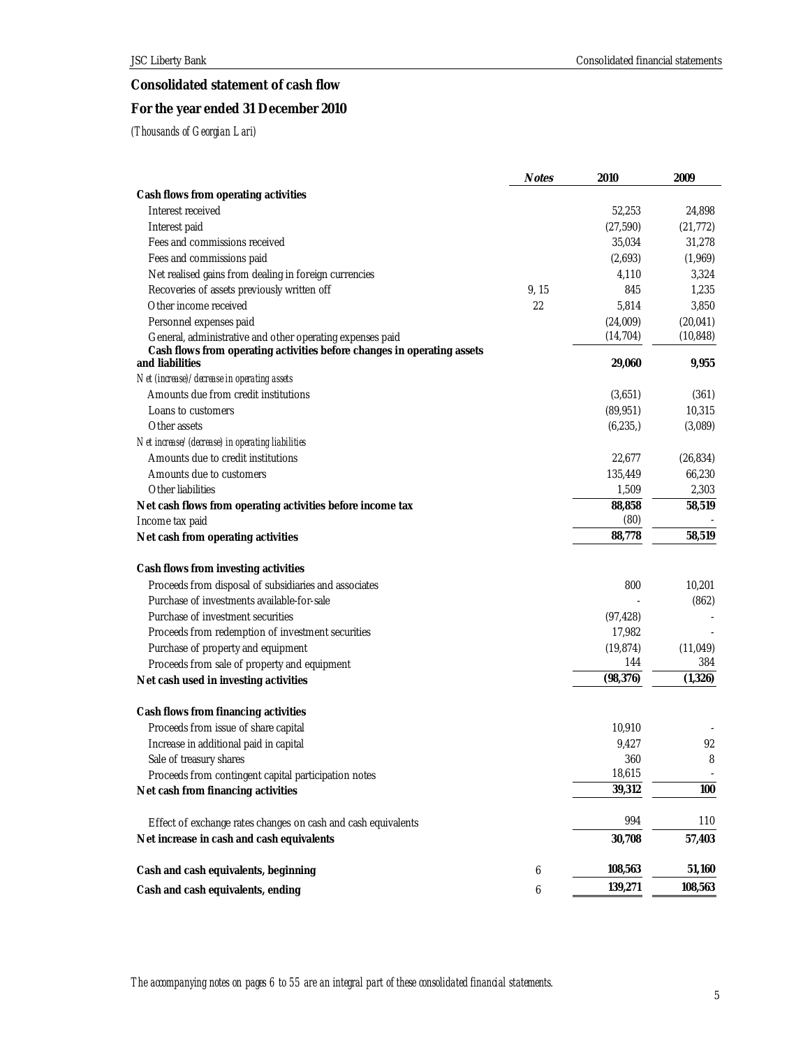## Consolidated statement of cash flow

## For the year ended 31 December 2010

*(Thousands of Georgian Lari)*

| | *Notes* | 2010 | 2009 |
|---|---|---|---|
| **Cash flows from operating activities** | | | |
| Interest received | | 52,253 | 24,898 |
| Interest paid | | (27,590) | (21,772) |
| Fees and commissions received | | 35,034 | 31,278 |
| Fees and commissions paid | | (2,693) | (1,969) |
| Net realised gains from dealing in foreign currencies | | 4,110 | 3,324 |
| Recoveries of assets previously written off | 9, 15 | 845 | 1,235 |
| Other income received | 22 | 5,814 | 3,850 |
| Personnel expenses paid | | (24,009) | (20,041) |
| General, administrative and other operating expenses paid | | (14,704) | (10,848) |
| **Cash flows from operating activities before changes in operating assets and liabilities** | | **29,060** | **9,955** |
| *Net (increase)/decrease in operating assets* | | | |
| Amounts due from credit institutions | | (3,651) | (361) |
| Loans to customers | | (89,951) | 10,315 |
| Other assets | | (6,235,) | (3,089) |
| *Net increase/(decrease) in operating liabilities* | | | |
| Amounts due to credit institutions | | 22,677 | (26,834) |
| Amounts due to customers | | 135,449 | 66,230 |
| Other liabilities | | 1,509 | 2,303 |
| **Net cash flows from operating activities before income tax** | | **88,858** | **58,519** |
| Income tax paid | | (80) | - |
| **Net cash from operating activities** | | **88,778** | **58,519** |
| | | | |
| **Cash flows from investing activities** | | | |
| Proceeds from disposal of subsidiaries and associates | | 800 | 10,201 |
| Purchase of investments available-for-sale | | - | (862) |
| Purchase of investment securities | | (97,428) | - |
| Proceeds from redemption of investment securities | | 17,982 | - |
| Purchase of property and equipment | | (19,874) | (11,049) |
| Proceeds from sale of property and equipment | | 144 | 384 |
| **Net cash used in investing activities** | | **(98,376)** | **(1,326)** |
| | | | |
| **Cash flows from financing activities** | | | |
| Proceeds from issue of share capital | | 10,910 | - |
| Increase in additional paid in capital | | 9,427 | 92 |
| Sale of treasury shares | | 360 | 8 |
| Proceeds from contingent capital participation notes | | 18,615 | - |
| **Net cash from financing activities** | | **39,312** | **100** |
| | | | |
| Effect of exchange rates changes on cash and cash equivalents | | 994 | 110 |
| **Net increase in cash and cash equivalents** | | **30,708** | **57,403** |
| | | | |
| **Cash and cash equivalents, beginning** | 6 | **108,563** | **51,160** |
| **Cash and cash equivalents, ending** | 6 | **139,271** | **108,563** |

*The accompanying notes on pages 6 to 55 are an integral part of these consolidated financial statements.*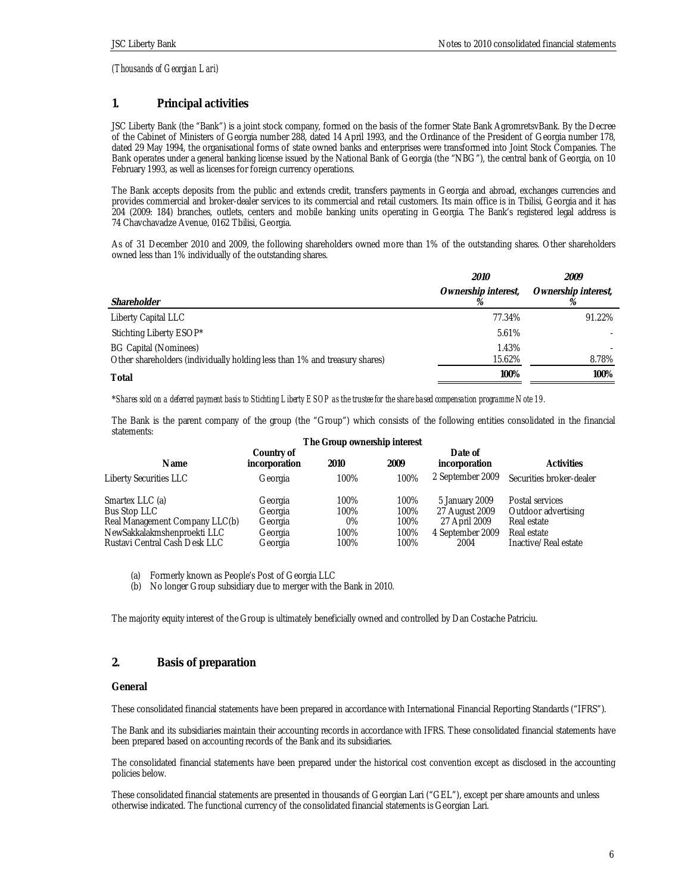*(Thousands of Georgian Lari)*

## 1. Principal activities

JSC Liberty Bank (the "Bank") is a joint stock company, formed on the basis of the former State Bank AgromretsvBank. By the Decree of the Cabinet of Ministers of Georgia number 288, dated 14 April 1993, and the Ordinance of the President of Georgia number 178, dated 29 May 1994, the organisational forms of state owned banks and enterprises were transformed into Joint Stock Companies. The Bank operates under a general banking license issued by the National Bank of Georgia (the "NBG"), the central bank of Georgia, on 10 February 1993, as well as licenses for foreign currency operations.

The Bank accepts deposits from the public and extends credit, transfers payments in Georgia and abroad, exchanges currencies and provides commercial and broker-dealer services to its commercial and retail customers. Its main office is in Tbilisi, Georgia and it has 204 (2009: 184) branches, outlets, centers and mobile banking units operating in Georgia. The Bank's registered legal address is 74 Chavchavadze Avenue, 0162 Tbilisi, Georgia.

As of 31 December 2010 and 2009, the following shareholders owned more than 1% of the outstanding shares. Other shareholders owned less than 1% individually of the outstanding shares.

| | ***2010*** | ***2009*** |
|---|---|---|
| ***Shareholder*** | ***Ownership interest, %*** | ***Ownership interest, %*** |
| Liberty Capital LLC | 77.34% | 91.22% |
| Stichting Liberty ESOP* | 5.61% | - |
| BG Capital (Nominees) | 1.43% | - |
| Other shareholders (individually holding less than 1% and treasury shares) | 15.62% | 8.78% |
| **Total** | **100%** | **100%** |

*\*Shares sold on a deferred payment basis to Stichting Liberty ESOP as the trustee for the share based compensation programme Note 19.*

The Bank is the parent company of the group (the "Group") which consists of the following entities consolidated in the financial statements:

| | | **The Group ownership interest** | | | |
|---|---|---|---|---|---|
| **Name** | **Country of incorporation** | **2010** | **2009** | **Date of incorporation** | **Activities** |
| Liberty Securities LLC | Georgia | 100% | 100% | 2 September 2009 | Securities broker-dealer |
| Smartex LLC (a) | Georgia | 100% | 100% | 5 January 2009 | Postal services |
| Bus Stop LLC | Georgia | 100% | 100% | 27 August 2009 | Outdoor advertising |
| Real Management Company LLC(b) | Georgia | 0% | 100% | 27 April 2009 | Real estate |
| NewSakkalakmshenproekti LLC | Georgia | 100% | 100% | 4 September 2009 | Real estate |
| Rustavi Central Cash Desk LLC | Georgia | 100% | 100% | 2004 | Inactive/Real estate |

(a) Formerly known as People's Post of Georgia LLC
(b) No longer Group subsidiary due to merger with the Bank in 2010.

The majority equity interest of the Group is ultimately beneficially owned and controlled by Dan Costache Patriciu.

## 2. Basis of preparation

### General

These consolidated financial statements have been prepared in accordance with International Financial Reporting Standards ("IFRS").

The Bank and its subsidiaries maintain their accounting records in accordance with IFRS. These consolidated financial statements have been prepared based on accounting records of the Bank and its subsidiaries.

The consolidated financial statements have been prepared under the historical cost convention except as disclosed in the accounting policies below.

These consolidated financial statements are presented in thousands of Georgian Lari ("GEL"), except per share amounts and unless otherwise indicated. The functional currency of the consolidated financial statements is Georgian Lari.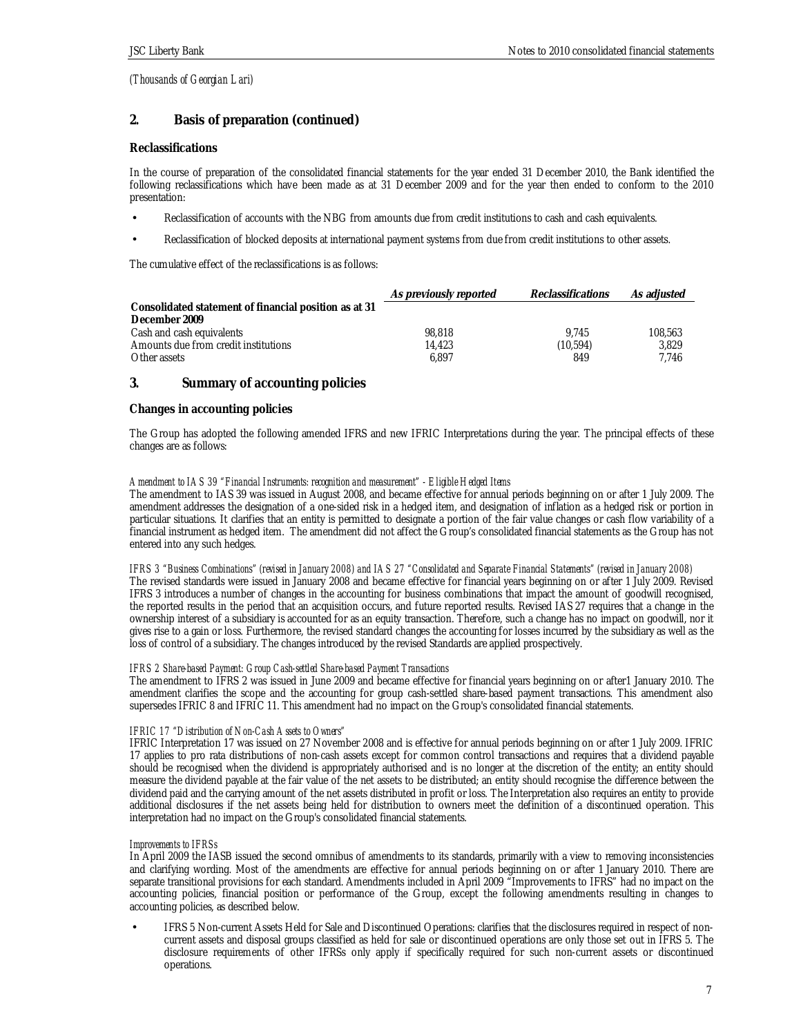*(Thousands of Georgian Lari)*

## 2. Basis of preparation (continued)

### Reclassifications

In the course of preparation of the consolidated financial statements for the year ended 31 December 2010, the Bank identified the following reclassifications which have been made as at 31 December 2009 and for the year then ended to conform to the 2010 presentation:

- Reclassification of accounts with the NBG from amounts due from credit institutions to cash and cash equivalents.
- Reclassification of blocked deposits at international payment systems from due from credit institutions to other assets.

The cumulative effect of the reclassifications is as follows:

| | *As previously reported* | *Reclassifications* | *As adjusted* |
|---|---|---|---|
| **Consolidated statement of financial position as at 31 December 2009** | | | |
| Cash and cash equivalents | 98,818 | 9,745 | 108,563 |
| Amounts due from credit institutions | 14,423 | (10,594) | 3,829 |
| Other assets | 6,897 | 849 | 7,746 |

## 3. Summary of accounting policies

### Changes in accounting policies

The Group has adopted the following amended IFRS and new IFRIC Interpretations during the year. The principal effects of these changes are as follows:

*Amendment to IAS 39 "Financial Instruments: recognition and measurement" - Eligible Hedged Items*
The amendment to IAS 39 was issued in August 2008, and became effective for annual periods beginning on or after 1 July 2009. The amendment addresses the designation of a one-sided risk in a hedged item, and designation of inflation as a hedged risk or portion in particular situations. It clarifies that an entity is permitted to designate a portion of the fair value changes or cash flow variability of a financial instrument as hedged item. The amendment did not affect the Group's consolidated financial statements as the Group has not entered into any such hedges.

*IFRS 3 "Business Combinations" (revised in January 2008) and IAS 27 "Consolidated and Separate Financial Statements" (revised in January 2008)*
The revised standards were issued in January 2008 and became effective for financial years beginning on or after 1 July 2009. Revised IFRS 3 introduces a number of changes in the accounting for business combinations that impact the amount of goodwill recognised, the reported results in the period that an acquisition occurs, and future reported results. Revised IAS 27 requires that a change in the ownership interest of a subsidiary is accounted for as an equity transaction. Therefore, such a change has no impact on goodwill, nor it gives rise to a gain or loss. Furthermore, the revised standard changes the accounting for losses incurred by the subsidiary as well as the loss of control of a subsidiary. The changes introduced by the revised Standards are applied prospectively.

*IFRS 2 Share-based Payment: Group Cash-settled Share-based Payment Transactions*
The amendment to IFRS 2 was issued in June 2009 and became effective for financial years beginning on or after1 January 2010. The amendment clarifies the scope and the accounting for group cash-settled share-based payment transactions. This amendment also supersedes IFRIC 8 and IFRIC 11. This amendment had no impact on the Group's consolidated financial statements.

*IFRIC 17 "Distribution of Non-Cash Assets to Owners"*
IFRIC Interpretation 17 was issued on 27 November 2008 and is effective for annual periods beginning on or after 1 July 2009. IFRIC 17 applies to pro rata distributions of non-cash assets except for common control transactions and requires that a dividend payable should be recognised when the dividend is appropriately authorised and is no longer at the discretion of the entity; an entity should measure the dividend payable at the fair value of the net assets to be distributed; an entity should recognise the difference between the dividend paid and the carrying amount of the net assets distributed in profit or loss. The Interpretation also requires an entity to provide additional disclosures if the net assets being held for distribution to owners meet the definition of a discontinued operation. This interpretation had no impact on the Group's consolidated financial statements.

*Improvements to IFRSs*
In April 2009 the IASB issued the second omnibus of amendments to its standards, primarily with a view to removing inconsistencies and clarifying wording. Most of the amendments are effective for annual periods beginning on or after 1 January 2010. There are separate transitional provisions for each standard. Amendments included in April 2009 "Improvements to IFRS" had no impact on the accounting policies, financial position or performance of the Group, except the following amendments resulting in changes to accounting policies, as described below.

- IFRS 5 Non-current Assets Held for Sale and Discontinued Operations: clarifies that the disclosures required in respect of non-current assets and disposal groups classified as held for sale or discontinued operations are only those set out in IFRS 5. The disclosure requirements of other IFRSs only apply if specifically required for such non-current assets or discontinued operations.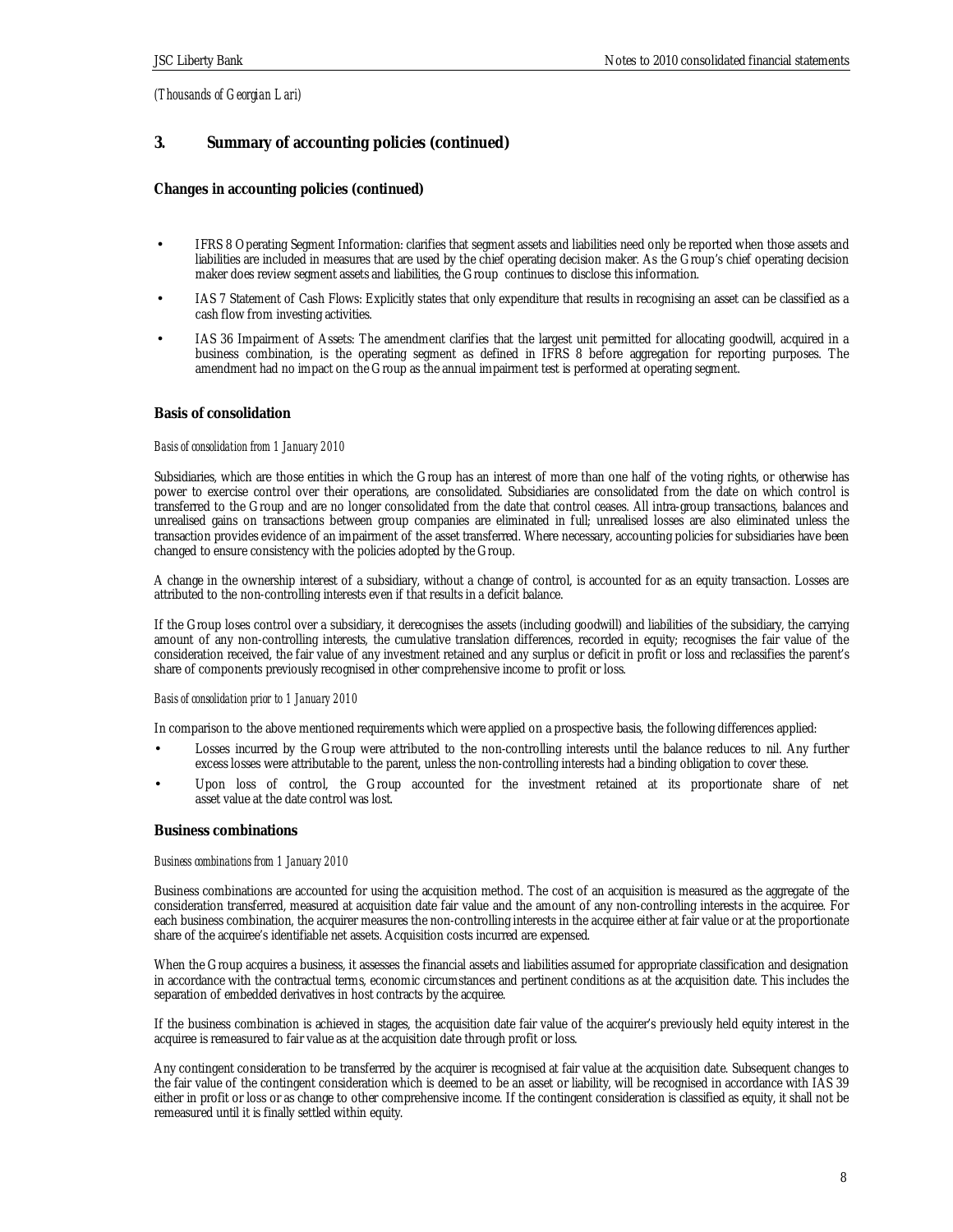*(Thousands of Georgian Lari)*

## 3. Summary of accounting policies (continued)

### Changes in accounting policies (continued)

- IFRS 8 Operating Segment Information: clarifies that segment assets and liabilities need only be reported when those assets and liabilities are included in measures that are used by the chief operating decision maker. As the Group's chief operating decision maker does review segment assets and liabilities, the Group continues to disclose this information.
- IAS 7 Statement of Cash Flows: Explicitly states that only expenditure that results in recognising an asset can be classified as a cash flow from investing activities.
- IAS 36 Impairment of Assets: The amendment clarifies that the largest unit permitted for allocating goodwill, acquired in a business combination, is the operating segment as defined in IFRS 8 before aggregation for reporting purposes. The amendment had no impact on the Group as the annual impairment test is performed at operating segment.

### Basis of consolidation

*Basis of consolidation from 1 January 2010*

Subsidiaries, which are those entities in which the Group has an interest of more than one half of the voting rights, or otherwise has power to exercise control over their operations, are consolidated. Subsidiaries are consolidated from the date on which control is transferred to the Group and are no longer consolidated from the date that control ceases. All intra-group transactions, balances and unrealised gains on transactions between group companies are eliminated in full; unrealised losses are also eliminated unless the transaction provides evidence of an impairment of the asset transferred. Where necessary, accounting policies for subsidiaries have been changed to ensure consistency with the policies adopted by the Group.

A change in the ownership interest of a subsidiary, without a change of control, is accounted for as an equity transaction. Losses are attributed to the non-controlling interests even if that results in a deficit balance.

If the Group loses control over a subsidiary, it derecognises the assets (including goodwill) and liabilities of the subsidiary, the carrying amount of any non-controlling interests, the cumulative translation differences, recorded in equity; recognises the fair value of the consideration received, the fair value of any investment retained and any surplus or deficit in profit or loss and reclassifies the parent's share of components previously recognised in other comprehensive income to profit or loss.

*Basis of consolidation prior to 1 January 2010*

In comparison to the above mentioned requirements which were applied on a prospective basis, the following differences applied:

- Losses incurred by the Group were attributed to the non-controlling interests until the balance reduces to nil. Any further excess losses were attributable to the parent, unless the non-controlling interests had a binding obligation to cover these.
- Upon loss of control, the Group accounted for the investment retained at its proportionate share of net asset value at the date control was lost.

### Business combinations

*Business combinations from 1 January 2010*

Business combinations are accounted for using the acquisition method. The cost of an acquisition is measured as the aggregate of the consideration transferred, measured at acquisition date fair value and the amount of any non-controlling interests in the acquiree. For each business combination, the acquirer measures the non-controlling interests in the acquiree either at fair value or at the proportionate share of the acquiree's identifiable net assets. Acquisition costs incurred are expensed.

When the Group acquires a business, it assesses the financial assets and liabilities assumed for appropriate classification and designation in accordance with the contractual terms, economic circumstances and pertinent conditions as at the acquisition date. This includes the separation of embedded derivatives in host contracts by the acquiree.

If the business combination is achieved in stages, the acquisition date fair value of the acquirer's previously held equity interest in the acquiree is remeasured to fair value as at the acquisition date through profit or loss.

Any contingent consideration to be transferred by the acquirer is recognised at fair value at the acquisition date. Subsequent changes to the fair value of the contingent consideration which is deemed to be an asset or liability, will be recognised in accordance with IAS 39 either in profit or loss or as change to other comprehensive income. If the contingent consideration is classified as equity, it shall not be remeasured until it is finally settled within equity.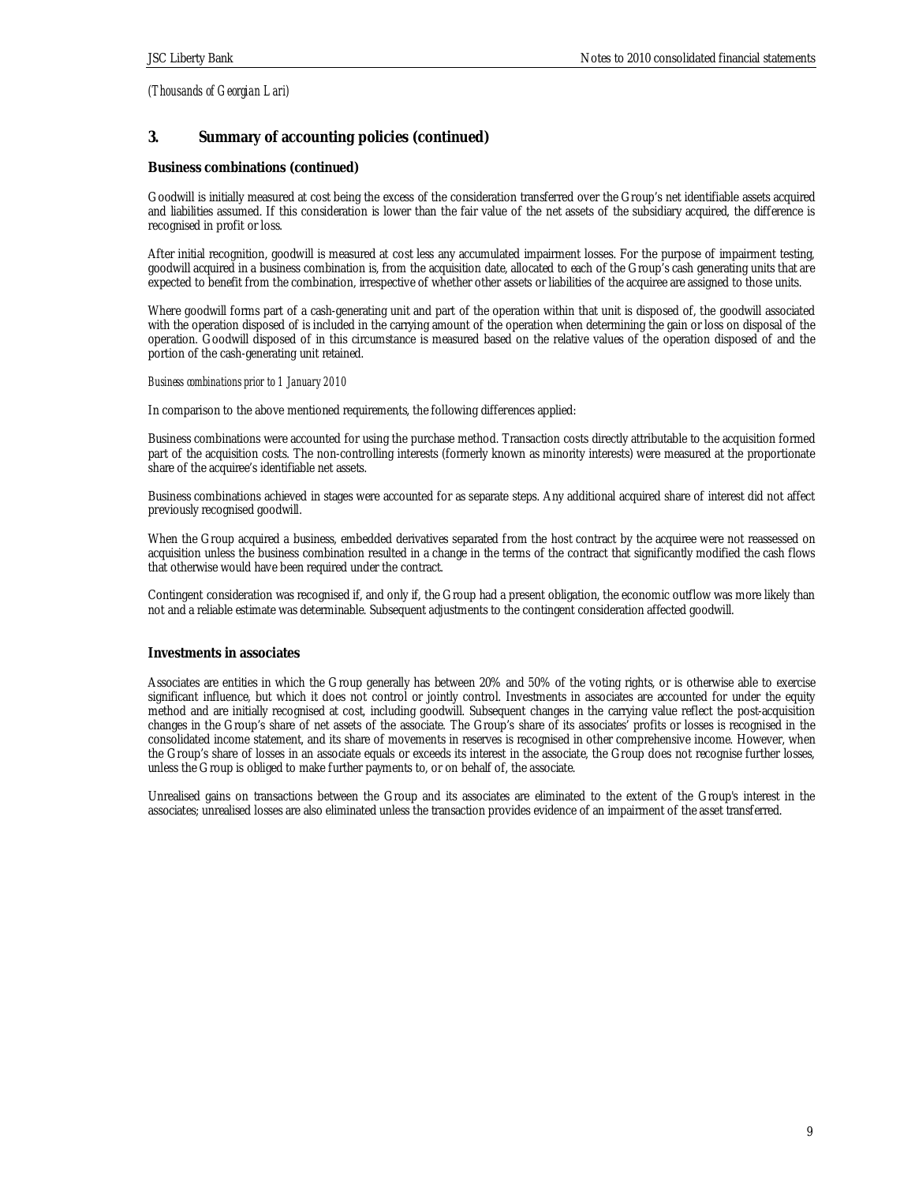*(Thousands of Georgian Lari)*

## 3. Summary of accounting policies (continued)

### Business combinations (continued)

Goodwill is initially measured at cost being the excess of the consideration transferred over the Group's net identifiable assets acquired and liabilities assumed. If this consideration is lower than the fair value of the net assets of the subsidiary acquired, the difference is recognised in profit or loss.

After initial recognition, goodwill is measured at cost less any accumulated impairment losses. For the purpose of impairment testing, goodwill acquired in a business combination is, from the acquisition date, allocated to each of the Group's cash generating units that are expected to benefit from the combination, irrespective of whether other assets or liabilities of the acquiree are assigned to those units.

Where goodwill forms part of a cash-generating unit and part of the operation within that unit is disposed of, the goodwill associated with the operation disposed of is included in the carrying amount of the operation when determining the gain or loss on disposal of the operation. Goodwill disposed of in this circumstance is measured based on the relative values of the operation disposed of and the portion of the cash-generating unit retained.

*Business combinations prior to 1 January 2010*

In comparison to the above mentioned requirements, the following differences applied:

Business combinations were accounted for using the purchase method. Transaction costs directly attributable to the acquisition formed part of the acquisition costs. The non-controlling interests (formerly known as minority interests) were measured at the proportionate share of the acquiree's identifiable net assets.

Business combinations achieved in stages were accounted for as separate steps. Any additional acquired share of interest did not affect previously recognised goodwill.

When the Group acquired a business, embedded derivatives separated from the host contract by the acquiree were not reassessed on acquisition unless the business combination resulted in a change in the terms of the contract that significantly modified the cash flows that otherwise would have been required under the contract.

Contingent consideration was recognised if, and only if, the Group had a present obligation, the economic outflow was more likely than not and a reliable estimate was determinable. Subsequent adjustments to the contingent consideration affected goodwill.

### Investments in associates

Associates are entities in which the Group generally has between 20% and 50% of the voting rights, or is otherwise able to exercise significant influence, but which it does not control or jointly control. Investments in associates are accounted for under the equity method and are initially recognised at cost, including goodwill. Subsequent changes in the carrying value reflect the post-acquisition changes in the Group's share of net assets of the associate. The Group's share of its associates' profits or losses is recognised in the consolidated income statement, and its share of movements in reserves is recognised in other comprehensive income. However, when the Group's share of losses in an associate equals or exceeds its interest in the associate, the Group does not recognise further losses, unless the Group is obliged to make further payments to, or on behalf of, the associate.

Unrealised gains on transactions between the Group and its associates are eliminated to the extent of the Group's interest in the associates; unrealised losses are also eliminated unless the transaction provides evidence of an impairment of the asset transferred.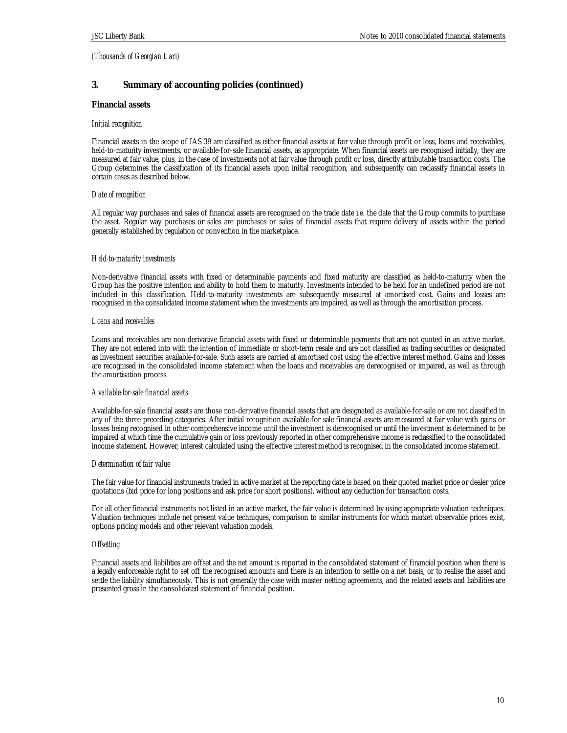*(Thousands of Georgian Lari)*

## 3. Summary of accounting policies (continued)

### Financial assets

*Initial recognition*

Financial assets in the scope of IAS 39 are classified as either financial assets at fair value through profit or loss, loans and receivables, held-to-maturity investments, or available-for-sale financial assets, as appropriate. When financial assets are recognised initially, they are measured at fair value, plus, in the case of investments not at fair value through profit or loss, directly attributable transaction costs. The Group determines the classification of its financial assets upon initial recognition, and subsequently can reclassify financial assets in certain cases as described below.

*Date of recognition*

All regular way purchases and sales of financial assets are recognised on the trade date i.e. the date that the Group commits to purchase the asset. Regular way purchases or sales are purchases or sales of financial assets that require delivery of assets within the period generally established by regulation or convention in the marketplace.

*Held-to-maturity investments*

Non-derivative financial assets with fixed or determinable payments and fixed maturity are classified as held-to-maturity when the Group has the positive intention and ability to hold them to maturity. Investments intended to be held for an undefined period are not included in this classification. Held-to-maturity investments are subsequently measured at amortised cost. Gains and losses are recognised in the consolidated income statement when the investments are impaired, as well as through the amortisation process.

*Loans and receivables*

Loans and receivables are non-derivative financial assets with fixed or determinable payments that are not quoted in an active market. They are not entered into with the intention of immediate or short-term resale and are not classified as trading securities or designated as investment securities available-for-sale. Such assets are carried at amortised cost using the effective interest method. Gains and losses are recognised in the consolidated income statement when the loans and receivables are derecognised or impaired, as well as through the amortisation process.

*Available-for-sale financial assets*

Available-for-sale financial assets are those non-derivative financial assets that are designated as available-for-sale or are not classified in any of the three preceding categories. After initial recognition available-for sale financial assets are measured at fair value with gains or losses being recognised in other comprehensive income until the investment is derecognised or until the investment is determined to be impaired at which time the cumulative gain or loss previously reported in other comprehensive income is reclassified to the consolidated income statement. However, interest calculated using the effective interest method is recognised in the consolidated income statement.

*Determination of fair value*

The fair value for financial instruments traded in active market at the reporting date is based on their quoted market price or dealer price quotations (bid price for long positions and ask price for short positions), without any deduction for transaction costs.

For all other financial instruments not listed in an active market, the fair value is determined by using appropriate valuation techniques. Valuation techniques include net present value techniques, comparison to similar instruments for which market observable prices exist, options pricing models and other relevant valuation models.

*Offsetting*

Financial assets and liabilities are offset and the net amount is reported in the consolidated statement of financial position when there is a legally enforceable right to set off the recognised amounts and there is an intention to settle on a net basis, or to realise the asset and settle the liability simultaneously. This is not generally the case with master netting agreements, and the related assets and liabilities are presented gross in the consolidated statement of financial position.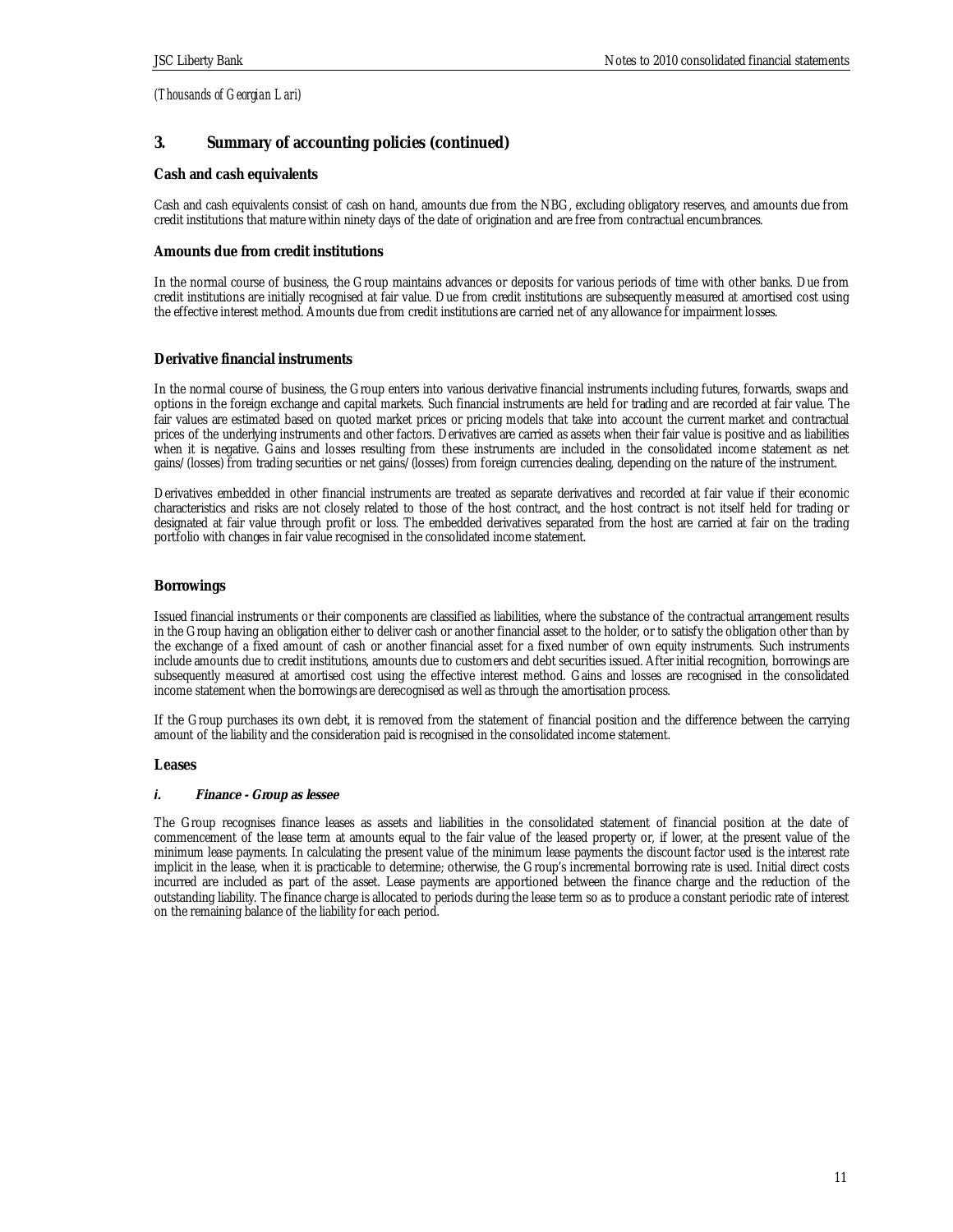*(Thousands of Georgian Lari)*

## 3. Summary of accounting policies (continued)

### Cash and cash equivalents

Cash and cash equivalents consist of cash on hand, amounts due from the NBG, excluding obligatory reserves, and amounts due from credit institutions that mature within ninety days of the date of origination and are free from contractual encumbrances.

### Amounts due from credit institutions

In the normal course of business, the Group maintains advances or deposits for various periods of time with other banks. Due from credit institutions are initially recognised at fair value. Due from credit institutions are subsequently measured at amortised cost using the effective interest method. Amounts due from credit institutions are carried net of any allowance for impairment losses.

### Derivative financial instruments

In the normal course of business, the Group enters into various derivative financial instruments including futures, forwards, swaps and options in the foreign exchange and capital markets. Such financial instruments are held for trading and are recorded at fair value. The fair values are estimated based on quoted market prices or pricing models that take into account the current market and contractual prices of the underlying instruments and other factors. Derivatives are carried as assets when their fair value is positive and as liabilities when it is negative. Gains and losses resulting from these instruments are included in the consolidated income statement as net gains/(losses) from trading securities or net gains/(losses) from foreign currencies dealing, depending on the nature of the instrument.

Derivatives embedded in other financial instruments are treated as separate derivatives and recorded at fair value if their economic characteristics and risks are not closely related to those of the host contract, and the host contract is not itself held for trading or designated at fair value through profit or loss. The embedded derivatives separated from the host are carried at fair on the trading portfolio with changes in fair value recognised in the consolidated income statement.

### Borrowings

Issued financial instruments or their components are classified as liabilities, where the substance of the contractual arrangement results in the Group having an obligation either to deliver cash or another financial asset to the holder, or to satisfy the obligation other than by the exchange of a fixed amount of cash or another financial asset for a fixed number of own equity instruments. Such instruments include amounts due to credit institutions, amounts due to customers and debt securities issued. After initial recognition, borrowings are subsequently measured at amortised cost using the effective interest method. Gains and losses are recognised in the consolidated income statement when the borrowings are derecognised as well as through the amortisation process.

If the Group purchases its own debt, it is removed from the statement of financial position and the difference between the carrying amount of the liability and the consideration paid is recognised in the consolidated income statement.

### Leases

#### *i. Finance - Group as lessee*

The Group recognises finance leases as assets and liabilities in the consolidated statement of financial position at the date of commencement of the lease term at amounts equal to the fair value of the leased property or, if lower, at the present value of the minimum lease payments. In calculating the present value of the minimum lease payments the discount factor used is the interest rate implicit in the lease, when it is practicable to determine; otherwise, the Group's incremental borrowing rate is used. Initial direct costs incurred are included as part of the asset. Lease payments are apportioned between the finance charge and the reduction of the outstanding liability. The finance charge is allocated to periods during the lease term so as to produce a constant periodic rate of interest on the remaining balance of the liability for each period.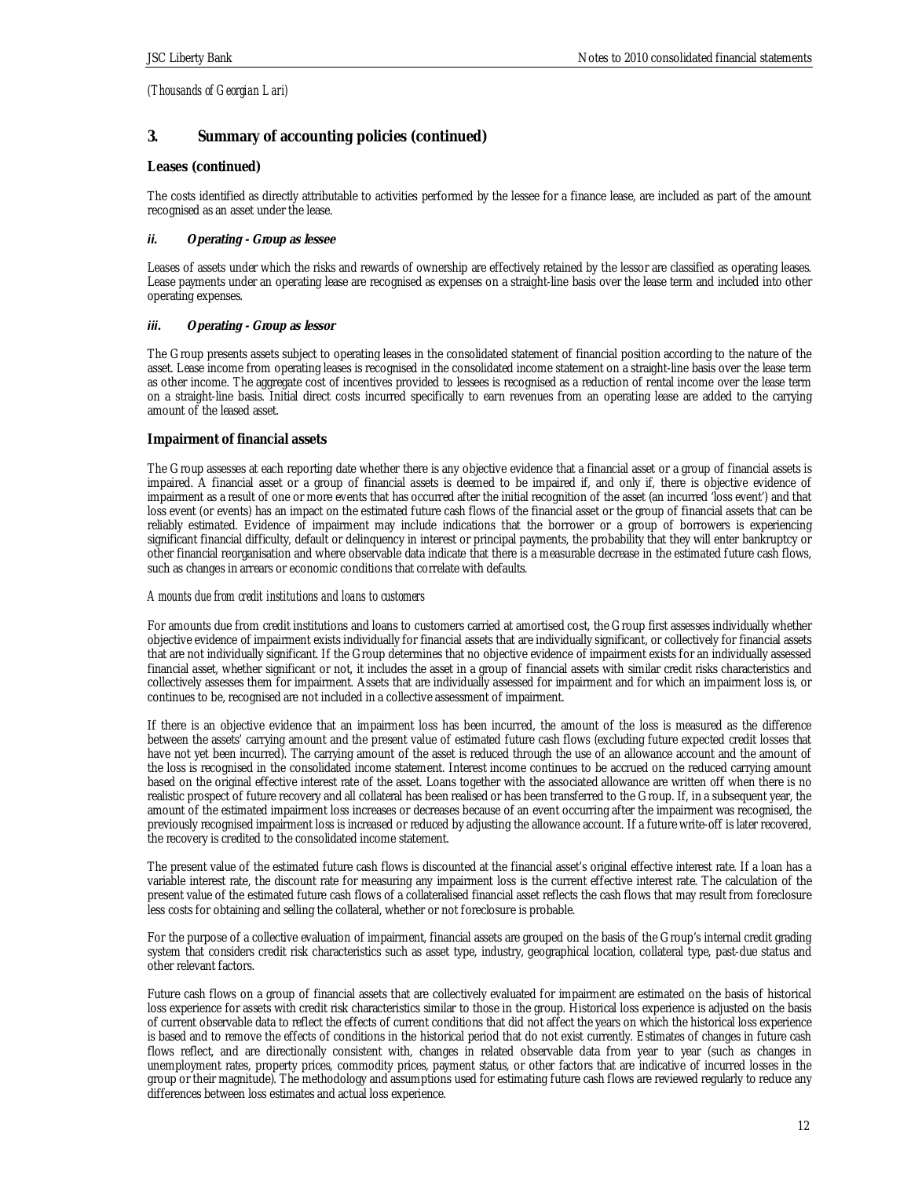*(Thousands of Georgian Lari)*

## 3. Summary of accounting policies (continued)

### Leases (continued)

The costs identified as directly attributable to activities performed by the lessee for a finance lease, are included as part of the amount recognised as an asset under the lease.

#### *ii. Operating - Group as lessee*

Leases of assets under which the risks and rewards of ownership are effectively retained by the lessor are classified as operating leases. Lease payments under an operating lease are recognised as expenses on a straight-line basis over the lease term and included into other operating expenses.

#### *iii. Operating - Group as lessor*

The Group presents assets subject to operating leases in the consolidated statement of financial position according to the nature of the asset. Lease income from operating leases is recognised in the consolidated income statement on a straight-line basis over the lease term as other income. The aggregate cost of incentives provided to lessees is recognised as a reduction of rental income over the lease term on a straight-line basis. Initial direct costs incurred specifically to earn revenues from an operating lease are added to the carrying amount of the leased asset.

### Impairment of financial assets

The Group assesses at each reporting date whether there is any objective evidence that a financial asset or a group of financial assets is impaired. A financial asset or a group of financial assets is deemed to be impaired if, and only if, there is objective evidence of impairment as a result of one or more events that has occurred after the initial recognition of the asset (an incurred 'loss event') and that loss event (or events) has an impact on the estimated future cash flows of the financial asset or the group of financial assets that can be reliably estimated. Evidence of impairment may include indications that the borrower or a group of borrowers is experiencing significant financial difficulty, default or delinquency in interest or principal payments, the probability that they will enter bankruptcy or other financial reorganisation and where observable data indicate that there is a measurable decrease in the estimated future cash flows, such as changes in arrears or economic conditions that correlate with defaults.

*Amounts due from credit institutions and loans to customers*

For amounts due from credit institutions and loans to customers carried at amortised cost, the Group first assesses individually whether objective evidence of impairment exists individually for financial assets that are individually significant, or collectively for financial assets that are not individually significant. If the Group determines that no objective evidence of impairment exists for an individually assessed financial asset, whether significant or not, it includes the asset in a group of financial assets with similar credit risks characteristics and collectively assesses them for impairment. Assets that are individually assessed for impairment and for which an impairment loss is, or continues to be, recognised are not included in a collective assessment of impairment.

If there is an objective evidence that an impairment loss has been incurred, the amount of the loss is measured as the difference between the assets' carrying amount and the present value of estimated future cash flows (excluding future expected credit losses that have not yet been incurred). The carrying amount of the asset is reduced through the use of an allowance account and the amount of the loss is recognised in the consolidated income statement. Interest income continues to be accrued on the reduced carrying amount based on the original effective interest rate of the asset. Loans together with the associated allowance are written off when there is no realistic prospect of future recovery and all collateral has been realised or has been transferred to the Group. If, in a subsequent year, the amount of the estimated impairment loss increases or decreases because of an event occurring after the impairment was recognised, the previously recognised impairment loss is increased or reduced by adjusting the allowance account. If a future write-off is later recovered, the recovery is credited to the consolidated income statement.

The present value of the estimated future cash flows is discounted at the financial asset's original effective interest rate. If a loan has a variable interest rate, the discount rate for measuring any impairment loss is the current effective interest rate. The calculation of the present value of the estimated future cash flows of a collateralised financial asset reflects the cash flows that may result from foreclosure less costs for obtaining and selling the collateral, whether or not foreclosure is probable.

For the purpose of a collective evaluation of impairment, financial assets are grouped on the basis of the Group's internal credit grading system that considers credit risk characteristics such as asset type, industry, geographical location, collateral type, past-due status and other relevant factors.

Future cash flows on a group of financial assets that are collectively evaluated for impairment are estimated on the basis of historical loss experience for assets with credit risk characteristics similar to those in the group. Historical loss experience is adjusted on the basis of current observable data to reflect the effects of current conditions that did not affect the years on which the historical loss experience is based and to remove the effects of conditions in the historical period that do not exist currently. Estimates of changes in future cash flows reflect, and are directionally consistent with, changes in related observable data from year to year (such as changes in unemployment rates, property prices, commodity prices, payment status, or other factors that are indicative of incurred losses in the group or their magnitude). The methodology and assumptions used for estimating future cash flows are reviewed regularly to reduce any differences between loss estimates and actual loss experience.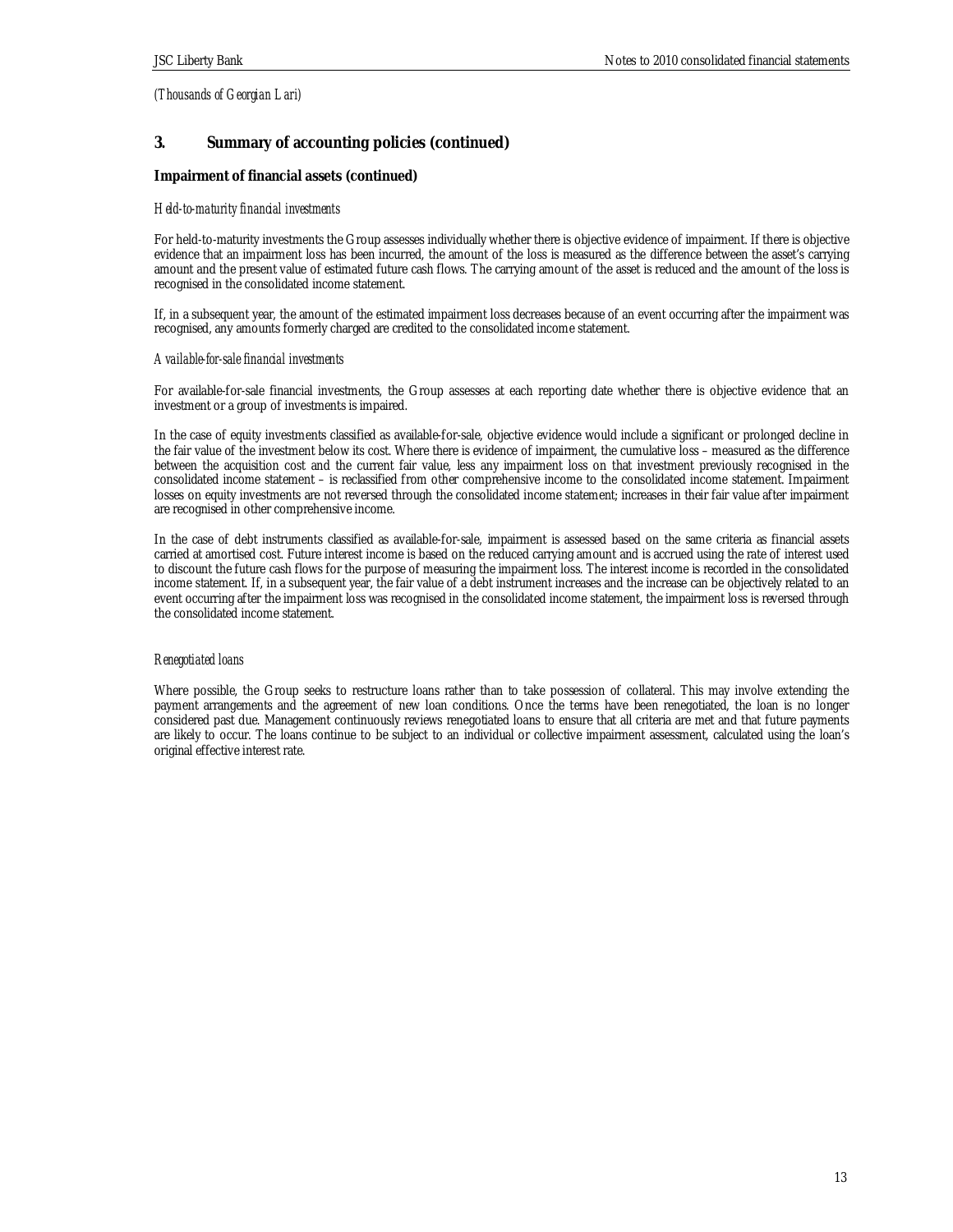*(Thousands of Georgian Lari)*

## 3. Summary of accounting policies (continued)

### Impairment of financial assets (continued)

*Held-to-maturity financial investments*

For held-to-maturity investments the Group assesses individually whether there is objective evidence of impairment. If there is objective evidence that an impairment loss has been incurred, the amount of the loss is measured as the difference between the asset's carrying amount and the present value of estimated future cash flows. The carrying amount of the asset is reduced and the amount of the loss is recognised in the consolidated income statement.

If, in a subsequent year, the amount of the estimated impairment loss decreases because of an event occurring after the impairment was recognised, any amounts formerly charged are credited to the consolidated income statement.

*Available-for-sale financial investments*

For available-for-sale financial investments, the Group assesses at each reporting date whether there is objective evidence that an investment or a group of investments is impaired.

In the case of equity investments classified as available-for-sale, objective evidence would include a significant or prolonged decline in the fair value of the investment below its cost. Where there is evidence of impairment, the cumulative loss – measured as the difference between the acquisition cost and the current fair value, less any impairment loss on that investment previously recognised in the consolidated income statement – is reclassified from other comprehensive income to the consolidated income statement. Impairment losses on equity investments are not reversed through the consolidated income statement; increases in their fair value after impairment are recognised in other comprehensive income.

In the case of debt instruments classified as available-for-sale, impairment is assessed based on the same criteria as financial assets carried at amortised cost. Future interest income is based on the reduced carrying amount and is accrued using the rate of interest used to discount the future cash flows for the purpose of measuring the impairment loss. The interest income is recorded in the consolidated income statement. If, in a subsequent year, the fair value of a debt instrument increases and the increase can be objectively related to an event occurring after the impairment loss was recognised in the consolidated income statement, the impairment loss is reversed through the consolidated income statement.

*Renegotiated loans*

Where possible, the Group seeks to restructure loans rather than to take possession of collateral. This may involve extending the payment arrangements and the agreement of new loan conditions. Once the terms have been renegotiated, the loan is no longer considered past due. Management continuously reviews renegotiated loans to ensure that all criteria are met and that future payments are likely to occur. The loans continue to be subject to an individual or collective impairment assessment, calculated using the loan's original effective interest rate.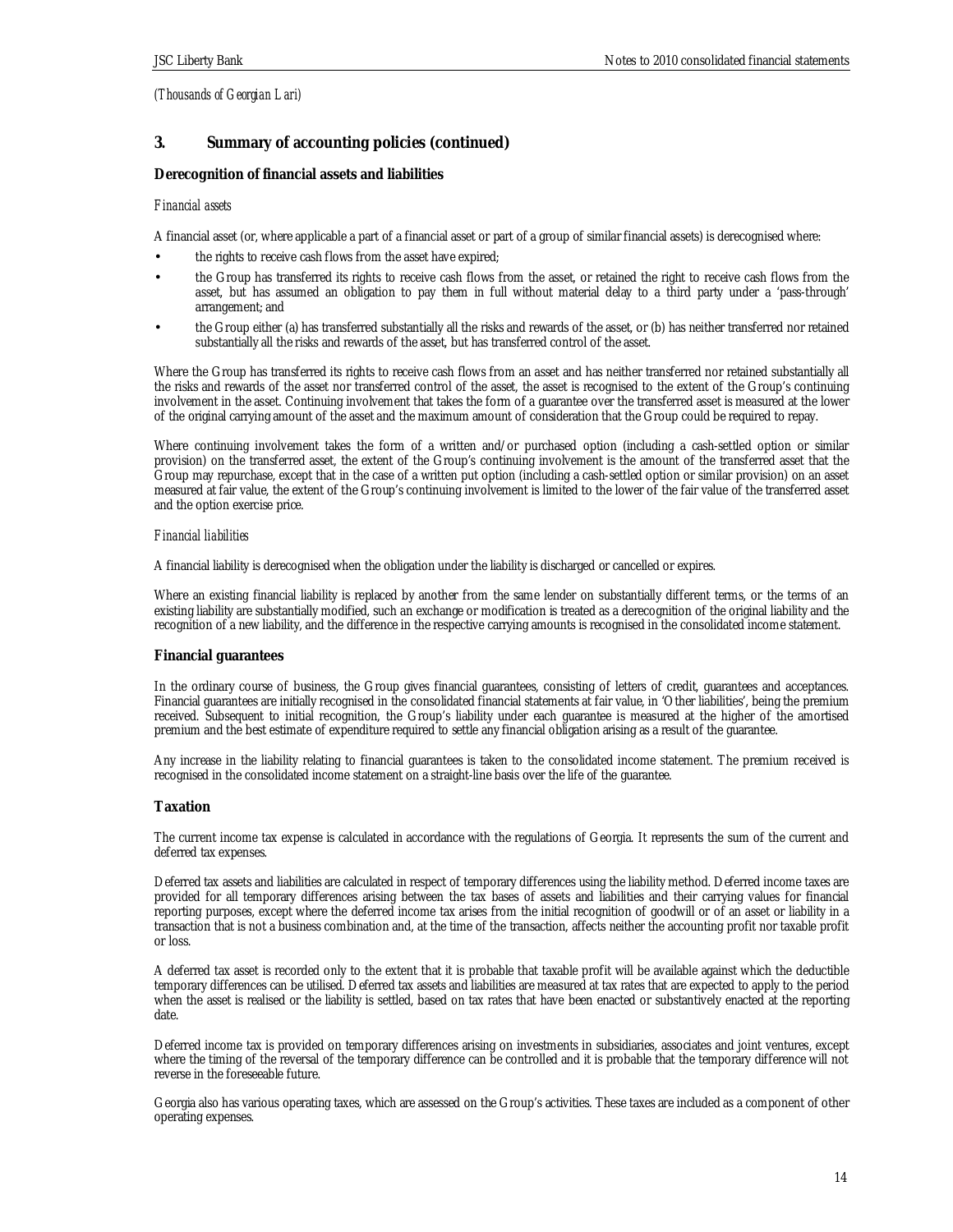*(Thousands of Georgian Lari)*

## 3. Summary of accounting policies (continued)

### Derecognition of financial assets and liabilities

*Financial assets*

A financial asset (or, where applicable a part of a financial asset or part of a group of similar financial assets) is derecognised where:

- the rights to receive cash flows from the asset have expired;
- the Group has transferred its rights to receive cash flows from the asset, or retained the right to receive cash flows from the asset, but has assumed an obligation to pay them in full without material delay to a third party under a 'pass-through' arrangement; and
- the Group either (a) has transferred substantially all the risks and rewards of the asset, or (b) has neither transferred nor retained substantially all the risks and rewards of the asset, but has transferred control of the asset.

Where the Group has transferred its rights to receive cash flows from an asset and has neither transferred nor retained substantially all the risks and rewards of the asset nor transferred control of the asset, the asset is recognised to the extent of the Group's continuing involvement in the asset. Continuing involvement that takes the form of a guarantee over the transferred asset is measured at the lower of the original carrying amount of the asset and the maximum amount of consideration that the Group could be required to repay.

Where continuing involvement takes the form of a written and/or purchased option (including a cash-settled option or similar provision) on the transferred asset, the extent of the Group's continuing involvement is the amount of the transferred asset that the Group may repurchase, except that in the case of a written put option (including a cash-settled option or similar provision) on an asset measured at fair value, the extent of the Group's continuing involvement is limited to the lower of the fair value of the transferred asset and the option exercise price.

*Financial liabilities*

A financial liability is derecognised when the obligation under the liability is discharged or cancelled or expires.

Where an existing financial liability is replaced by another from the same lender on substantially different terms, or the terms of an existing liability are substantially modified, such an exchange or modification is treated as a derecognition of the original liability and the recognition of a new liability, and the difference in the respective carrying amounts is recognised in the consolidated income statement.

### Financial guarantees

In the ordinary course of business, the Group gives financial guarantees, consisting of letters of credit, guarantees and acceptances. Financial guarantees are initially recognised in the consolidated financial statements at fair value, in 'Other liabilities', being the premium received. Subsequent to initial recognition, the Group's liability under each guarantee is measured at the higher of the amortised premium and the best estimate of expenditure required to settle any financial obligation arising as a result of the guarantee.

Any increase in the liability relating to financial guarantees is taken to the consolidated income statement. The premium received is recognised in the consolidated income statement on a straight-line basis over the life of the guarantee.

### Taxation

The current income tax expense is calculated in accordance with the regulations of Georgia. It represents the sum of the current and deferred tax expenses.

Deferred tax assets and liabilities are calculated in respect of temporary differences using the liability method. Deferred income taxes are provided for all temporary differences arising between the tax bases of assets and liabilities and their carrying values for financial reporting purposes, except where the deferred income tax arises from the initial recognition of goodwill or of an asset or liability in a transaction that is not a business combination and, at the time of the transaction, affects neither the accounting profit nor taxable profit or loss.

A deferred tax asset is recorded only to the extent that it is probable that taxable profit will be available against which the deductible temporary differences can be utilised. Deferred tax assets and liabilities are measured at tax rates that are expected to apply to the period when the asset is realised or the liability is settled, based on tax rates that have been enacted or substantively enacted at the reporting date.

Deferred income tax is provided on temporary differences arising on investments in subsidiaries, associates and joint ventures, except where the timing of the reversal of the temporary difference can be controlled and it is probable that the temporary difference will not reverse in the foreseeable future.

Georgia also has various operating taxes, which are assessed on the Group's activities. These taxes are included as a component of other operating expenses.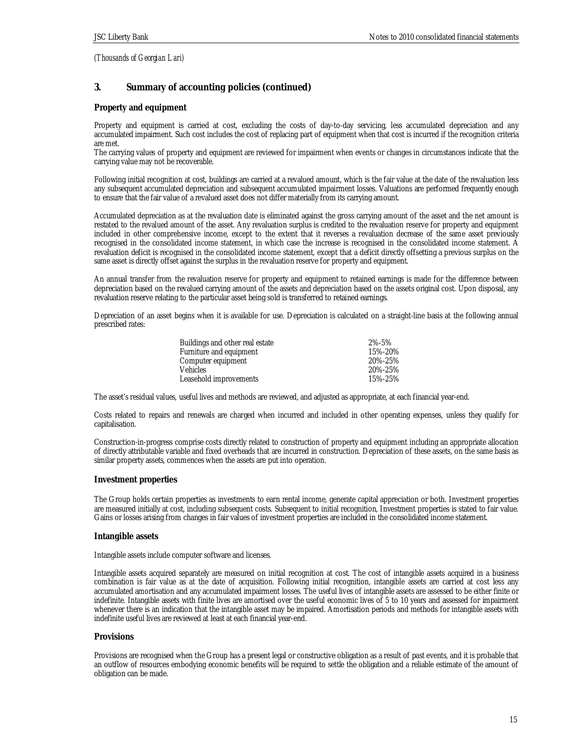*(Thousands of Georgian Lari)*

## 3. Summary of accounting policies (continued)

### Property and equipment

Property and equipment is carried at cost, excluding the costs of day-to-day servicing, less accumulated depreciation and any accumulated impairment. Such cost includes the cost of replacing part of equipment when that cost is incurred if the recognition criteria are met.
The carrying values of property and equipment are reviewed for impairment when events or changes in circumstances indicate that the carrying value may not be recoverable.

Following initial recognition at cost, buildings are carried at a revalued amount, which is the fair value at the date of the revaluation less any subsequent accumulated depreciation and subsequent accumulated impairment losses. Valuations are performed frequently enough to ensure that the fair value of a revalued asset does not differ materially from its carrying amount.

Accumulated depreciation as at the revaluation date is eliminated against the gross carrying amount of the asset and the net amount is restated to the revalued amount of the asset. Any revaluation surplus is credited to the revaluation reserve for property and equipment included in other comprehensive income, except to the extent that it reverses a revaluation decrease of the same asset previously recognised in the consolidated income statement, in which case the increase is recognised in the consolidated income statement. A revaluation deficit is recognised in the consolidated income statement, except that a deficit directly offsetting a previous surplus on the same asset is directly offset against the surplus in the revaluation reserve for property and equipment.

An annual transfer from the revaluation reserve for property and equipment to retained earnings is made for the difference between depreciation based on the revalued carrying amount of the assets and depreciation based on the assets original cost. Upon disposal, any revaluation reserve relating to the particular asset being sold is transferred to retained earnings.

Depreciation of an asset begins when it is available for use. Depreciation is calculated on a straight-line basis at the following annual prescribed rates:

| | |
|---|---|
| Buildings and other real estate | 2%-5% |
| Furniture and equipment | 15%-20% |
| Computer equipment | 20%-25% |
| Vehicles | 20%-25% |
| Leasehold improvements | 15%-25% |

The asset's residual values, useful lives and methods are reviewed, and adjusted as appropriate, at each financial year-end.

Costs related to repairs and renewals are charged when incurred and included in other operating expenses, unless they qualify for capitalisation.

Construction-in-progress comprise costs directly related to construction of property and equipment including an appropriate allocation of directly attributable variable and fixed overheads that are incurred in construction. Depreciation of these assets, on the same basis as similar property assets, commences when the assets are put into operation.

### Investment properties

The Group holds certain properties as investments to earn rental income, generate capital appreciation or both. Investment properties are measured initially at cost, including subsequent costs. Subsequent to initial recognition, Investment properties is stated to fair value. Gains or losses arising from changes in fair values of investment properties are included in the consolidated income statement.

### Intangible assets

Intangible assets include computer software and licenses.

Intangible assets acquired separately are measured on initial recognition at cost. The cost of intangible assets acquired in a business combination is fair value as at the date of acquisition. Following initial recognition, intangible assets are carried at cost less any accumulated amortisation and any accumulated impairment losses. The useful lives of intangible assets are assessed to be either finite or indefinite. Intangible assets with finite lives are amortised over the useful economic lives of 5 to 10 years and assessed for impairment whenever there is an indication that the intangible asset may be impaired. Amortisation periods and methods for intangible assets with indefinite useful lives are reviewed at least at each financial year-end.

### Provisions

Provisions are recognised when the Group has a present legal or constructive obligation as a result of past events, and it is probable that an outflow of resources embodying economic benefits will be required to settle the obligation and a reliable estimate of the amount of obligation can be made.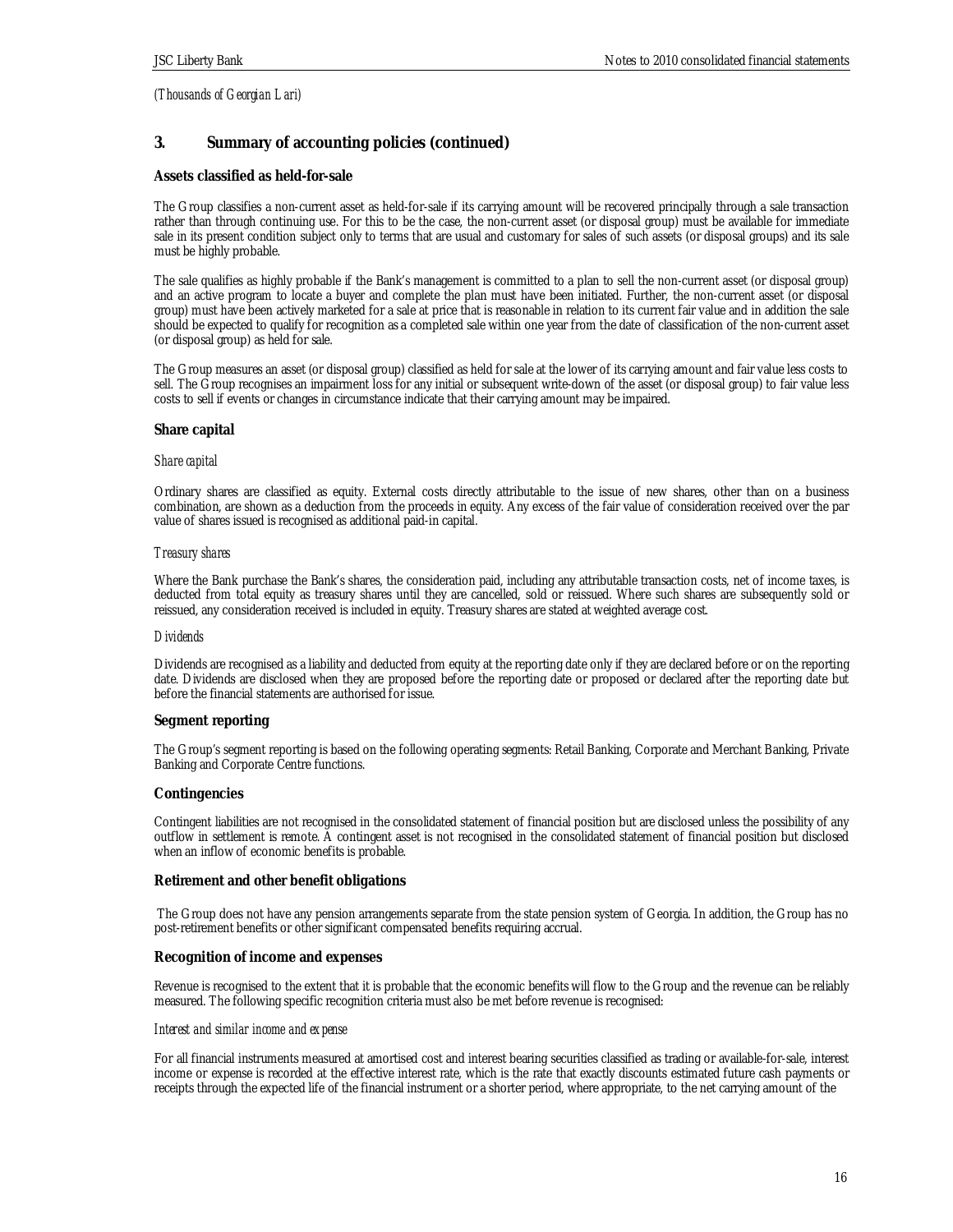*(Thousands of Georgian Lari)*

## 3. Summary of accounting policies (continued)

### Assets classified as held-for-sale

The Group classifies a non-current asset as held-for-sale if its carrying amount will be recovered principally through a sale transaction rather than through continuing use. For this to be the case, the non-current asset (or disposal group) must be available for immediate sale in its present condition subject only to terms that are usual and customary for sales of such assets (or disposal groups) and its sale must be highly probable.

The sale qualifies as highly probable if the Bank's management is committed to a plan to sell the non-current asset (or disposal group) and an active program to locate a buyer and complete the plan must have been initiated. Further, the non-current asset (or disposal group) must have been actively marketed for a sale at price that is reasonable in relation to its current fair value and in addition the sale should be expected to qualify for recognition as a completed sale within one year from the date of classification of the non-current asset (or disposal group) as held for sale.

The Group measures an asset (or disposal group) classified as held for sale at the lower of its carrying amount and fair value less costs to sell. The Group recognises an impairment loss for any initial or subsequent write-down of the asset (or disposal group) to fair value less costs to sell if events or changes in circumstance indicate that their carrying amount may be impaired.

### Share capital

*Share capital*

Ordinary shares are classified as equity. External costs directly attributable to the issue of new shares, other than on a business combination, are shown as a deduction from the proceeds in equity. Any excess of the fair value of consideration received over the par value of shares issued is recognised as additional paid-in capital.

*Treasury shares*

Where the Bank purchase the Bank's shares, the consideration paid, including any attributable transaction costs, net of income taxes, is deducted from total equity as treasury shares until they are cancelled, sold or reissued. Where such shares are subsequently sold or reissued, any consideration received is included in equity. Treasury shares are stated at weighted average cost.

*Dividends*

Dividends are recognised as a liability and deducted from equity at the reporting date only if they are declared before or on the reporting date. Dividends are disclosed when they are proposed before the reporting date or proposed or declared after the reporting date but before the financial statements are authorised for issue.

### Segment reporting

The Group's segment reporting is based on the following operating segments: Retail Banking, Corporate and Merchant Banking, Private Banking and Corporate Centre functions.

### Contingencies

Contingent liabilities are not recognised in the consolidated statement of financial position but are disclosed unless the possibility of any outflow in settlement is remote. A contingent asset is not recognised in the consolidated statement of financial position but disclosed when an inflow of economic benefits is probable.

### Retirement and other benefit obligations

The Group does not have any pension arrangements separate from the state pension system of Georgia. In addition, the Group has no post-retirement benefits or other significant compensated benefits requiring accrual.

### Recognition of income and expenses

Revenue is recognised to the extent that it is probable that the economic benefits will flow to the Group and the revenue can be reliably measured. The following specific recognition criteria must also be met before revenue is recognised:

*Interest and similar income and expense*

For all financial instruments measured at amortised cost and interest bearing securities classified as trading or available-for-sale, interest income or expense is recorded at the effective interest rate, which is the rate that exactly discounts estimated future cash payments or receipts through the expected life of the financial instrument or a shorter period, where appropriate, to the net carrying amount of the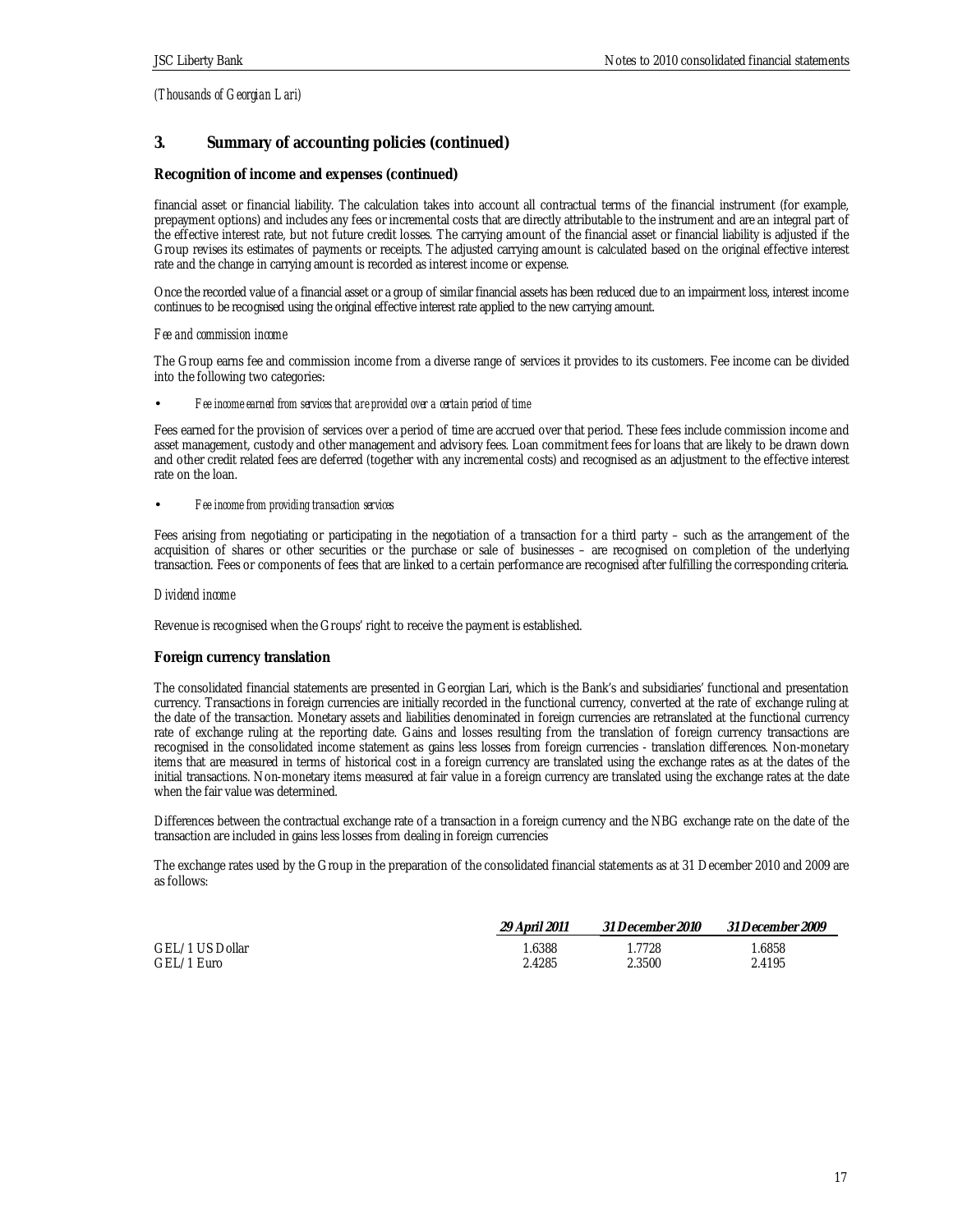*(Thousands of Georgian Lari)*

## 3. Summary of accounting policies (continued)

### Recognition of income and expenses (continued)

financial asset or financial liability. The calculation takes into account all contractual terms of the financial instrument (for example, prepayment options) and includes any fees or incremental costs that are directly attributable to the instrument and are an integral part of the effective interest rate, but not future credit losses. The carrying amount of the financial asset or financial liability is adjusted if the Group revises its estimates of payments or receipts. The adjusted carrying amount is calculated based on the original effective interest rate and the change in carrying amount is recorded as interest income or expense.

Once the recorded value of a financial asset or a group of similar financial assets has been reduced due to an impairment loss, interest income continues to be recognised using the original effective interest rate applied to the new carrying amount.

*Fee and commission income*

The Group earns fee and commission income from a diverse range of services it provides to its customers. Fee income can be divided into the following two categories:

- *Fee income earned from services that are provided over a certain period of time*

Fees earned for the provision of services over a period of time are accrued over that period. These fees include commission income and asset management, custody and other management and advisory fees. Loan commitment fees for loans that are likely to be drawn down and other credit related fees are deferred (together with any incremental costs) and recognised as an adjustment to the effective interest rate on the loan.

- *Fee income from providing transaction services*

Fees arising from negotiating or participating in the negotiation of a transaction for a third party – such as the arrangement of the acquisition of shares or other securities or the purchase or sale of businesses – are recognised on completion of the underlying transaction. Fees or components of fees that are linked to a certain performance are recognised after fulfilling the corresponding criteria.

*Dividend income*

Revenue is recognised when the Groups' right to receive the payment is established.

### Foreign currency translation

The consolidated financial statements are presented in Georgian Lari, which is the Bank's and subsidiaries' functional and presentation currency. Transactions in foreign currencies are initially recorded in the functional currency, converted at the rate of exchange ruling at the date of the transaction. Monetary assets and liabilities denominated in foreign currencies are retranslated at the functional currency rate of exchange ruling at the reporting date. Gains and losses resulting from the translation of foreign currency transactions are recognised in the consolidated income statement as gains less losses from foreign currencies - translation differences. Non-monetary items that are measured in terms of historical cost in a foreign currency are translated using the exchange rates as at the dates of the initial transactions. Non-monetary items measured at fair value in a foreign currency are translated using the exchange rates at the date when the fair value was determined.

Differences between the contractual exchange rate of a transaction in a foreign currency and the NBG exchange rate on the date of the transaction are included in gains less losses from dealing in foreign currencies

The exchange rates used by the Group in the preparation of the consolidated financial statements as at 31 December 2010 and 2009 are as follows:

| | *29 April 2011* | *31 December 2010* | *31 December 2009* |
|---|---|---|---|
| GEL/1 US Dollar | 1.6388 | 1.7728 | 1.6858 |
| GEL/1 Euro | 2.4285 | 2.3500 | 2.4195 |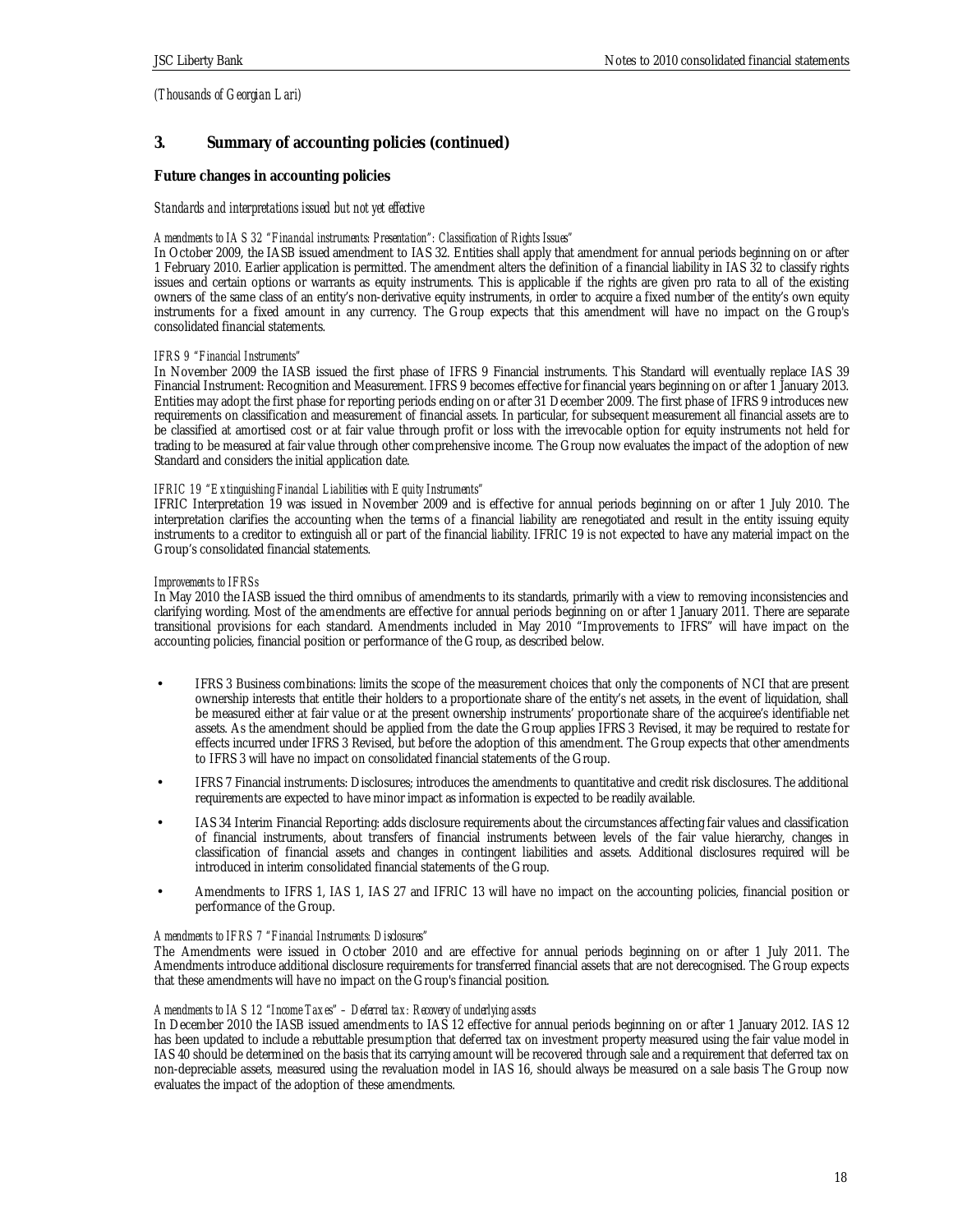*(Thousands of Georgian Lari)*

## 3. Summary of accounting policies (continued)

### Future changes in accounting policies

*Standards and interpretations issued but not yet effective*

*Amendments to IAS 32 "Financial instruments: Presentation": Classification of Rights Issues"*

In October 2009, the IASB issued amendment to IAS 32. Entities shall apply that amendment for annual periods beginning on or after 1 February 2010. Earlier application is permitted. The amendment alters the definition of a financial liability in IAS 32 to classify rights issues and certain options or warrants as equity instruments. This is applicable if the rights are given pro rata to all of the existing owners of the same class of an entity's non-derivative equity instruments, in order to acquire a fixed number of the entity's own equity instruments for a fixed amount in any currency. The Group expects that this amendment will have no impact on the Group's consolidated financial statements.

*IFRS 9 "Financial Instruments"*

In November 2009 the IASB issued the first phase of IFRS 9 Financial instruments. This Standard will eventually replace IAS 39 Financial Instrument: Recognition and Measurement. IFRS 9 becomes effective for financial years beginning on or after 1 January 2013. Entities may adopt the first phase for reporting periods ending on or after 31 December 2009. The first phase of IFRS 9 introduces new requirements on classification and measurement of financial assets. In particular, for subsequent measurement all financial assets are to be classified at amortised cost or at fair value through profit or loss with the irrevocable option for equity instruments not held for trading to be measured at fair value through other comprehensive income. The Group now evaluates the impact of the adoption of new Standard and considers the initial application date.

*IFRIC 19 "Extinguishing Financial Liabilities with Equity Instruments"*

IFRIC Interpretation 19 was issued in November 2009 and is effective for annual periods beginning on or after 1 July 2010. The interpretation clarifies the accounting when the terms of a financial liability are renegotiated and result in the entity issuing equity instruments to a creditor to extinguish all or part of the financial liability. IFRIC 19 is not expected to have any material impact on the Group's consolidated financial statements.

*Improvements to IFRSs*

In May 2010 the IASB issued the third omnibus of amendments to its standards, primarily with a view to removing inconsistencies and clarifying wording. Most of the amendments are effective for annual periods beginning on or after 1 January 2011. There are separate transitional provisions for each standard. Amendments included in May 2010 "Improvements to IFRS" will have impact on the accounting policies, financial position or performance of the Group, as described below.

- IFRS 3 Business combinations: limits the scope of the measurement choices that only the components of NCI that are present ownership interests that entitle their holders to a proportionate share of the entity's net assets, in the event of liquidation, shall be measured either at fair value or at the present ownership instruments' proportionate share of the acquiree's identifiable net assets. As the amendment should be applied from the date the Group applies IFRS 3 Revised, it may be required to restate for effects incurred under IFRS 3 Revised, but before the adoption of this amendment. The Group expects that other amendments to IFRS 3 will have no impact on consolidated financial statements of the Group.
- IFRS 7 Financial instruments: Disclosures; introduces the amendments to quantitative and credit risk disclosures. The additional requirements are expected to have minor impact as information is expected to be readily available.
- IAS 34 Interim Financial Reporting: adds disclosure requirements about the circumstances affecting fair values and classification of financial instruments, about transfers of financial instruments between levels of the fair value hierarchy, changes in classification of financial assets and changes in contingent liabilities and assets. Additional disclosures required will be introduced in interim consolidated financial statements of the Group.
- Amendments to IFRS 1, IAS 1, IAS 27 and IFRIC 13 will have no impact on the accounting policies, financial position or performance of the Group.

*Amendments to IFRS 7 "Financial Instruments: Disclosures"*

The Amendments were issued in October 2010 and are effective for annual periods beginning on or after 1 July 2011. The Amendments introduce additional disclosure requirements for transferred financial assets that are not derecognised. The Group expects that these amendments will have no impact on the Group's financial position.

*Amendments to IAS 12 "Income Taxes" – Deferred tax: Recovery of underlying assets*

In December 2010 the IASB issued amendments to IAS 12 effective for annual periods beginning on or after 1 January 2012. IAS 12 has been updated to include a rebuttable presumption that deferred tax on investment property measured using the fair value model in IAS 40 should be determined on the basis that its carrying amount will be recovered through sale and a requirement that deferred tax on non-depreciable assets, measured using the revaluation model in IAS 16, should always be measured on a sale basis The Group now evaluates the impact of the adoption of these amendments.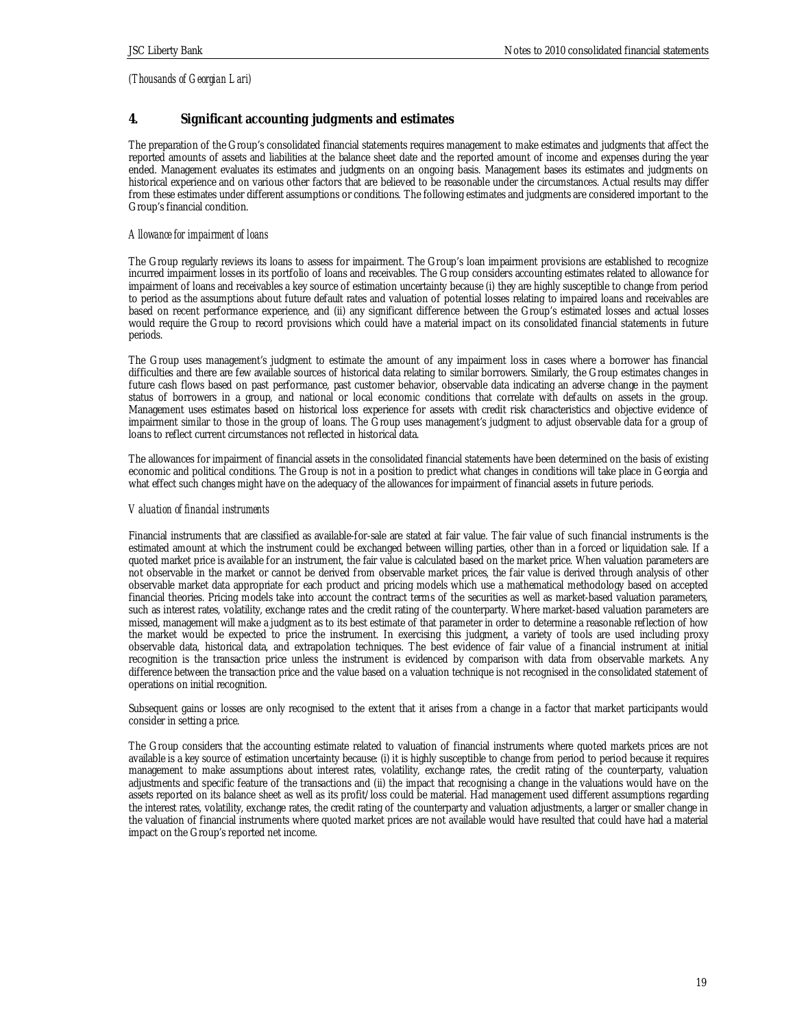*(Thousands of Georgian Lari)*

## 4. Significant accounting judgments and estimates

The preparation of the Group's consolidated financial statements requires management to make estimates and judgments that affect the reported amounts of assets and liabilities at the balance sheet date and the reported amount of income and expenses during the year ended. Management evaluates its estimates and judgments on an ongoing basis. Management bases its estimates and judgments on historical experience and on various other factors that are believed to be reasonable under the circumstances. Actual results may differ from these estimates under different assumptions or conditions. The following estimates and judgments are considered important to the Group's financial condition.

*Allowance for impairment of loans*

The Group regularly reviews its loans to assess for impairment. The Group's loan impairment provisions are established to recognize incurred impairment losses in its portfolio of loans and receivables. The Group considers accounting estimates related to allowance for impairment of loans and receivables a key source of estimation uncertainty because (i) they are highly susceptible to change from period to period as the assumptions about future default rates and valuation of potential losses relating to impaired loans and receivables are based on recent performance experience, and (ii) any significant difference between the Group's estimated losses and actual losses would require the Group to record provisions which could have a material impact on its consolidated financial statements in future periods.

The Group uses management's judgment to estimate the amount of any impairment loss in cases where a borrower has financial difficulties and there are few available sources of historical data relating to similar borrowers. Similarly, the Group estimates changes in future cash flows based on past performance, past customer behavior, observable data indicating an adverse change in the payment status of borrowers in a group, and national or local economic conditions that correlate with defaults on assets in the group. Management uses estimates based on historical loss experience for assets with credit risk characteristics and objective evidence of impairment similar to those in the group of loans. The Group uses management's judgment to adjust observable data for a group of loans to reflect current circumstances not reflected in historical data.

The allowances for impairment of financial assets in the consolidated financial statements have been determined on the basis of existing economic and political conditions. The Group is not in a position to predict what changes in conditions will take place in Georgia and what effect such changes might have on the adequacy of the allowances for impairment of financial assets in future periods.

*Valuation of financial instruments*

Financial instruments that are classified as available-for-sale are stated at fair value. The fair value of such financial instruments is the estimated amount at which the instrument could be exchanged between willing parties, other than in a forced or liquidation sale. If a quoted market price is available for an instrument, the fair value is calculated based on the market price. When valuation parameters are not observable in the market or cannot be derived from observable market prices, the fair value is derived through analysis of other observable market data appropriate for each product and pricing models which use a mathematical methodology based on accepted financial theories. Pricing models take into account the contract terms of the securities as well as market-based valuation parameters, such as interest rates, volatility, exchange rates and the credit rating of the counterparty. Where market-based valuation parameters are missed, management will make a judgment as to its best estimate of that parameter in order to determine a reasonable reflection of how the market would be expected to price the instrument. In exercising this judgment, a variety of tools are used including proxy observable data, historical data, and extrapolation techniques. The best evidence of fair value of a financial instrument at initial recognition is the transaction price unless the instrument is evidenced by comparison with data from observable markets. Any difference between the transaction price and the value based on a valuation technique is not recognised in the consolidated statement of operations on initial recognition.

Subsequent gains or losses are only recognised to the extent that it arises from a change in a factor that market participants would consider in setting a price.

The Group considers that the accounting estimate related to valuation of financial instruments where quoted markets prices are not available is a key source of estimation uncertainty because: (i) it is highly susceptible to change from period to period because it requires management to make assumptions about interest rates, volatility, exchange rates, the credit rating of the counterparty, valuation adjustments and specific feature of the transactions and (ii) the impact that recognising a change in the valuations would have on the assets reported on its balance sheet as well as its profit/loss could be material. Had management used different assumptions regarding the interest rates, volatility, exchange rates, the credit rating of the counterparty and valuation adjustments, a larger or smaller change in the valuation of financial instruments where quoted market prices are not available would have resulted that could have had a material impact on the Group's reported net income.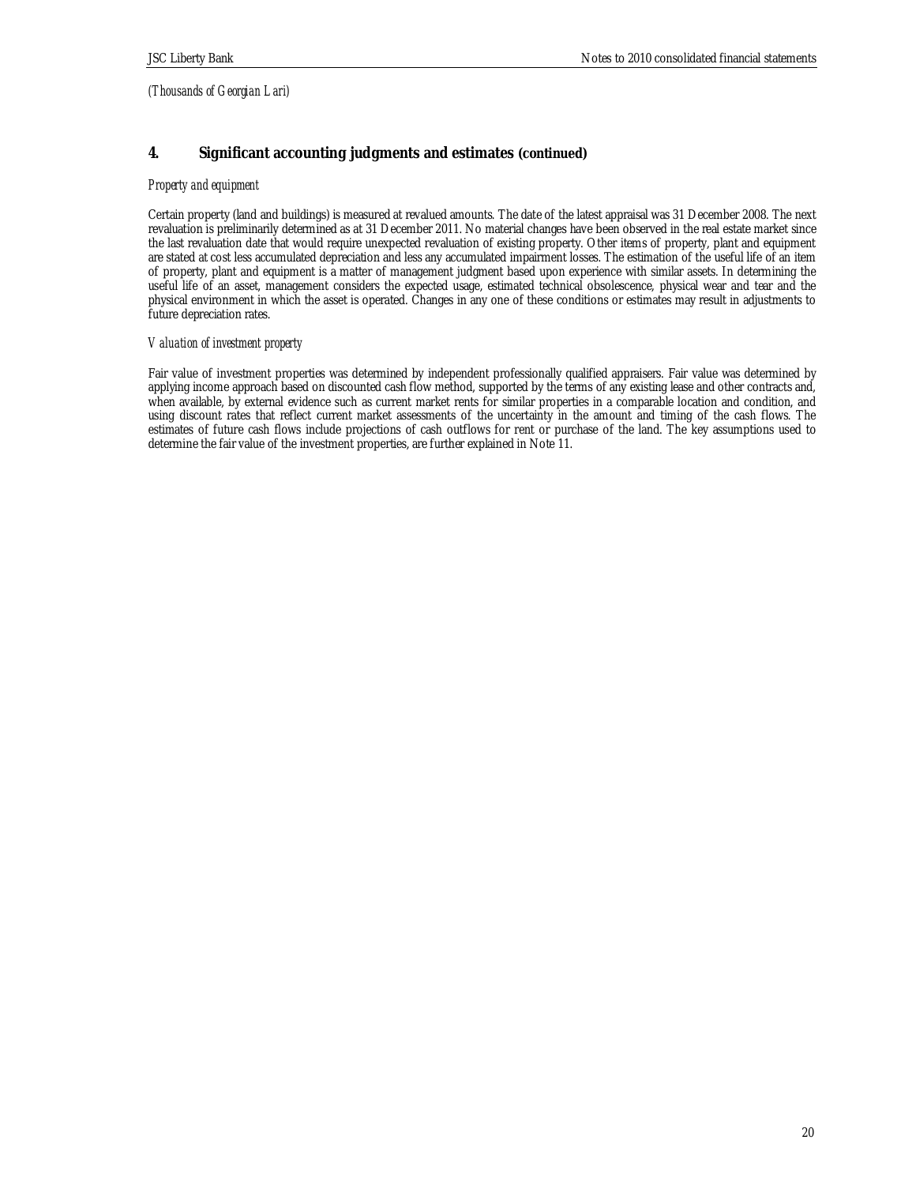*(Thousands of Georgian Lari)*

## 4. Significant accounting judgments and estimates (continued)

*Property and equipment*

Certain property (land and buildings) is measured at revalued amounts. The date of the latest appraisal was 31 December 2008. The next revaluation is preliminarily determined as at 31 December 2011. No material changes have been observed in the real estate market since the last revaluation date that would require unexpected revaluation of existing property. Other items of property, plant and equipment are stated at cost less accumulated depreciation and less any accumulated impairment losses. The estimation of the useful life of an item of property, plant and equipment is a matter of management judgment based upon experience with similar assets. In determining the useful life of an asset, management considers the expected usage, estimated technical obsolescence, physical wear and tear and the physical environment in which the asset is operated. Changes in any one of these conditions or estimates may result in adjustments to future depreciation rates.

*Valuation of investment property*

Fair value of investment properties was determined by independent professionally qualified appraisers. Fair value was determined by applying income approach based on discounted cash flow method, supported by the terms of any existing lease and other contracts and, when available, by external evidence such as current market rents for similar properties in a comparable location and condition, and using discount rates that reflect current market assessments of the uncertainty in the amount and timing of the cash flows. The estimates of future cash flows include projections of cash outflows for rent or purchase of the land. The key assumptions used to determine the fair value of the investment properties, are further explained in Note 11.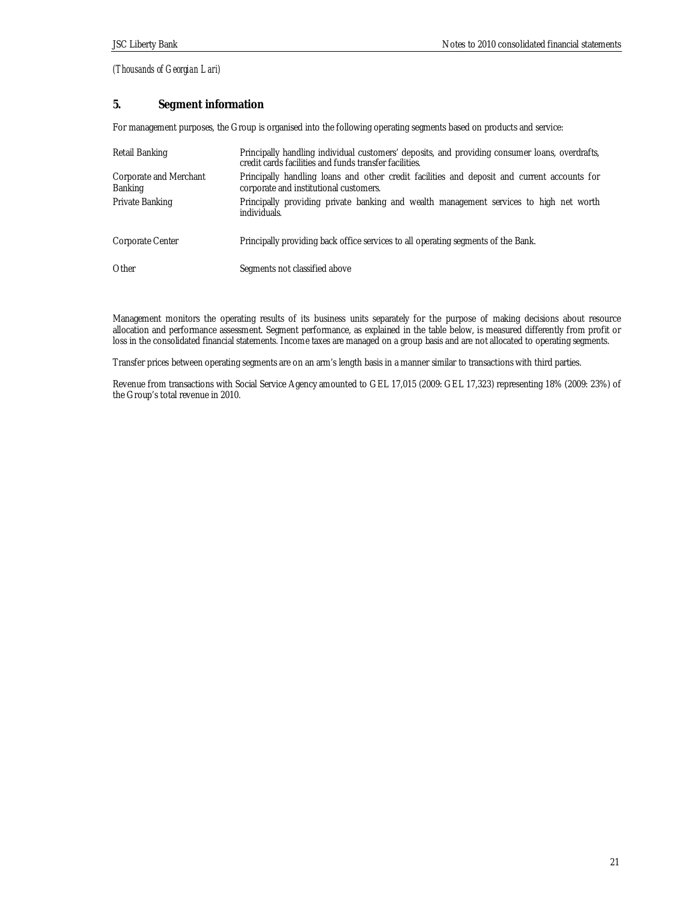*(Thousands of Georgian Lari)*

## 5. Segment information

For management purposes, the Group is organised into the following operating segments based on products and service:

| | |
|---|---|
| Retail Banking | Principally handling individual customers' deposits, and providing consumer loans, overdrafts, credit cards facilities and funds transfer facilities. |
| Corporate and Merchant Banking | Principally handling loans and other credit facilities and deposit and current accounts for corporate and institutional customers. |
| Private Banking | Principally providing private banking and wealth management services to high net worth individuals. |
| Corporate Center | Principally providing back office services to all operating segments of the Bank. |
| Other | Segments not classified above |

Management monitors the operating results of its business units separately for the purpose of making decisions about resource allocation and performance assessment. Segment performance, as explained in the table below, is measured differently from profit or loss in the consolidated financial statements. Income taxes are managed on a group basis and are not allocated to operating segments.

Transfer prices between operating segments are on an arm's length basis in a manner similar to transactions with third parties.

Revenue from transactions with Social Service Agency amounted to GEL 17,015 (2009: GEL 17,323) representing 18% (2009: 23%) of the Group's total revenue in 2010.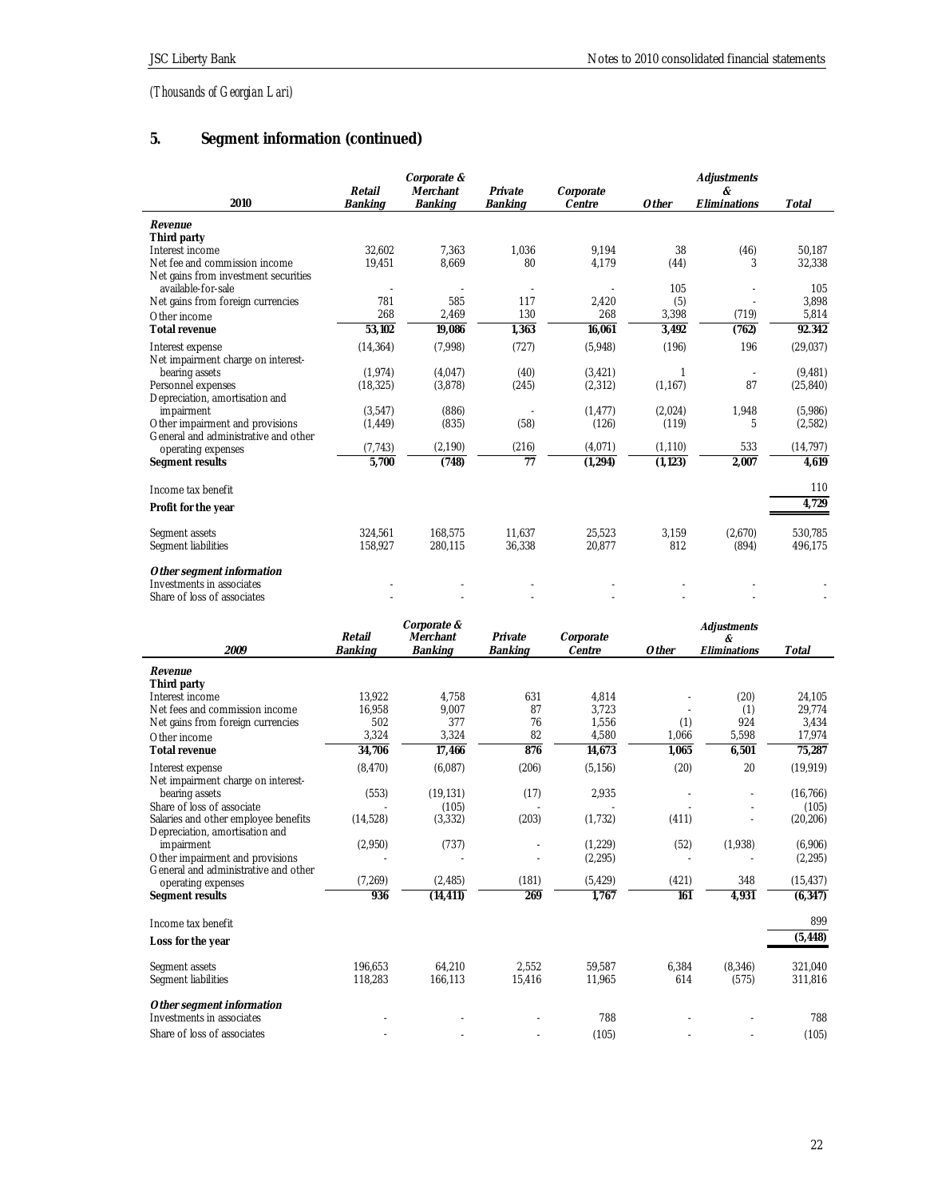*(Thousands of Georgian Lari)*

## 5. Segment information (continued)

| 2010 | Retail Banking | Corporate & Merchant Banking | Private Banking | Corporate Centre | Other | Adjustments & Eliminations | Total |
|---|---|---|---|---|---|---|---|
| ***Revenue*** | | | | | | | |
| **Third party** | | | | | | | |
| Interest income | 32,602 | 7,363 | 1,036 | 9,194 | 38 | (46) | 50,187 |
| Net fee and commission income | 19,451 | 8,669 | 80 | 4,179 | (44) | 3 | 32,338 |
| Net gains from investment securities available-for-sale | - | - | - | - | 105 | - | 105 |
| Net gains from foreign currencies | 781 | 585 | 117 | 2,420 | (5) | - | 3,898 |
| Other income | 268 | 2,469 | 130 | 268 | 3,398 | (719) | 5,814 |
| **Total revenue** | **53,102** | **19,086** | **1,363** | **16,061** | **3,492** | **(762)** | **92,342** |
| Interest expense | (14,364) | (7,998) | (727) | (5,948) | (196) | 196 | (29,037) |
| Net impairment charge on interest-bearing assets | (1,974) | (4,047) | (40) | (3,421) | 1 | - | (9,481) |
| Personnel expenses | (18,325) | (3,878) | (245) | (2,312) | (1,167) | 87 | (25,840) |
| Depreciation, amortisation and impairment | (3,547) | (886) | - | (1,477) | (2,024) | 1,948 | (5,986) |
| Other impairment and provisions | (1,449) | (835) | (58) | (126) | (119) | 5 | (2,582) |
| General and administrative and other operating expenses | (7,743) | (2,190) | (216) | (4,071) | (1,110) | 533 | (14,797) |
| **Segment results** | **5,700** | **(748)** | **77** | **(1,294)** | **(1,123)** | **2,007** | **4,619** |
| Income tax benefit | | | | | | | 110 |
| **Profit for the year** | | | | | | | **4,729** |
| Segment assets | 324,561 | 168,575 | 11,637 | 25,523 | 3,159 | (2,670) | 530,785 |
| Segment liabilities | 158,927 | 280,115 | 36,338 | 20,877 | 812 | (894) | 496,175 |
| ***Other segment information*** | | | | | | | |
| Investments in associates | - | - | - | - | - | - | - |
| Share of loss of associates | - | - | - | - | - | - | - |

| *2009* | Retail Banking | Corporate & Merchant Banking | Private Banking | Corporate Centre | Other | Adjustments & Eliminations | Total |
|---|---|---|---|---|---|---|---|
| ***Revenue*** | | | | | | | |
| **Third party** | | | | | | | |
| Interest income | 13,922 | 4,758 | 631 | 4,814 | - | (20) | 24,105 |
| Net fees and commission income | 16,958 | 9,007 | 87 | 3,723 | - | (1) | 29,774 |
| Net gains from foreign currencies | 502 | 377 | 76 | 1,556 | (1) | 924 | 3,434 |
| Other income | 3,324 | 3,324 | 82 | 4,580 | 1,066 | 5,598 | 17,974 |
| **Total revenue** | **34,706** | **17,466** | **876** | **14,673** | **1,065** | **6,501** | **75,287** |
| Interest expense | (8,470) | (6,087) | (206) | (5,156) | (20) | 20 | (19,919) |
| Net impairment charge on interest-bearing assets | (553) | (19,131) | (17) | 2,935 | - | - | (16,766) |
| Share of loss of associate | - | (105) | - | - | - | - | (105) |
| Salaries and other employee benefits | (14,528) | (3,332) | (203) | (1,732) | (411) | - | (20,206) |
| Depreciation, amortisation and impairment | (2,950) | (737) | - | (1,229) | (52) | (1,938) | (6,906) |
| Other impairment and provisions | - | - | - | (2,295) | - | - | (2,295) |
| General and administrative and other operating expenses | (7,269) | (2,485) | (181) | (5,429) | (421) | 348 | (15,437) |
| **Segment results** | **936** | **(14,411)** | **269** | **1,767** | **161** | **4,931** | **(6,347)** |
| Income tax benefit | | | | | | | 899 |
| **Loss for the year** | | | | | | | **(5,448)** |
| Segment assets | 196,653 | 64,210 | 2,552 | 59,587 | 6,384 | (8,346) | 321,040 |
| Segment liabilities | 118,283 | 166,113 | 15,416 | 11,965 | 614 | (575) | 311,816 |
| ***Other segment information*** | | | | | | | |
| Investments in associates | - | - | - | 788 | - | - | 788 |
| Share of loss of associates | - | - | - | (105) | - | - | (105) |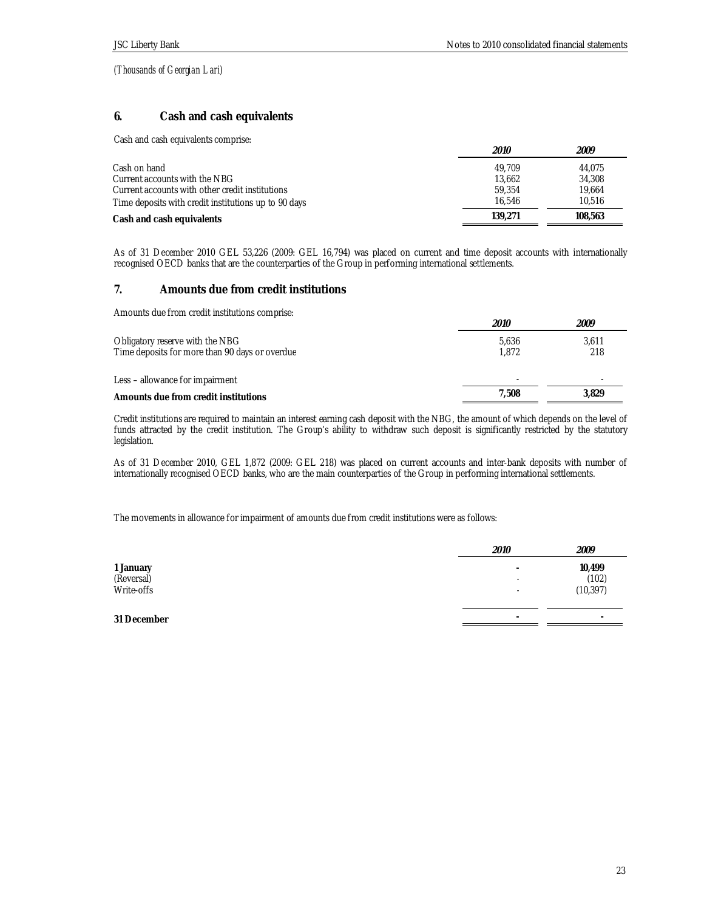*(Thousands of Georgian Lari)*

## 6. Cash and cash equivalents

Cash and cash equivalents comprise:

| | *2010* | *2009* |
|---|---|---|
| Cash on hand | 49,709 | 44,075 |
| Current accounts with the NBG | 13,662 | 34,308 |
| Current accounts with other credit institutions | 59,354 | 19,664 |
| Time deposits with credit institutions up to 90 days | 16,546 | 10,516 |
| **Cash and cash equivalents** | **139,271** | **108,563** |

As of 31 December 2010 GEL 53,226 (2009: GEL 16,794) was placed on current and time deposit accounts with internationally recognised OECD banks that are the counterparties of the Group in performing international settlements.

## 7. Amounts due from credit institutions

Amounts due from credit institutions comprise:

| | *2010* | *2009* |
|---|---|---|
| Obligatory reserve with the NBG | 5,636 | 3,611 |
| Time deposits for more than 90 days or overdue | 1,872 | 218 |
| Less – allowance for impairment | - | - |
| **Amounts due from credit institutions** | **7,508** | **3,829** |

Credit institutions are required to maintain an interest earning cash deposit with the NBG, the amount of which depends on the level of funds attracted by the credit institution. The Group's ability to withdraw such deposit is significantly restricted by the statutory legislation.

As of 31 December 2010, GEL 1,872 (2009: GEL 218) was placed on current accounts and inter-bank deposits with number of internationally recognised OECD banks, who are the main counterparties of the Group in performing international settlements.

The movements in allowance for impairment of amounts due from credit institutions were as follows:

| | *2010* | *2009* |
|---|---|---|
| **1 January** | **-** | **10,499** |
| (Reversal) | - | (102) |
| Write-offs | - | (10,397) |
| **31 December** | **-** | **-** |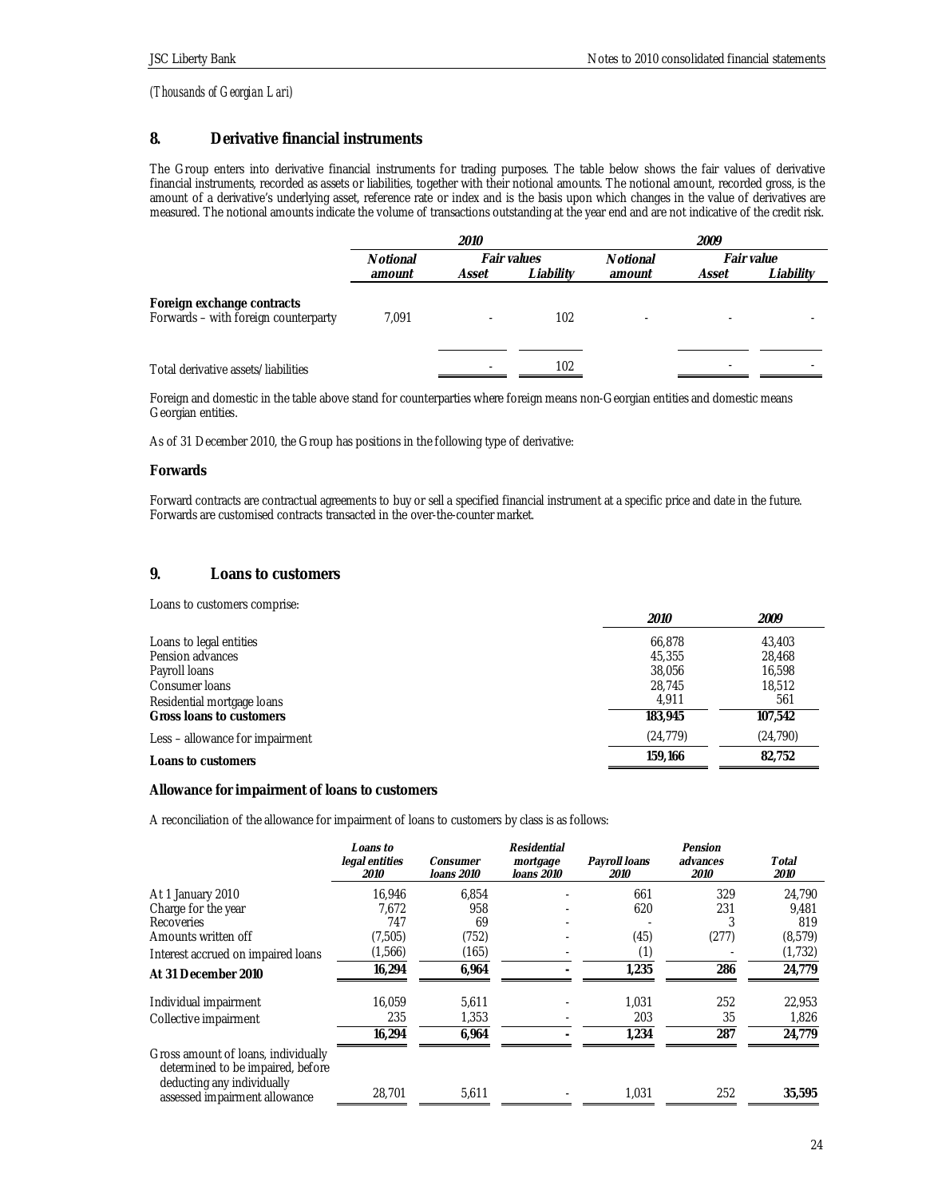*(Thousands of Georgian Lari)*

## 8. Derivative financial instruments

The Group enters into derivative financial instruments for trading purposes. The table below shows the fair values of derivative financial instruments, recorded as assets or liabilities, together with their notional amounts. The notional amount, recorded gross, is the amount of a derivative's underlying asset, reference rate or index and is the basis upon which changes in the value of derivatives are measured. The notional amounts indicate the volume of transactions outstanding at the year end and are not indicative of the credit risk.

| | *2010* | | | *2009* | | |
|---|---|---|---|---|---|---|
| | *Notional amount* | *Fair values* | | *Notional amount* | *Fair value* | |
| | | *Asset* | *Liability* | | *Asset* | *Liability* |
| **Foreign exchange contracts** | | | | | | |
| Forwards – with foreign counterparty | 7,091 | - | 102 | - | - | - |
| Total derivative assets/liabilities | | - | 102 | | - | - |

Foreign and domestic in the table above stand for counterparties where foreign means non-Georgian entities and domestic means Georgian entities.

As of 31 December 2010, the Group has positions in the following type of derivative:

**Forwards**

Forward contracts are contractual agreements to buy or sell a specified financial instrument at a specific price and date in the future. Forwards are customised contracts transacted in the over-the-counter market.

## 9. Loans to customers

Loans to customers comprise:

| | *2010* | *2009* |
|---|---|---|
| Loans to legal entities | 66,878 | 43,403 |
| Pension advances | 45,355 | 28,468 |
| Payroll loans | 38,056 | 16,598 |
| Consumer loans | 28,745 | 18,512 |
| Residential mortgage loans | 4,911 | 561 |
| **Gross loans to customers** | **183,945** | **107,542** |
| Less – allowance for impairment | (24,779) | (24,790) |
| **Loans to customers** | **159,166** | **82,752** |

**Allowance for impairment of loans to customers**

A reconciliation of the allowance for impairment of loans to customers by class is as follows:

| | *Loans to legal entities 2010* | *Consumer loans 2010* | *Residential mortgage loans 2010* | *Payroll loans 2010* | *Pension advances 2010* | *Total 2010* |
|---|---|---|---|---|---|---|
| At 1 January 2010 | 16,946 | 6,854 | - | 661 | 329 | 24,790 |
| Charge for the year | 7,672 | 958 | - | 620 | 231 | 9,481 |
| Recoveries | 747 | 69 | - | - | 3 | 819 |
| Amounts written off | (7,505) | (752) | - | (45) | (277) | (8,579) |
| Interest accrued on impaired loans | (1,566) | (165) | - | (1) | - | (1,732) |
| **At 31 December 2010** | **16,294** | **6,964** | **-** | **1,235** | **286** | **24,779** |
| Individual impairment | 16,059 | 5,611 | - | 1,031 | 252 | 22,953 |
| Collective impairment | 235 | 1,353 | - | 203 | 35 | 1,826 |
| | **16,294** | **6,964** | **-** | **1,234** | **287** | **24,779** |
| Gross amount of loans, individually determined to be impaired, before deducting any individually assessed impairment allowance | 28,701 | 5,611 | - | 1,031 | 252 | **35,595** |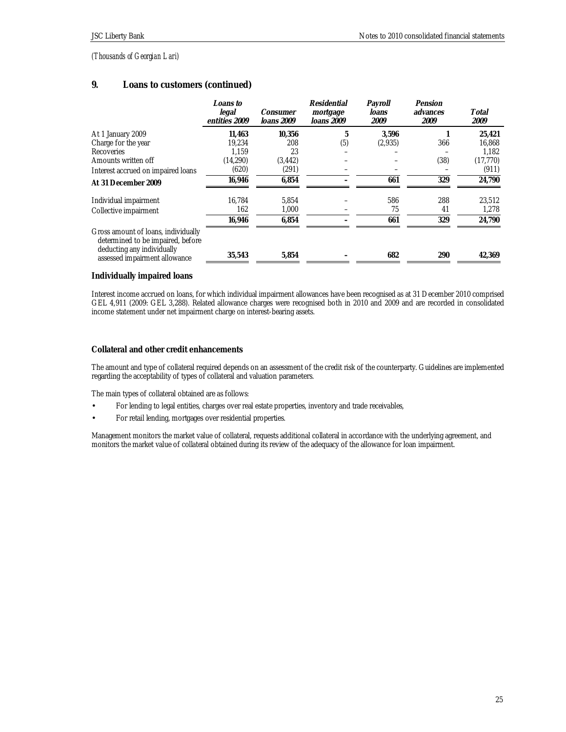*(Thousands of Georgian Lari)*

## 9. Loans to customers (continued)

| | *Loans to legal entities 2009* | *Consumer loans 2009* | *Residential mortgage loans 2009* | *Payroll loans 2009* | *Pension advances 2009* | *Total 2009* |
|---|---|---|---|---|---|---|
| At 1 January 2009 | **11,463** | **10,356** | **5** | **3,596** | **1** | **25,421** |
| Charge for the year | 19,234 | 208 | (5) | (2,935) | 366 | 16,868 |
| Recoveries | 1,159 | 23 | – | – | – | 1,182 |
| Amounts written off | (14,290) | (3,442) | – | – | (38) | (17,770) |
| Interest accrued on impaired loans | (620) | (291) | – | – | – | (911) |
| **At 31 December 2009** | **16,946** | **6,854** | **–** | **661** | **329** | **24,790** |
| Individual impairment | 16,784 | 5,854 | – | 586 | 288 | 23,512 |
| Collective impairment | 162 | 1,000 | – | 75 | 41 | 1,278 |
| | **16,946** | **6,854** | **–** | **661** | **329** | **24,790** |
| Gross amount of loans, individually determined to be impaired, before deducting any individually assessed impairment allowance | **35,543** | **5,854** | **–** | **682** | **290** | **42,369** |

### Individually impaired loans

Interest income accrued on loans, for which individual impairment allowances have been recognised as at 31 December 2010 comprised GEL 4,911 (2009: GEL 3,288). Related allowance charges were recognised both in 2010 and 2009 and are recorded in consolidated income statement under net impairment charge on interest-bearing assets.

### Collateral and other credit enhancements

The amount and type of collateral required depends on an assessment of the credit risk of the counterparty. Guidelines are implemented regarding the acceptability of types of collateral and valuation parameters.

The main types of collateral obtained are as follows:

- For lending to legal entities, charges over real estate properties, inventory and trade receivables,
- For retail lending, mortgages over residential properties.

Management monitors the market value of collateral, requests additional collateral in accordance with the underlying agreement, and monitors the market value of collateral obtained during its review of the adequacy of the allowance for loan impairment.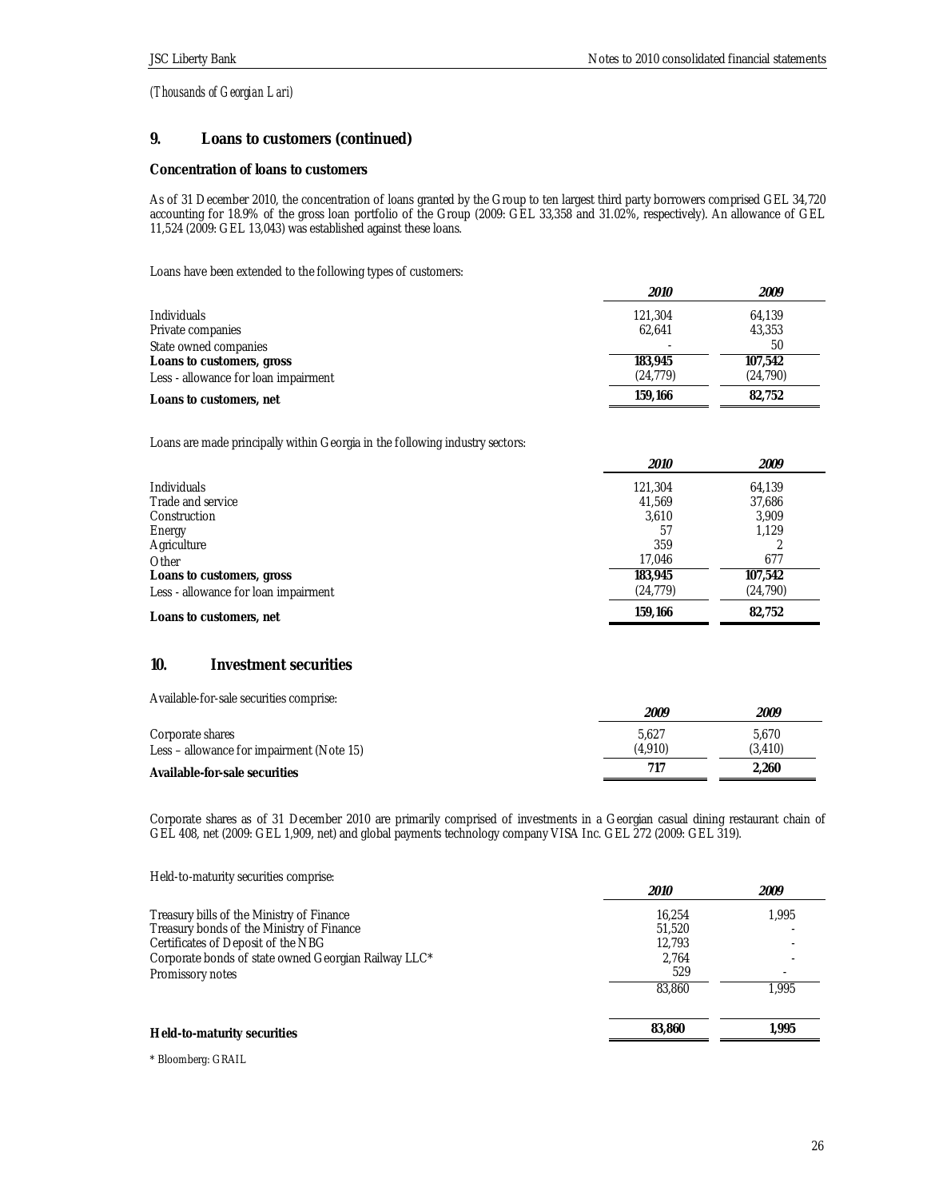*(Thousands of Georgian Lari)*

## 9. Loans to customers (continued)

### Concentration of loans to customers

As of 31 December 2010, the concentration of loans granted by the Group to ten largest third party borrowers comprised GEL 34,720 accounting for 18.9% of the gross loan portfolio of the Group (2009: GEL 33,358 and 31.02%, respectively). An allowance of GEL 11,524 (2009: GEL 13,043) was established against these loans.

Loans have been extended to the following types of customers:

| | *2010* | *2009* |
|---|---|---|
| Individuals | 121,304 | 64,139 |
| Private companies | 62,641 | 43,353 |
| State owned companies | - | 50 |
| **Loans to customers, gross** | **183,945** | **107,542** |
| Less - allowance for loan impairment | (24,779) | (24,790) |
| **Loans to customers, net** | **159,166** | **82,752** |

Loans are made principally within Georgia in the following industry sectors:

| | *2010* | *2009* |
|---|---|---|
| Individuals | 121,304 | 64,139 |
| Trade and service | 41,569 | 37,686 |
| Construction | 3,610 | 3,909 |
| Energy | 57 | 1,129 |
| Agriculture | 359 | 2 |
| Other | 17,046 | 677 |
| **Loans to customers, gross** | **183,945** | **107,542** |
| Less - allowance for loan impairment | (24,779) | (24,790) |
| **Loans to customers, net** | **159,166** | **82,752** |

## 10. Investment securities

Available-for-sale securities comprise:

| | *2009* | *2009* |
|---|---|---|
| Corporate shares | 5,627 | 5,670 |
| Less – allowance for impairment (Note 15) | (4,910) | (3,410) |
| **Available-for-sale securities** | **717** | **2,260** |

Corporate shares as of 31 December 2010 are primarily comprised of investments in a Georgian casual dining restaurant chain of GEL 408, net (2009: GEL 1,909, net) and global payments technology company VISA Inc. GEL 272 (2009: GEL 319).

Held-to-maturity securities comprise:

| | *2010* | *2009* |
|---|---|---|
| Treasury bills of the Ministry of Finance | 16,254 | 1,995 |
| Treasury bonds of the Ministry of Finance | 51,520 | - |
| Certificates of Deposit of the NBG | 12,793 | - |
| Corporate bonds of state owned Georgian Railway LLC* | 2,764 | - |
| Promissory notes | 529 | - |
| | 83,860 | 1,995 |
| **Held-to-maturity securities** | **83,860** | **1,995** |

\* Bloomberg: GRAIL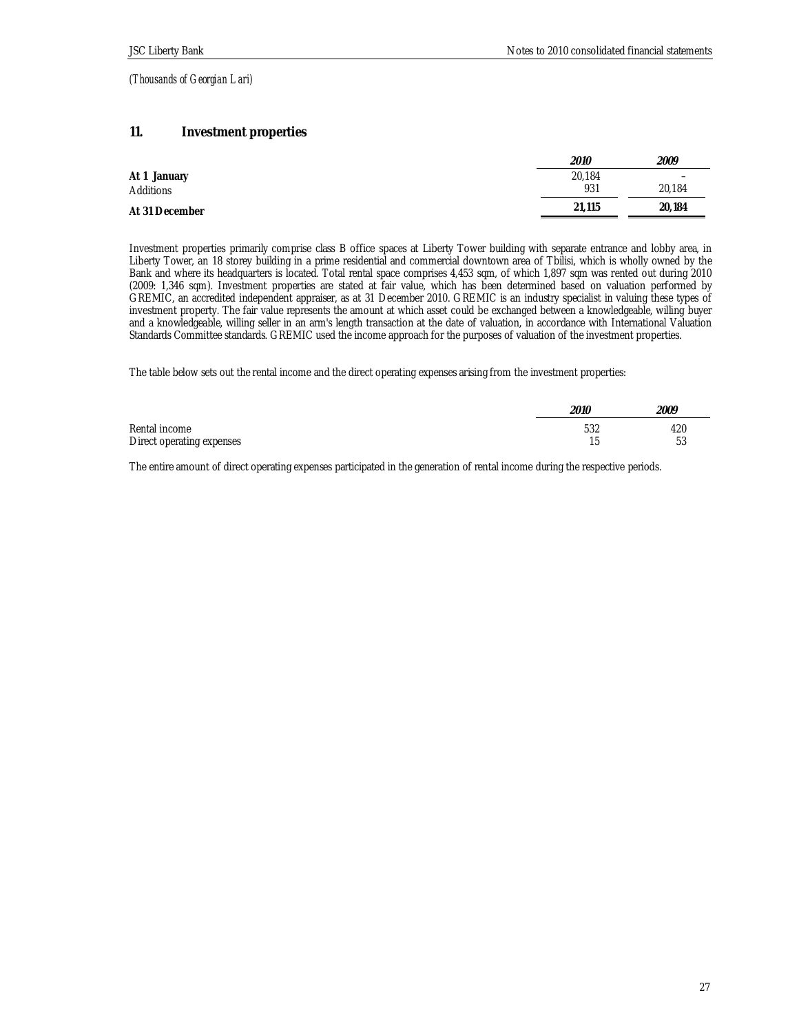(Thousands of Georgian Lari)

## 11. Investment properties

| | 2010 | 2009 |
|---|---|---|
| **At 1 January** | 20,184 | – |
| Additions | 931 | 20,184 |
| **At 31 December** | **21,115** | **20,184** |

Investment properties primarily comprise class B office spaces at Liberty Tower building with separate entrance and lobby area, in Liberty Tower, an 18 storey building in a prime residential and commercial downtown area of Tbilisi, which is wholly owned by the Bank and where its headquarters is located. Total rental space comprises 4,453 sqm, of which 1,897 sqm was rented out during 2010 (2009: 1,346 sqm). Investment properties are stated at fair value, which has been determined based on valuation performed by GREMIC, an accredited independent appraiser, as at 31 December 2010. GREMIC is an industry specialist in valuing these types of investment property. The fair value represents the amount at which asset could be exchanged between a knowledgeable, willing buyer and a knowledgeable, willing seller in an arm's length transaction at the date of valuation, in accordance with International Valuation Standards Committee standards. GREMIC used the income approach for the purposes of valuation of the investment properties.

The table below sets out the rental income and the direct operating expenses arising from the investment properties:

| | 2010 | 2009 |
|---|---|---|
| Rental income | 532 | 420 |
| Direct operating expenses | 15 | 53 |

The entire amount of direct operating expenses participated in the generation of rental income during the respective periods.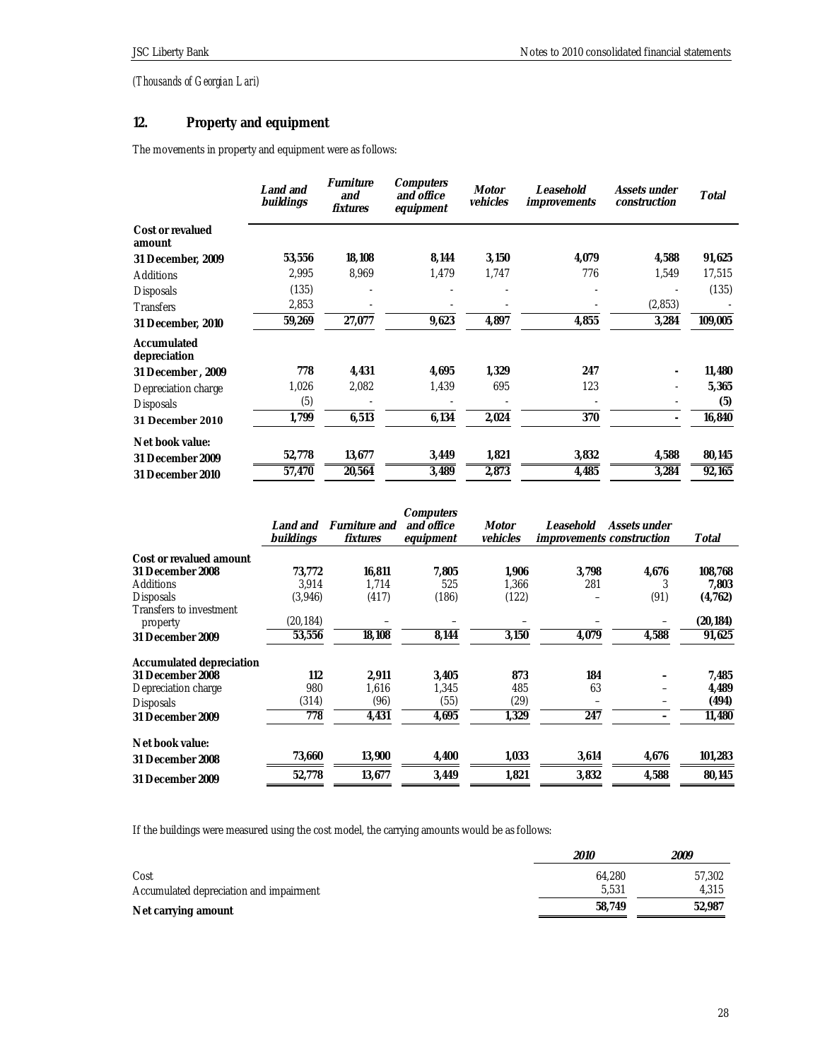*(Thousands of Georgian Lari)*

## 12. Property and equipment

The movements in property and equipment were as follows:

| | *Land and buildings* | *Furniture and fixtures* | *Computers and office equipment* | *Motor vehicles* | *Leasehold improvements* | *Assets under construction* | *Total* |
|---|---|---|---|---|---|---|---|
| **Cost or revalued amount** | | | | | | | |
| **31 December, 2009** | **53,556** | **18,108** | **8,144** | **3,150** | **4,079** | **4,588** | **91,625** |
| Additions | 2,995 | 8,969 | 1,479 | 1,747 | 776 | 1,549 | 17,515 |
| Disposals | (135) | - | - | - | - | - | (135) |
| Transfers | 2,853 | - | - | - | - | (2,853) | - |
| **31 December, 2010** | **59,269** | **27,077** | **9,623** | **4,897** | **4,855** | **3,284** | **109,005** |
| **Accumulated depreciation** | | | | | | | |
| **31 December , 2009** | **778** | **4,431** | **4,695** | **1,329** | **247** | **-** | **11,480** |
| Depreciation charge | 1,026 | 2,082 | 1,439 | 695 | 123 | - | **5,365** |
| Disposals | (5) | - | - | - | - | - | **(5)** |
| **31 December 2010** | **1,799** | **6,513** | **6,134** | **2,024** | **370** | **-** | **16,840** |
| **Net book value:** | | | | | | | |
| **31 December 2009** | **52,778** | **13,677** | **3,449** | **1,821** | **3,832** | **4,588** | **80,145** |
| **31 December 2010** | **57,470** | **20,564** | **3,489** | **2,873** | **4,485** | **3,284** | **92,165** |

| | *Land and buildings* | *Furniture and fixtures* | *Computers and office equipment* | *Motor vehicles* | *Leasehold improvements* | *Assets under construction* | *Total* |
|---|---|---|---|---|---|---|---|
| **Cost or revalued amount** | | | | | | | |
| **31 December 2008** | **73,772** | **16,811** | **7,805** | **1,906** | **3,798** | **4,676** | **108,768** |
| Additions | 3,914 | 1,714 | 525 | 1,366 | 281 | 3 | **7,803** |
| Disposals | (3,946) | (417) | (186) | (122) | – | (91) | **(4,762)** |
| Transfers to investment property | (20,184) | – | – | – | – | – | **(20,184)** |
| **31 December 2009** | **53,556** | **18,108** | **8,144** | **3,150** | **4,079** | **4,588** | **91,625** |
| **Accumulated depreciation** | | | | | | | |
| **31 December 2008** | **112** | **2,911** | **3,405** | **873** | **184** | **–** | **7,485** |
| Depreciation charge | 980 | 1,616 | 1,345 | 485 | 63 | – | **4,489** |
| Disposals | (314) | (96) | (55) | (29) | – | – | **(494)** |
| **31 December 2009** | **778** | **4,431** | **4,695** | **1,329** | **247** | **–** | **11,480** |
| **Net book value:** | | | | | | | |
| **31 December 2008** | **73,660** | **13,900** | **4,400** | **1,033** | **3,614** | **4,676** | **101,283** |
| **31 December 2009** | **52,778** | **13,677** | **3,449** | **1,821** | **3,832** | **4,588** | **80,145** |

If the buildings were measured using the cost model, the carrying amounts would be as follows:

| | *2010* | *2009* |
|---|---|---|
| Cost | 64,280 | 57,302 |
| Accumulated depreciation and impairment | 5,531 | 4,315 |
| **Net carrying amount** | **58,749** | **52,987** |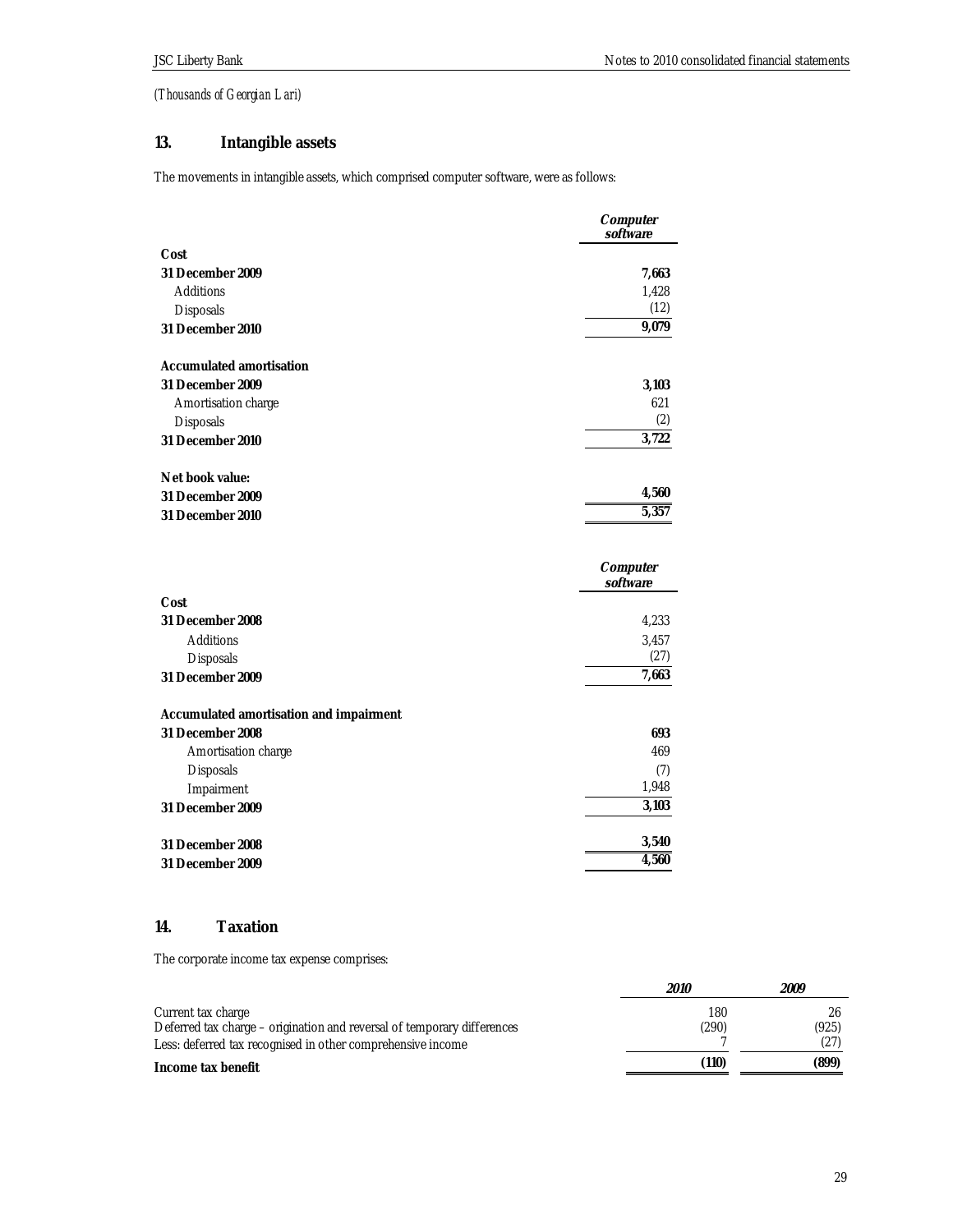(Thousands of Georgian Lari)

## 13. Intangible assets

The movements in intangible assets, which comprised computer software, were as follows:

| | *Computer software* |
|---|---|
| **Cost** | |
| **31 December 2009** | **7,663** |
| Additions | 1,428 |
| Disposals | (12) |
| **31 December 2010** | **9,079** |
| | |
| **Accumulated amortisation** | |
| **31 December 2009** | **3,103** |
| Amortisation charge | 621 |
| Disposals | (2) |
| **31 December 2010** | **3,722** |
| | |
| **Net book value:** | |
| **31 December 2009** | **4,560** |
| **31 December 2010** | **5,357** |

| | *Computer software* |
|---|---|
| **Cost** | |
| **31 December 2008** | 4,233 |
| Additions | 3,457 |
| Disposals | (27) |
| **31 December 2009** | **7,663** |
| | |
| **Accumulated amortisation and impairment** | |
| **31 December 2008** | **693** |
| Amortisation charge | 469 |
| Disposals | (7) |
| Impairment | 1,948 |
| **31 December 2009** | **3,103** |
| | |
| **31 December 2008** | **3,540** |
| **31 December 2009** | **4,560** |

## 14. Taxation

The corporate income tax expense comprises:

| | *2010* | *2009* |
|---|---|---|
| Current tax charge | 180 | 26 |
| Deferred tax charge – origination and reversal of temporary differences | (290) | (925) |
| Less: deferred tax recognised in other comprehensive income | 7 | (27) |
| **Income tax benefit** | **(110)** | **(899)** |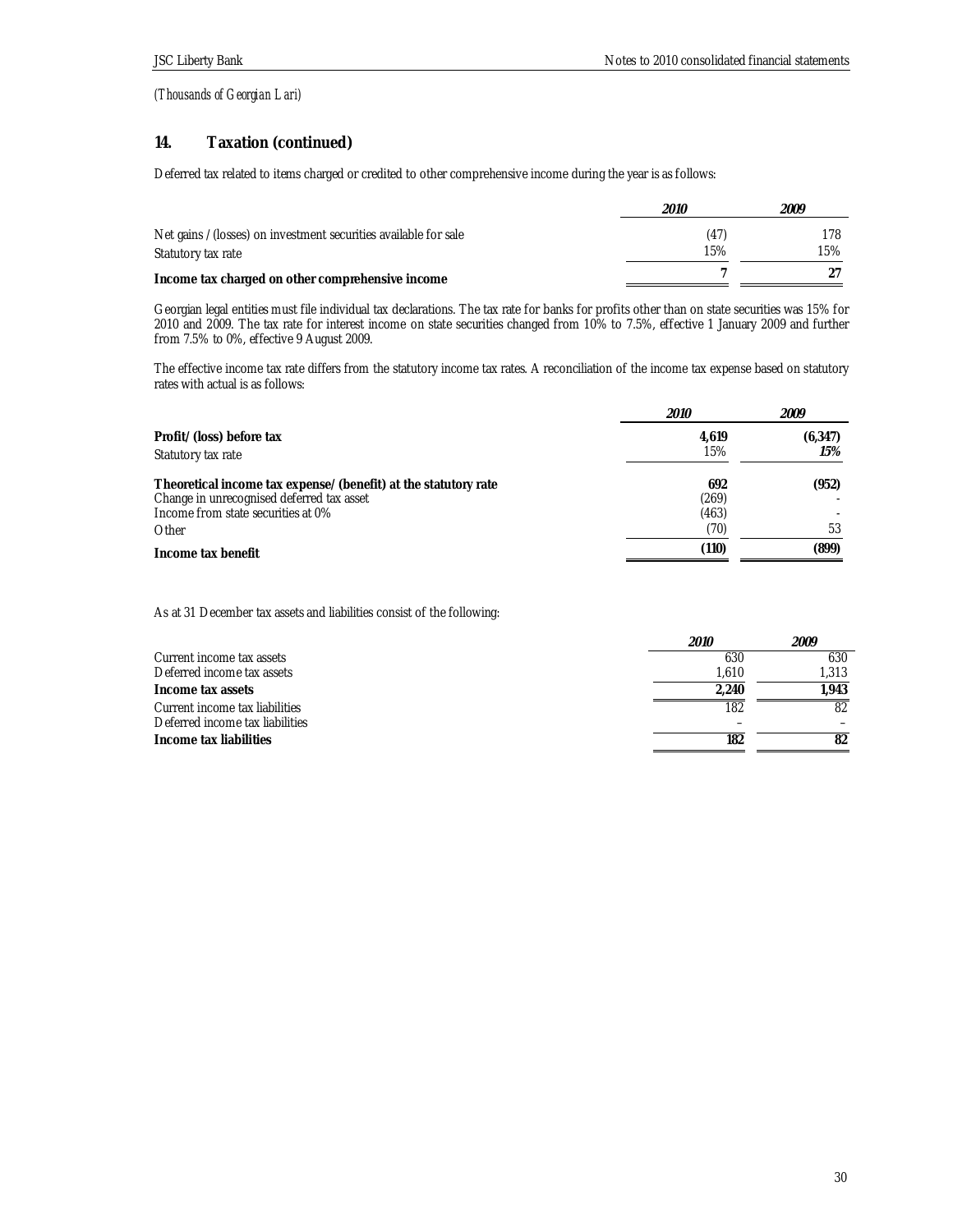*(Thousands of Georgian Lari)*

## 14. Taxation (continued)

Deferred tax related to items charged or credited to other comprehensive income during the year is as follows:

| | *2010* | *2009* |
|---|---|---|
| Net gains / (losses) on investment securities available for sale | (47) | 178 |
| Statutory tax rate | 15% | 15% |
| **Income tax charged on other comprehensive income** | **7** | **27** |

Georgian legal entities must file individual tax declarations. The tax rate for banks for profits other than on state securities was 15% for 2010 and 2009. The tax rate for interest income on state securities changed from 10% to 7.5%, effective 1 January 2009 and further from 7.5% to 0%, effective 9 August 2009.

The effective income tax rate differs from the statutory income tax rates. A reconciliation of the income tax expense based on statutory rates with actual is as follows:

| | *2010* | *2009* |
|---|---|---|
| **Profit/(loss) before tax** | **4,619** | **(6,347)** |
| Statutory tax rate | 15% | *15%* |
| **Theoretical income tax expense/(benefit) at the statutory rate** | **692** | **(952)** |
| Change in unrecognised deferred tax asset | (269) | - |
| Income from state securities at 0% | (463) | - |
| Other | (70) | 53 |
| **Income tax benefit** | **(110)** | **(899)** |

As at 31 December tax assets and liabilities consist of the following:

| | *2010* | *2009* |
|---|---|---|
| Current income tax assets | 630 | 630 |
| Deferred income tax assets | 1,610 | 1,313 |
| **Income tax assets** | **2,240** | **1,943** |
| Current income tax liabilities | 182 | 82 |
| Deferred income tax liabilities | – | – |
| **Income tax liabilities** | **182** | **82** |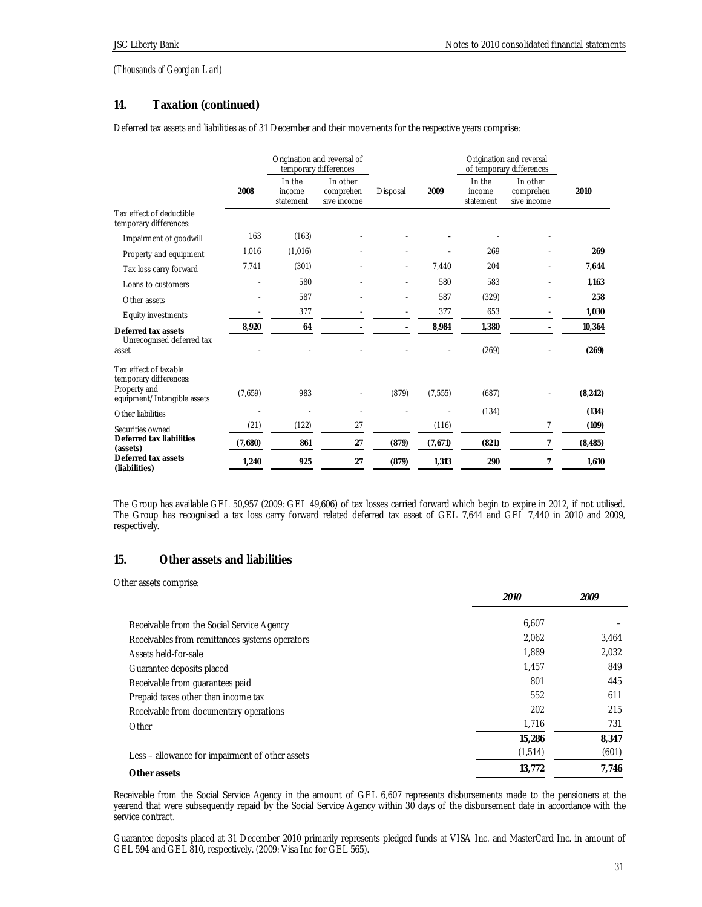*(Thousands of Georgian Lari)*

## 14. Taxation (continued)

Deferred tax assets and liabilities as of 31 December and their movements for the respective years comprise:

| | 2008 | Origination and reversal of temporary differences | | Disposal | 2009 | Origination and reversal of temporary differences | | 2010 |
|---|---|---|---|---|---|---|---|---|
| | | In the income statement | In other comprehen sive income | | | In the income statement | In other comprehen sive income | |
| Tax effect of deductible temporary differences: | | | | | | | | |
| Impairment of goodwill | 163 | (163) | - | - | **-** | - | - | |
| Property and equipment | 1,016 | (1,016) | - | - | **-** | 269 | - | **269** |
| Tax loss carry forward | 7,741 | (301) | - | - | 7,440 | 204 | - | **7,644** |
| Loans to customers | - | 580 | - | - | 580 | 583 | - | **1,163** |
| Other assets | - | 587 | - | - | 587 | (329) | - | **258** |
| Equity investments | - | 377 | - | - | 377 | 653 | - | **1,030** |
| **Deferred tax assets** | **8,920** | **64** | **-** | **-** | **8,984** | **1,380** | **-** | **10,364** |
| Unrecognised deferred tax asset | - | - | - | - | - | (269) | - | **(269)** |
| Tax effect of taxable temporary differences: | | | | | | | | |
| Property and equipment/Intangible assets | (7,659) | 983 | - | (879) | (7,555) | (687) | - | **(8,242)** |
| Other liabilities | - | - | - | - | - | (134) | | **(134)** |
| Securities owned | (21) | (122) | 27 | | (116) | | 7 | **(109)** |
| **Deferred tax liabilities (assets)** | **(7,680)** | **861** | **27** | **(879)** | **(7,671)** | **(821)** | **7** | **(8,485)** |
| **Deferred tax assets (liabilities)** | **1,240** | **925** | **27** | **(879)** | **1,313** | **290** | **7** | **1,610** |

The Group has available GEL 50,957 (2009: GEL 49,606) of tax losses carried forward which begin to expire in 2012, if not utilised. The Group has recognised a tax loss carry forward related deferred tax asset of GEL 7,644 and GEL 7,440 in 2010 and 2009, respectively.

## 15. Other assets and liabilities

Other assets comprise:

| | *2010* | *2009* |
|---|---|---|
| Receivable from the Social Service Agency | 6,607 | – |
| Receivables from remittances systems operators | 2,062 | 3,464 |
| Assets held-for-sale | 1,889 | 2,032 |
| Guarantee deposits placed | 1,457 | 849 |
| Receivable from guarantees paid | 801 | 445 |
| Prepaid taxes other than income tax | 552 | 611 |
| Receivable from documentary operations | 202 | 215 |
| Other | 1,716 | 731 |
| | **15,286** | **8,347** |
| Less – allowance for impairment of other assets | (1,514) | (601) |
| **Other assets** | **13,772** | **7,746** |

Receivable from the Social Service Agency in the amount of GEL 6,607 represents disbursements made to the pensioners at the yearend that were subsequently repaid by the Social Service Agency within 30 days of the disbursement date in accordance with the service contract.

Guarantee deposits placed at 31 December 2010 primarily represents pledged funds at VISA Inc. and MasterCard Inc. in amount of GEL 594 and GEL 810, respectively. (2009: Visa Inc for GEL 565).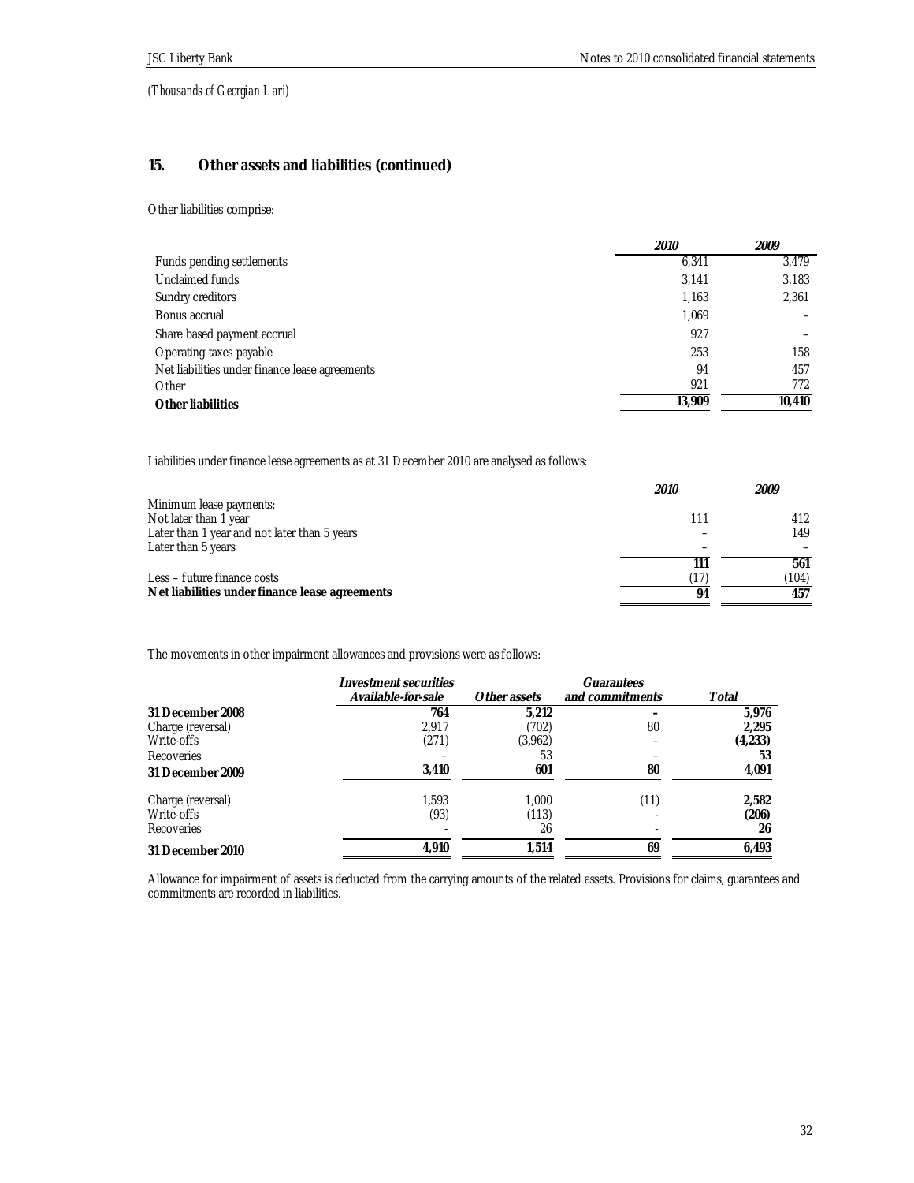*(Thousands of Georgian Lari)*

## 15. Other assets and liabilities (continued)

Other liabilities comprise:

| | *2010* | *2009* |
|---|---|---|
| Funds pending settlements | 6,341 | 3,479 |
| Unclaimed funds | 3,141 | 3,183 |
| Sundry creditors | 1,163 | 2,361 |
| Bonus accrual | 1,069 | – |
| Share based payment accrual | 927 | – |
| Operating taxes payable | 253 | 158 |
| Net liabilities under finance lease agreements | 94 | 457 |
| Other | 921 | 772 |
| **Other liabilities** | **13,909** | **10,410** |

Liabilities under finance lease agreements as at 31 December 2010 are analysed as follows:

| | *2010* | *2009* |
|---|---|---|
| Minimum lease payments: | | |
| Not later than 1 year | 111 | 412 |
| Later than 1 year and not later than 5 years | – | 149 |
| Later than 5 years | – | – |
| | **111** | **561** |
| Less – future finance costs | (17) | (104) |
| **Net liabilities under finance lease agreements** | **94** | **457** |

The movements in other impairment allowances and provisions were as follows:

| | *Investment securities Available-for-sale* | *Other assets* | *Guarantees and commitments* | *Total* |
|---|---|---|---|---|
| **31 December 2008** | **764** | **5,212** | **–** | **5,976** |
| Charge (reversal) | 2,917 | (702) | 80 | **2,295** |
| Write-offs | (271) | (3,962) | – | **(4,233)** |
| Recoveries | – | 53 | – | **53** |
| **31 December 2009** | **3,410** | **601** | **80** | **4,091** |
| Charge (reversal) | 1,593 | 1,000 | (11) | **2,582** |
| Write-offs | (93) | (113) | - | **(206)** |
| Recoveries | - | 26 | - | **26** |
| **31 December 2010** | **4,910** | **1,514** | **69** | **6,493** |

Allowance for impairment of assets is deducted from the carrying amounts of the related assets. Provisions for claims, guarantees and commitments are recorded in liabilities.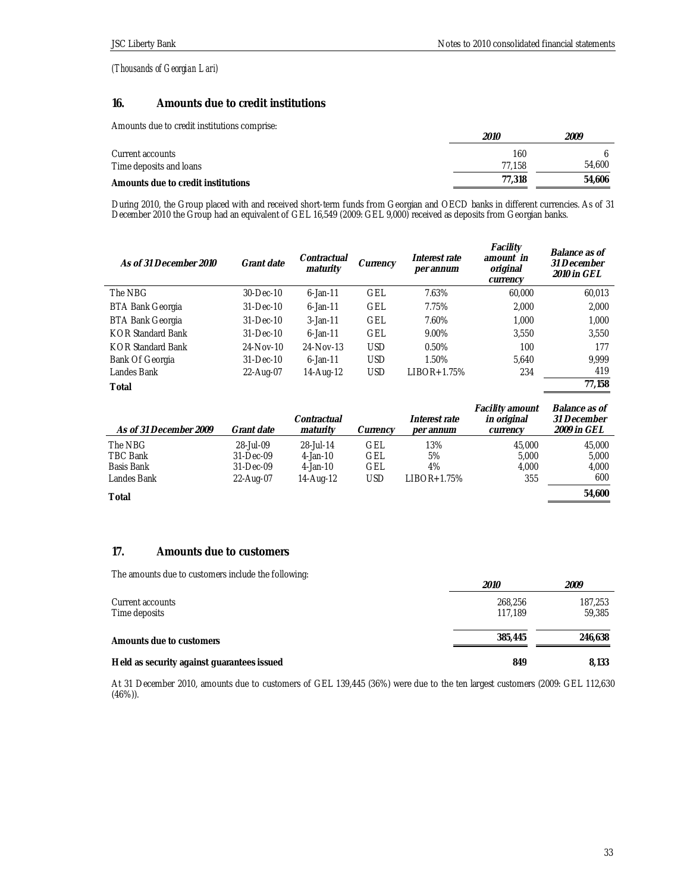*(Thousands of Georgian Lari)*

## 16. Amounts due to credit institutions

Amounts due to credit institutions comprise:

| | *2010* | *2009* |
|---|---|---|
| Current accounts | 160 | 6 |
| Time deposits and loans | 77,158 | 54,600 |
| **Amounts due to credit institutions** | **77,318** | **54,606** |

During 2010, the Group placed with and received short-term funds from Georgian and OECD banks in different currencies. As of 31 December 2010 the Group had an equivalent of GEL 16,549 (2009: GEL 9,000) received as deposits from Georgian banks.

| *As of 31 December 2010* | *Grant date* | *Contractual maturity* | *Currency* | *Interest rate per annum* | *Facility amount in original currency* | *Balance as of 31 December 2010 in GEL* |
|---|---|---|---|---|---|---|
| The NBG | 30-Dec-10 | 6-Jan-11 | GEL | 7.63% | 60,000 | 60,013 |
| BTA Bank Georgia | 31-Dec-10 | 6-Jan-11 | GEL | 7.75% | 2,000 | 2,000 |
| BTA Bank Georgia | 31-Dec-10 | 3-Jan-11 | GEL | 7.60% | 1,000 | 1,000 |
| KOR Standard Bank | 31-Dec-10 | 6-Jan-11 | GEL | 9.00% | 3,550 | 3,550 |
| KOR Standard Bank | 24-Nov-10 | 24-Nov-13 | USD | 0.50% | 100 | 177 |
| Bank Of Georgia | 31-Dec-10 | 6-Jan-11 | USD | 1.50% | 5,640 | 9,999 |
| Landes Bank | 22-Aug-07 | 14-Aug-12 | USD | LIBOR+1.75% | 234 | 419 |
| **Total** | | | | | | **77,158** |

| *As of 31 December 2009* | *Grant date* | *Contractual maturity* | *Currency* | *Interest rate per annum* | *Facility amount in original currency* | *Balance as of 31 December 2009 in GEL* |
|---|---|---|---|---|---|---|
| The NBG | 28-Jul-09 | 28-Jul-14 | GEL | 13% | 45,000 | 45,000 |
| TBC Bank | 31-Dec-09 | 4-Jan-10 | GEL | 5% | 5,000 | 5,000 |
| Basis Bank | 31-Dec-09 | 4-Jan-10 | GEL | 4% | 4,000 | 4,000 |
| Landes Bank | 22-Aug-07 | 14-Aug-12 | USD | LIBOR+1.75% | 355 | 600 |
| **Total** | | | | | | **54,600** |

## 17. Amounts due to customers

The amounts due to customers include the following:

| | *2010* | *2009* |
|---|---|---|
| Current accounts | 268,256 | 187,253 |
| Time deposits | 117,189 | 59,385 |
| **Amounts due to customers** | **385,445** | **246,638** |
| **Held as security against guarantees issued** | **849** | **8,133** |

At 31 December 2010, amounts due to customers of GEL 139,445 (36%) were due to the ten largest customers (2009: GEL 112,630 (46%)).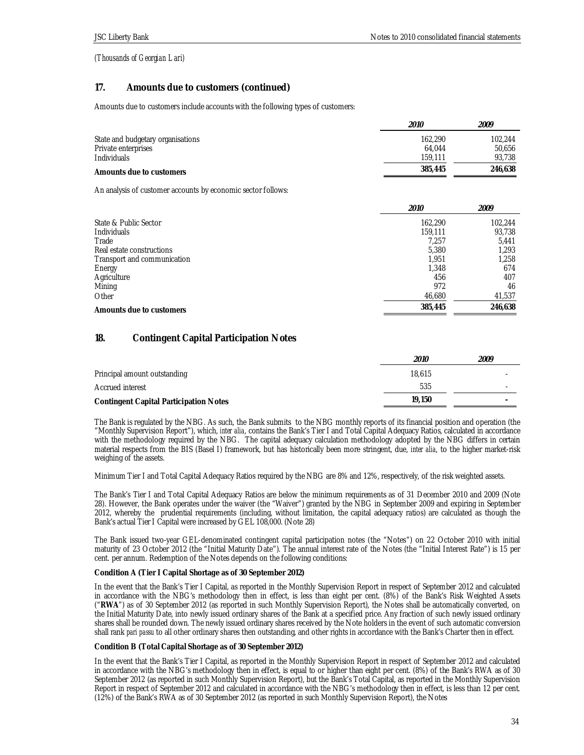*(Thousands of Georgian Lari)*

## 17. Amounts due to customers (continued)

Amounts due to customers include accounts with the following types of customers:

| | *2010* | *2009* |
|---|---|---|
| State and budgetary organisations | 162,290 | 102,244 |
| Private enterprises | 64,044 | 50,656 |
| Individuals | 159,111 | 93,738 |
| **Amounts due to customers** | **385,445** | **246,638** |

An analysis of customer accounts by economic sector follows:

| | *2010* | *2009* |
|---|---|---|
| State & Public Sector | 162,290 | 102,244 |
| Individuals | 159,111 | 93,738 |
| Trade | 7,257 | 5,441 |
| Real estate constructions | 5,380 | 1,293 |
| Transport and communication | 1,951 | 1,258 |
| Energy | 1,348 | 674 |
| Agriculture | 456 | 407 |
| Mining | 972 | 46 |
| Other | 46,680 | 41,537 |
| **Amounts due to customers** | **385,445** | **246,638** |

## 18. Contingent Capital Participation Notes

| | *2010* | *2009* |
|---|---|---|
| Principal amount outstanding | 18,615 | - |
| Accrued interest | 535 | - |
| **Contingent Capital Participation Notes** | **19,150** | **-** |

The Bank is regulated by the NBG. As such, the Bank submits to the NBG monthly reports of its financial position and operation (the "Monthly Supervision Report"), which, *inter alia*, contains the Bank's Tier I and Total Capital Adequacy Ratios, calculated in accordance with the methodology required by the NBG. The capital adequacy calculation methodology adopted by the NBG differs in certain material respects from the BIS (Basel I) framework, but has historically been more stringent, due, *inter alia*, to the higher market-risk weighing of the assets.

Minimum Tier I and Total Capital Adequacy Ratios required by the NBG are 8% and 12%, respectively, of the risk weighted assets.

The Bank's Tier I and Total Capital Adequacy Ratios are below the minimum requirements as of 31 December 2010 and 2009 (Note 28). However, the Bank operates under the waiver (the "Waiver") granted by the NBG in September 2009 and expiring in September 2012, whereby the prudential requirements (including, without limitation, the capital adequacy ratios) are calculated as though the Bank's actual Tier I Capital were increased by GEL 108,000. (Note 28)

The Bank issued two-year GEL-denominated contingent capital participation notes (the "Notes") on 22 October 2010 with initial maturity of 23 October 2012 (the "Initial Maturity Date"). The annual interest rate of the Notes (the "Initial Interest Rate") is 15 per cent. per annum. Redemption of the Notes depends on the following conditions:

**Condition A (Tier I Capital Shortage as of 30 September 2012)**

In the event that the Bank's Tier I Capital, as reported in the Monthly Supervision Report in respect of September 2012 and calculated in accordance with the NBG's methodology then in effect, is less than eight per cent. (8%) of the Bank's Risk Weighted Assets ("**RWA**") as of 30 September 2012 (as reported in such Monthly Supervision Report), the Notes shall be automatically converted, on the Initial Maturity Date, into newly issued ordinary shares of the Bank at a specified price. Any fraction of such newly issued ordinary shares shall be rounded down. The newly issued ordinary shares received by the Note holders in the event of such automatic conversion shall rank *pari passu* to all other ordinary shares then outstanding, and other rights in accordance with the Bank's Charter then in effect.

**Condition B (Total Capital Shortage as of 30 September 2012)**

In the event that the Bank's Tier I Capital, as reported in the Monthly Supervision Report in respect of September 2012 and calculated in accordance with the NBG's methodology then in effect, is equal to or higher than eight per cent. (8%) of the Bank's RWA as of 30 September 2012 (as reported in such Monthly Supervision Report), but the Bank's Total Capital, as reported in the Monthly Supervision Report in respect of September 2012 and calculated in accordance with the NBG's methodology then in effect, is less than 12 per cent. (12%) of the Bank's RWA as of 30 September 2012 (as reported in such Monthly Supervision Report), the Notes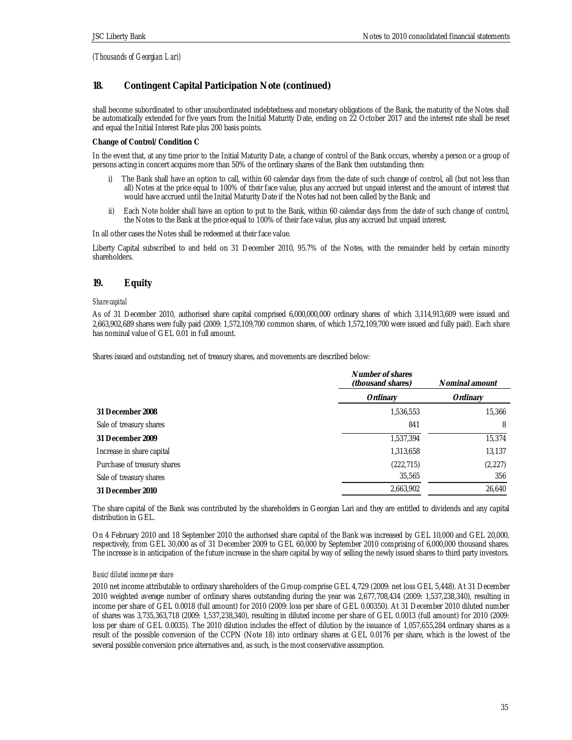*(Thousands of Georgian Lari)*

## 18. Contingent Capital Participation Note (continued)

shall become subordinated to other unsubordinated indebtedness and monetary obligations of the Bank, the maturity of the Notes shall be automatically extended for five years from the Initial Maturity Date, ending on 22 October 2017 and the interest rate shall be reset and equal the Initial Interest Rate plus 200 basis points.

**Change of Control/Condition C**

In the event that, at any time prior to the Initial Maturity Date, a change of control of the Bank occurs, whereby a person or a group of persons acting in concert acquires more than 50% of the ordinary shares of the Bank then outstanding, then:

i) The Bank shall have an option to call, within 60 calendar days from the date of such change of control, all (but not less than all) Notes at the price equal to 100% of their face value, plus any accrued but unpaid interest and the amount of interest that would have accrued until the Initial Maturity Date if the Notes had not been called by the Bank; and

ii) Each Note holder shall have an option to put to the Bank, within 60 calendar days from the date of such change of control, the Notes to the Bank at the price equal to 100% of their face value, plus any accrued but unpaid interest.

In all other cases the Notes shall be redeemed at their face value.

Liberty Capital subscribed to and held on 31 December 2010, 95.7% of the Notes, with the remainder held by certain minority shareholders.

## 19. Equity

*Share capital*

As of 31 December 2010, authorised share capital comprised 6,000,000,000 ordinary shares of which 3,114,913,609 were issued and 2,663,902,689 shares were fully paid (2009: 1,572,109,700 common shares, of which 1,572,109,700 were issued and fully paid). Each share has nominal value of GEL 0.01 in full amount.

Shares issued and outstanding, net of treasury shares, and movements are described below:

| | Number of shares (thousand shares) | Nominal amount |
|---|---|---|
| | Ordinary | Ordinary |
| **31 December 2008** | 1,536,553 | 15,366 |
| Sale of treasury shares | 841 | 8 |
| **31 December 2009** | 1,537,394 | 15,374 |
| Increase in share capital | 1,313,658 | 13,137 |
| Purchase of treasury shares | (222,715) | (2,227) |
| Sale of treasury shares | 35,565 | 356 |
| **31 December 2010** | 2,663,902 | 26,640 |

The share capital of the Bank was contributed by the shareholders in Georgian Lari and they are entitled to dividends and any capital distribution in GEL.

On 4 February 2010 and 18 September 2010 the authorised share capital of the Bank was increased by GEL 10,000 and GEL 20,000, respectively, from GEL 30,000 as of 31 December 2009 to GEL 60,000 by September 2010 comprising of 6,000,000 thousand shares. The increase is in anticipation of the future increase in the share capital by way of selling the newly issued shares to third party investors.

*Basic/diluted income per share*

2010 net income attributable to ordinary shareholders of the Group comprise GEL 4,729 (2009: net loss GEL 5,448). At 31 December 2010 weighted average number of ordinary shares outstanding during the year was 2,677,708,434 (2009: 1,537,238,340), resulting in income per share of GEL 0.0018 (full amount) for 2010 (2009: loss per share of GEL 0.00350). At 31 December 2010 diluted number of shares was 3,735,363,718 (2009: 1,537,238,340), resulting in diluted income per share of GEL 0.0013 (full amount) for 2010 (2009: loss per share of GEL 0.0035). The 2010 dilution includes the effect of dilution by the issuance of 1,057,655,284 ordinary shares as a result of the possible conversion of the CCPN (Note 18) into ordinary shares at GEL 0.0176 per share, which is the lowest of the several possible conversion price alternatives and, as such, is the most conservative assumption.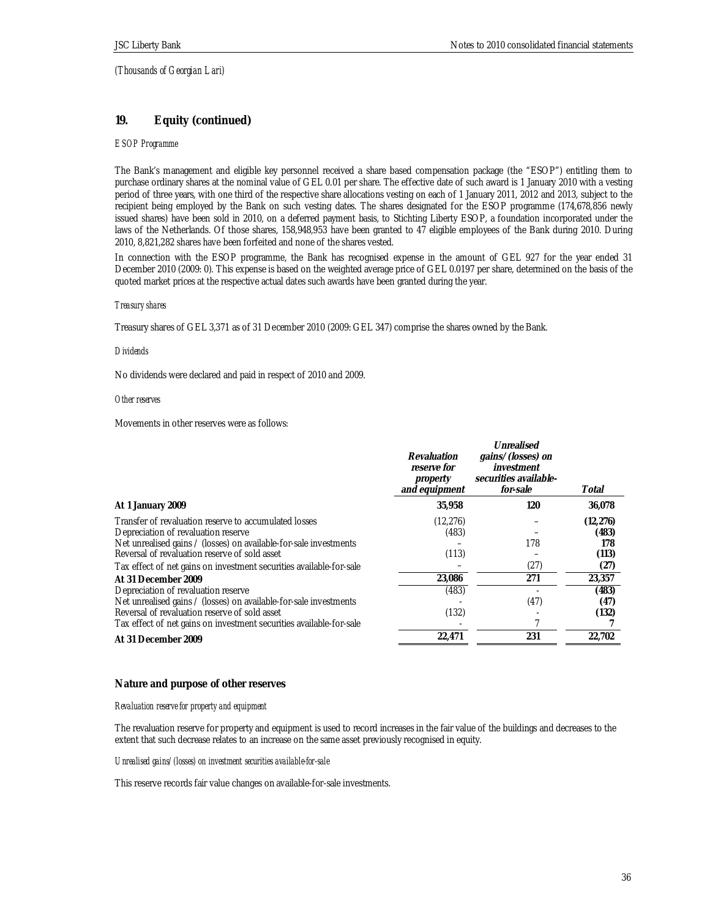*(Thousands of Georgian Lari)*

## 19. Equity (continued)

*ESOP Programme*

The Bank's management and eligible key personnel received a share based compensation package (the "ESOP") entitling them to purchase ordinary shares at the nominal value of GEL 0.01 per share. The effective date of such award is 1 January 2010 with a vesting period of three years, with one third of the respective share allocations vesting on each of 1 January 2011, 2012 and 2013, subject to the recipient being employed by the Bank on such vesting dates. The shares designated for the ESOP programme (174,678,856 newly issued shares) have been sold in 2010, on a deferred payment basis, to Stichting Liberty ESOP, a foundation incorporated under the laws of the Netherlands. Of those shares, 158,948,953 have been granted to 47 eligible employees of the Bank during 2010. During 2010, 8,821,282 shares have been forfeited and none of the shares vested.

In connection with the ESOP programme, the Bank has recognised expense in the amount of GEL 927 for the year ended 31 December 2010 (2009: 0). This expense is based on the weighted average price of GEL 0.0197 per share, determined on the basis of the quoted market prices at the respective actual dates such awards have been granted during the year.

*Treasury shares*

Treasury shares of GEL 3,371 as of 31 December 2010 (2009: GEL 347) comprise the shares owned by the Bank.

*Dividends*

No dividends were declared and paid in respect of 2010 and 2009.

*Other reserves*

Movements in other reserves were as follows:

| | *Revaluation reserve for property and equipment* | *Unrealised gains/(losses) on investment securities available-for-sale* | *Total* |
|---|---|---|---|
| **At 1 January 2009** | **35,958** | **120** | **36,078** |
| Transfer of revaluation reserve to accumulated losses | (12,276) | – | **(12,276)** |
| Depreciation of revaluation reserve | (483) | – | **(483)** |
| Net unrealised gains / (losses) on available-for-sale investments | – | 178 | **178** |
| Reversal of revaluation reserve of sold asset | (113) | – | **(113)** |
| Tax effect of net gains on investment securities available-for-sale | – | (27) | **(27)** |
| **At 31 December 2009** | **23,086** | **271** | **23,357** |
| Depreciation of revaluation reserve | (483) | - | **(483)** |
| Net unrealised gains / (losses) on available-for-sale investments | - | (47) | **(47)** |
| Reversal of revaluation reserve of sold asset | (132) | - | **(132)** |
| Tax effect of net gains on investment securities available-for-sale | - | 7 | **7** |
| **At 31 December 2009** | **22,471** | **231** | **22,702** |

### Nature and purpose of other reserves

*Revaluation reserve for property and equipment*

The revaluation reserve for property and equipment is used to record increases in the fair value of the buildings and decreases to the extent that such decrease relates to an increase on the same asset previously recognised in equity.

*Unrealised gains/(losses) on investment securities available-for-sale*

This reserve records fair value changes on available-for-sale investments.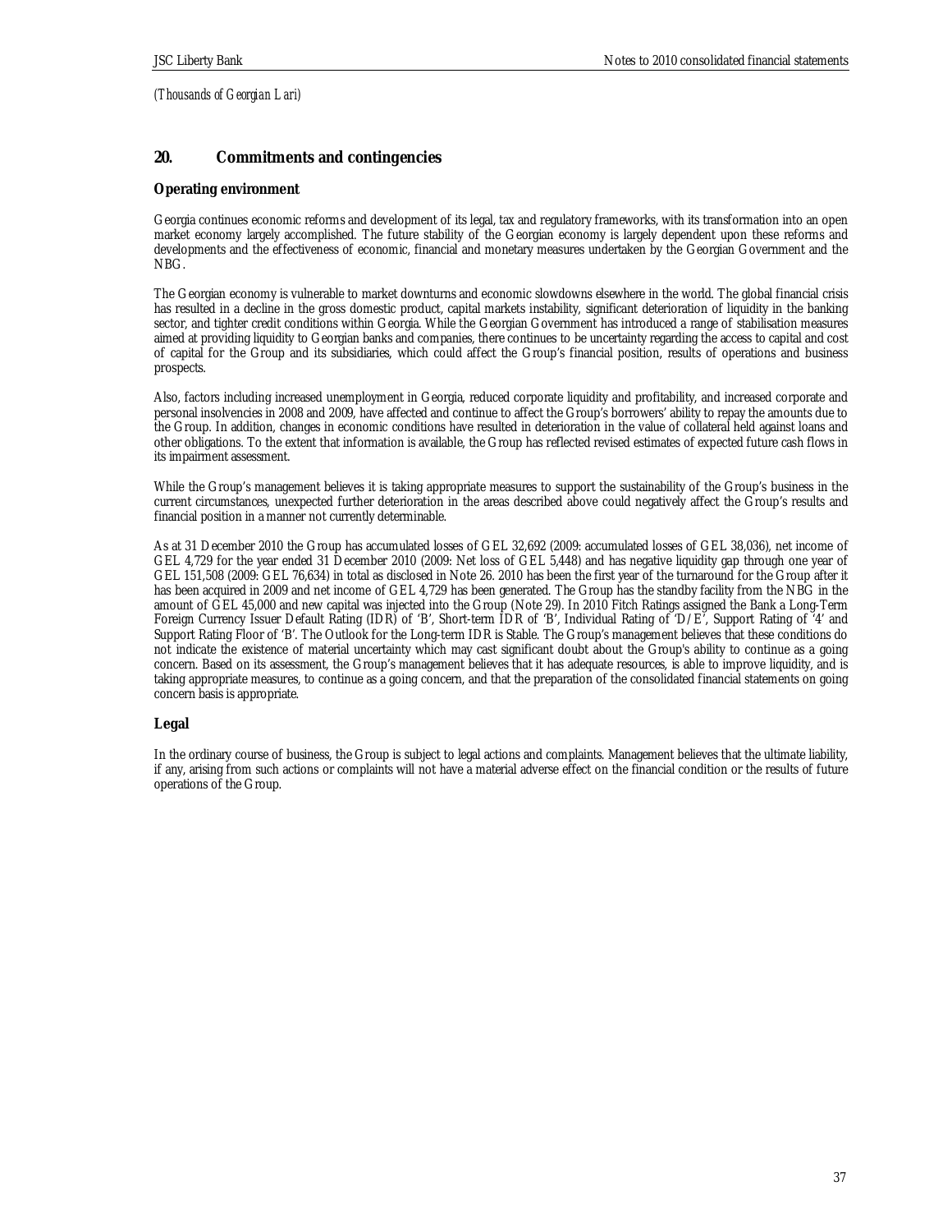*(Thousands of Georgian Lari)*

## 20. Commitments and contingencies

### Operating environment

Georgia continues economic reforms and development of its legal, tax and regulatory frameworks, with its transformation into an open market economy largely accomplished. The future stability of the Georgian economy is largely dependent upon these reforms and developments and the effectiveness of economic, financial and monetary measures undertaken by the Georgian Government and the NBG.

The Georgian economy is vulnerable to market downturns and economic slowdowns elsewhere in the world. The global financial crisis has resulted in a decline in the gross domestic product, capital markets instability, significant deterioration of liquidity in the banking sector, and tighter credit conditions within Georgia. While the Georgian Government has introduced a range of stabilisation measures aimed at providing liquidity to Georgian banks and companies, there continues to be uncertainty regarding the access to capital and cost of capital for the Group and its subsidiaries, which could affect the Group's financial position, results of operations and business prospects.

Also, factors including increased unemployment in Georgia, reduced corporate liquidity and profitability, and increased corporate and personal insolvencies in 2008 and 2009, have affected and continue to affect the Group's borrowers' ability to repay the amounts due to the Group. In addition, changes in economic conditions have resulted in deterioration in the value of collateral held against loans and other obligations. To the extent that information is available, the Group has reflected revised estimates of expected future cash flows in its impairment assessment.

While the Group's management believes it is taking appropriate measures to support the sustainability of the Group's business in the current circumstances, unexpected further deterioration in the areas described above could negatively affect the Group's results and financial position in a manner not currently determinable.

As at 31 December 2010 the Group has accumulated losses of GEL 32,692 (2009: accumulated losses of GEL 38,036), net income of GEL 4,729 for the year ended 31 December 2010 (2009: Net loss of GEL 5,448) and has negative liquidity gap through one year of GEL 151,508 (2009: GEL 76,634) in total as disclosed in Note 26. 2010 has been the first year of the turnaround for the Group after it has been acquired in 2009 and net income of GEL 4,729 has been generated. The Group has the standby facility from the NBG in the amount of GEL 45,000 and new capital was injected into the Group (Note 29). In 2010 Fitch Ratings assigned the Bank a Long-Term Foreign Currency Issuer Default Rating (IDR) of 'B', Short-term IDR of 'B', Individual Rating of 'D/E', Support Rating of '4' and Support Rating Floor of 'B'. The Outlook for the Long-term IDR is Stable. The Group's management believes that these conditions do not indicate the existence of material uncertainty which may cast significant doubt about the Group's ability to continue as a going concern. Based on its assessment, the Group's management believes that it has adequate resources, is able to improve liquidity, and is taking appropriate measures, to continue as a going concern, and that the preparation of the consolidated financial statements on going concern basis is appropriate.

### Legal

In the ordinary course of business, the Group is subject to legal actions and complaints. Management believes that the ultimate liability, if any, arising from such actions or complaints will not have a material adverse effect on the financial condition or the results of future operations of the Group.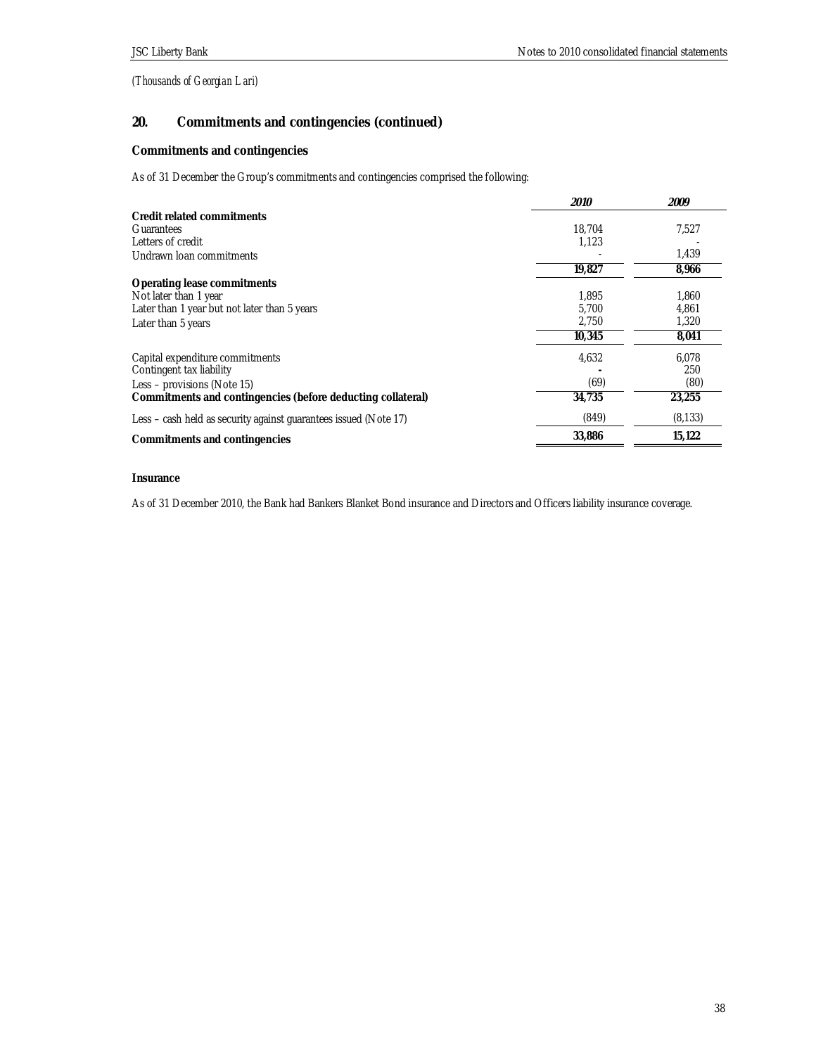*(Thousands of Georgian Lari)*

## 20. Commitments and contingencies (continued)

### Commitments and contingencies

As of 31 December the Group's commitments and contingencies comprised the following:

| | *2010* | *2009* |
|---|---|---|
| **Credit related commitments** | | |
| Guarantees | 18,704 | 7,527 |
| Letters of credit | 1,123 | - |
| Undrawn loan commitments | - | 1,439 |
| | **19,827** | **8,966** |
| **Operating lease commitments** | | |
| Not later than 1 year | 1,895 | 1,860 |
| Later than 1 year but not later than 5 years | 5,700 | 4,861 |
| Later than 5 years | 2,750 | 1,320 |
| | **10,345** | **8,041** |
| Capital expenditure commitments | 4,632 | 6,078 |
| Contingent tax liability | - | 250 |
| Less – provisions (Note 15) | (69) | (80) |
| **Commitments and contingencies (before deducting collateral)** | **34,735** | **23,255** |
| Less – cash held as security against guarantees issued (Note 17) | (849) | (8,133) |
| **Commitments and contingencies** | **33,886** | **15,122** |

### Insurance

As of 31 December 2010, the Bank had Bankers Blanket Bond insurance and Directors and Officers liability insurance coverage.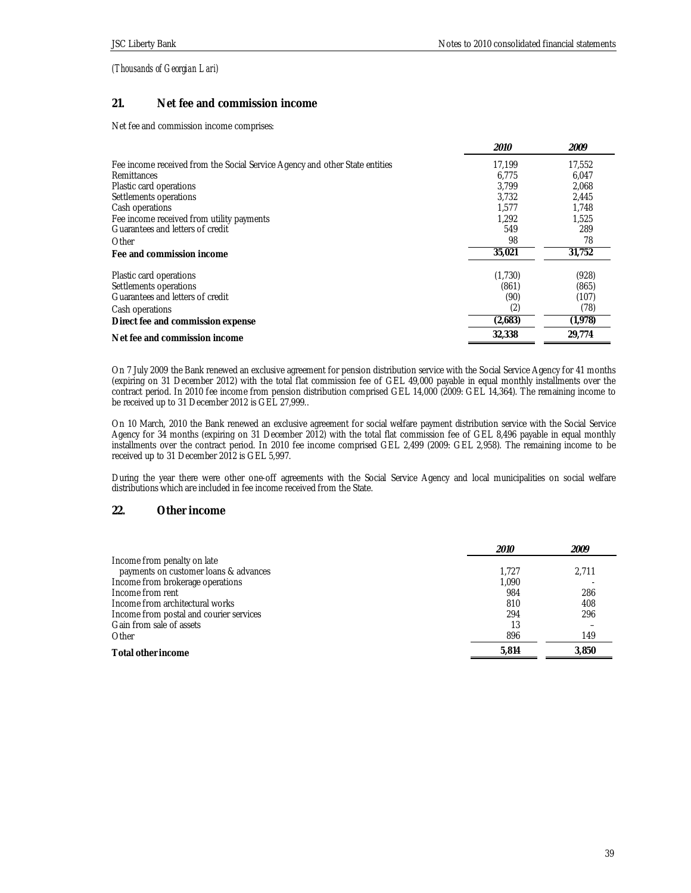*(Thousands of Georgian Lari)*

## 21. Net fee and commission income

Net fee and commission income comprises:

| | *2010* | *2009* |
|---|---|---|
| Fee income received from the Social Service Agency and other State entities | 17,199 | 17,552 |
| Remittances | 6,775 | 6,047 |
| Plastic card operations | 3,799 | 2,068 |
| Settlements operations | 3,732 | 2,445 |
| Cash operations | 1,577 | 1,748 |
| Fee income received from utility payments | 1,292 | 1,525 |
| Guarantees and letters of credit | 549 | 289 |
| Other | 98 | 78 |
| **Fee and commission income** | **35,021** | **31,752** |
| Plastic card operations | (1,730) | (928) |
| Settlements operations | (861) | (865) |
| Guarantees and letters of credit | (90) | (107) |
| Cash operations | (2) | (78) |
| **Direct fee and commission expense** | **(2,683)** | **(1,978)** |
| **Net fee and commission income** | **32,338** | **29,774** |

On 7 July 2009 the Bank renewed an exclusive agreement for pension distribution service with the Social Service Agency for 41 months (expiring on 31 December 2012) with the total flat commission fee of GEL 49,000 payable in equal monthly installments over the contract period. In 2010 fee income from pension distribution comprised GEL 14,000 (2009: GEL 14,364). The remaining income to be received up to 31 December 2012 is GEL 27,999..

On 10 March, 2010 the Bank renewed an exclusive agreement for social welfare payment distribution service with the Social Service Agency for 34 months (expiring on 31 December 2012) with the total flat commission fee of GEL 8,496 payable in equal monthly installments over the contract period. In 2010 fee income comprised GEL 2,499 (2009: GEL 2,958). The remaining income to be received up to 31 December 2012 is GEL 5,997.

During the year there were other one-off agreements with the Social Service Agency and local municipalities on social welfare distributions which are included in fee income received from the State.

## 22. Other income

| | *2010* | *2009* |
|---|---|---|
| Income from penalty on late payments on customer loans & advances | 1,727 | 2,711 |
| Income from brokerage operations | 1,090 | - |
| Income from rent | 984 | 286 |
| Income from architectural works | 810 | 408 |
| Income from postal and courier services | 294 | 296 |
| Gain from sale of assets | 13 | – |
| Other | 896 | 149 |
| **Total other income** | **5,814** | **3,850** |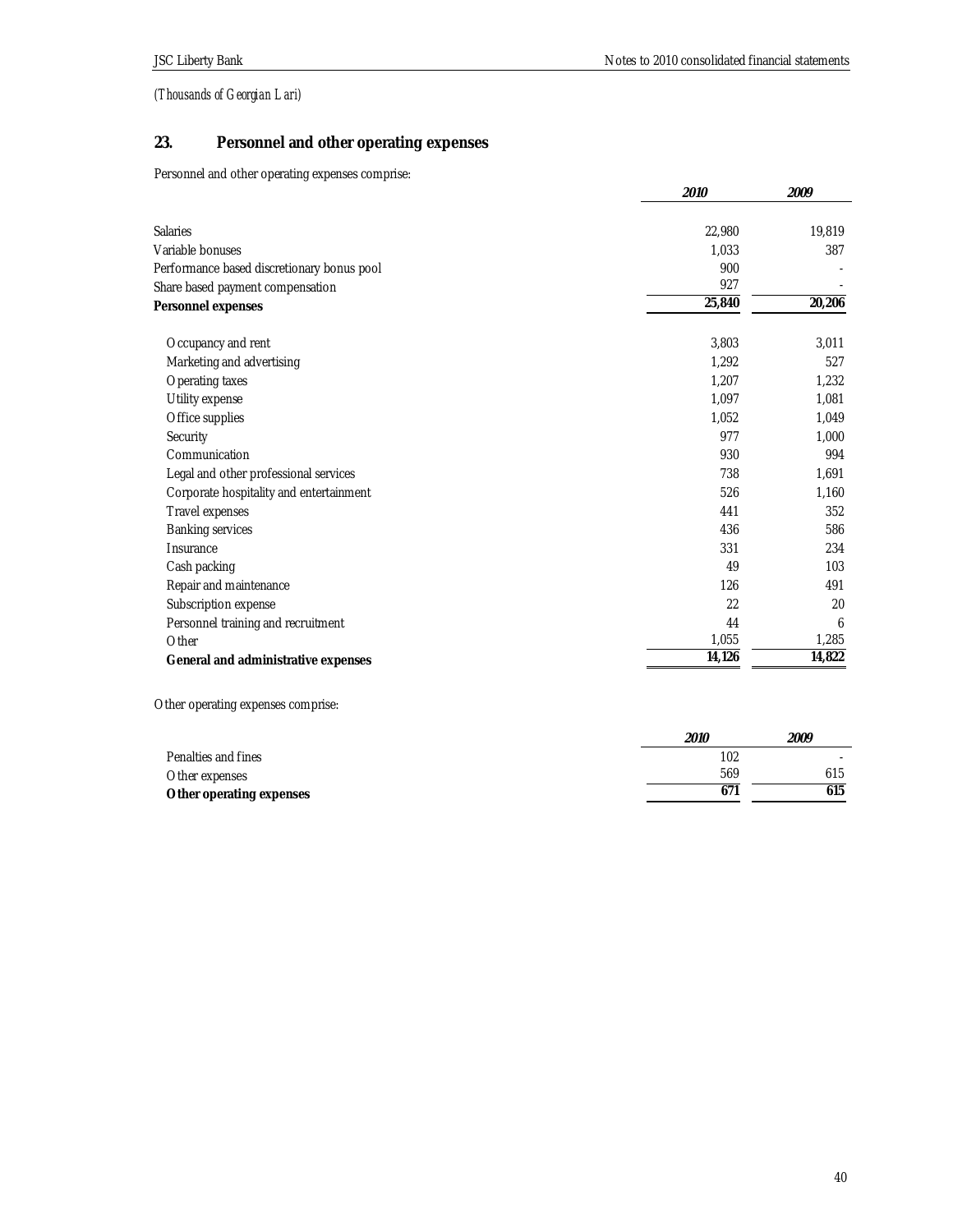*(Thousands of Georgian Lari)*

## 23. Personnel and other operating expenses

Personnel and other operating expenses comprise:

| | *2010* | *2009* |
|---|---|---|
| Salaries | 22,980 | 19,819 |
| Variable bonuses | 1,033 | 387 |
| Performance based discretionary bonus pool | 900 | - |
| Share based payment compensation | 927 | - |
| **Personnel expenses** | **25,840** | **20,206** |
| Occupancy and rent | 3,803 | 3,011 |
| Marketing and advertising | 1,292 | 527 |
| Operating taxes | 1,207 | 1,232 |
| Utility expense | 1,097 | 1,081 |
| Office supplies | 1,052 | 1,049 |
| Security | 977 | 1,000 |
| Communication | 930 | 994 |
| Legal and other professional services | 738 | 1,691 |
| Corporate hospitality and entertainment | 526 | 1,160 |
| Travel expenses | 441 | 352 |
| Banking services | 436 | 586 |
| Insurance | 331 | 234 |
| Cash packing | 49 | 103 |
| Repair and maintenance | 126 | 491 |
| Subscription expense | 22 | 20 |
| Personnel training and recruitment | 44 | 6 |
| Other | 1,055 | 1,285 |
| **General and administrative expenses** | **14,126** | **14,822** |

Other operating expenses comprise:

| | *2010* | *2009* |
|---|---|---|
| Penalties and fines | 102 | - |
| Other expenses | 569 | 615 |
| **Other operating expenses** | **671** | **615** |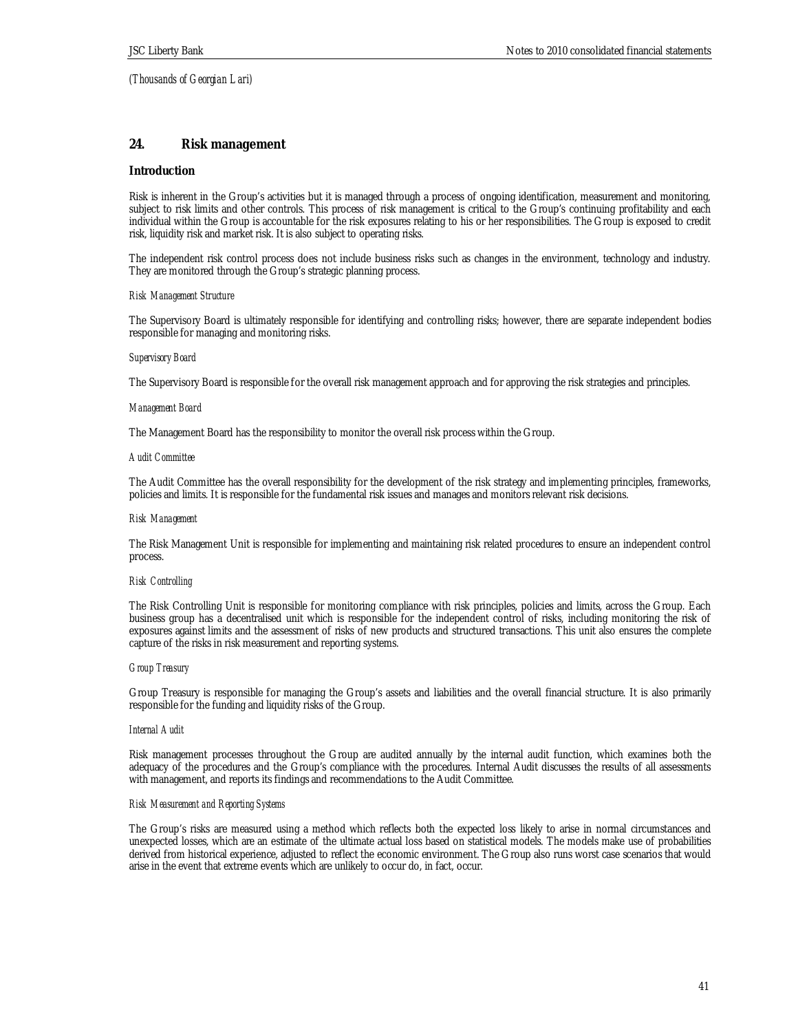*(Thousands of Georgian Lari)*

## 24. Risk management

### Introduction

Risk is inherent in the Group's activities but it is managed through a process of ongoing identification, measurement and monitoring, subject to risk limits and other controls. This process of risk management is critical to the Group's continuing profitability and each individual within the Group is accountable for the risk exposures relating to his or her responsibilities. The Group is exposed to credit risk, liquidity risk and market risk. It is also subject to operating risks.

The independent risk control process does not include business risks such as changes in the environment, technology and industry. They are monitored through the Group's strategic planning process.

*Risk Management Structure*

The Supervisory Board is ultimately responsible for identifying and controlling risks; however, there are separate independent bodies responsible for managing and monitoring risks.

*Supervisory Board*

The Supervisory Board is responsible for the overall risk management approach and for approving the risk strategies and principles.

*Management Board*

The Management Board has the responsibility to monitor the overall risk process within the Group.

*Audit Committee*

The Audit Committee has the overall responsibility for the development of the risk strategy and implementing principles, frameworks, policies and limits. It is responsible for the fundamental risk issues and manages and monitors relevant risk decisions.

*Risk Management*

The Risk Management Unit is responsible for implementing and maintaining risk related procedures to ensure an independent control process.

*Risk Controlling*

The Risk Controlling Unit is responsible for monitoring compliance with risk principles, policies and limits, across the Group. Each business group has a decentralised unit which is responsible for the independent control of risks, including monitoring the risk of exposures against limits and the assessment of risks of new products and structured transactions. This unit also ensures the complete capture of the risks in risk measurement and reporting systems.

*Group Treasury*

Group Treasury is responsible for managing the Group's assets and liabilities and the overall financial structure. It is also primarily responsible for the funding and liquidity risks of the Group.

*Internal Audit*

Risk management processes throughout the Group are audited annually by the internal audit function, which examines both the adequacy of the procedures and the Group's compliance with the procedures. Internal Audit discusses the results of all assessments with management, and reports its findings and recommendations to the Audit Committee.

*Risk Measurement and Reporting Systems*

The Group's risks are measured using a method which reflects both the expected loss likely to arise in normal circumstances and unexpected losses, which are an estimate of the ultimate actual loss based on statistical models. The models make use of probabilities derived from historical experience, adjusted to reflect the economic environment. The Group also runs worst case scenarios that would arise in the event that extreme events which are unlikely to occur do, in fact, occur.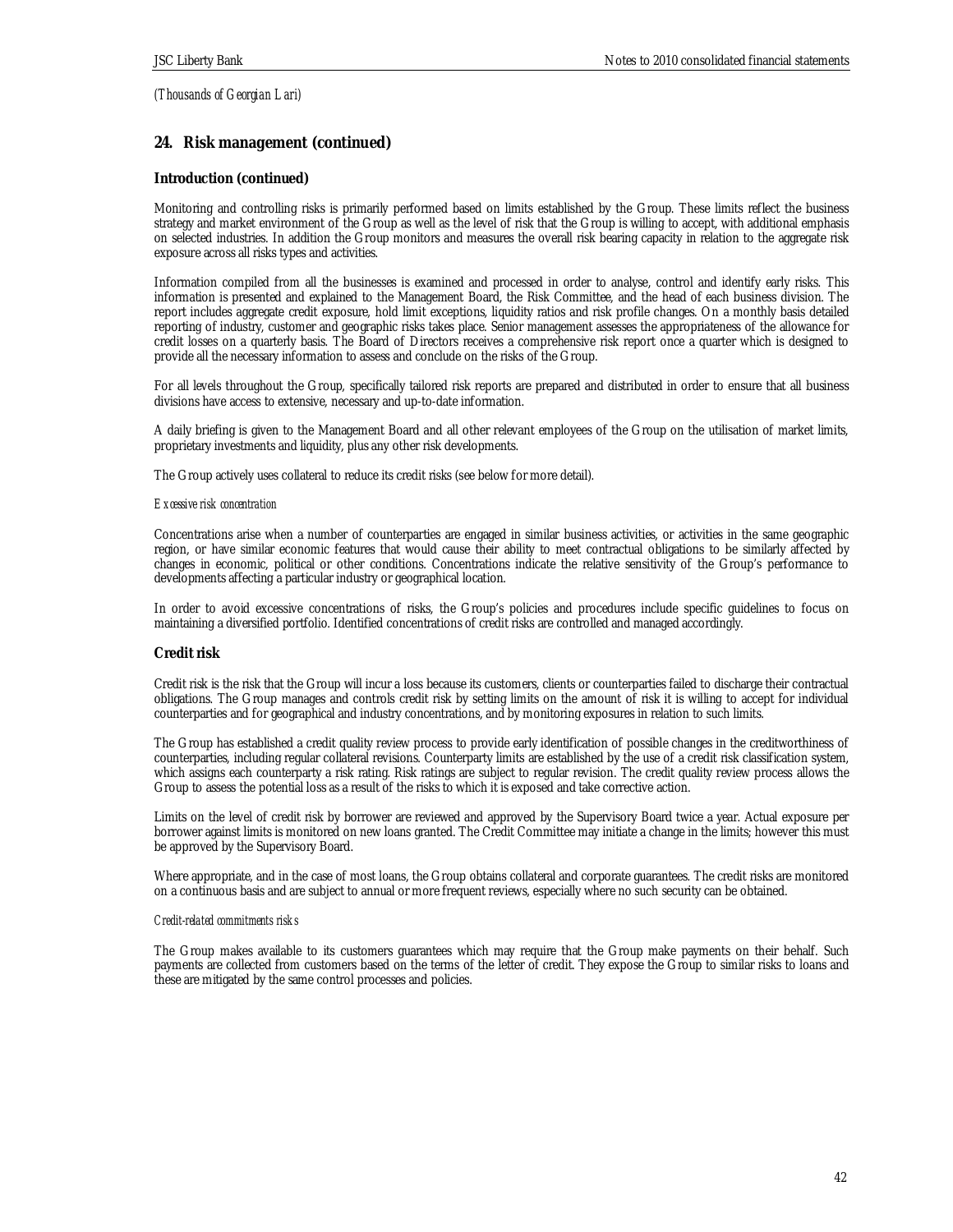*(Thousands of Georgian Lari)*

## 24. Risk management (continued)

### Introduction (continued)

Monitoring and controlling risks is primarily performed based on limits established by the Group. These limits reflect the business strategy and market environment of the Group as well as the level of risk that the Group is willing to accept, with additional emphasis on selected industries. In addition the Group monitors and measures the overall risk bearing capacity in relation to the aggregate risk exposure across all risks types and activities.

Information compiled from all the businesses is examined and processed in order to analyse, control and identify early risks. This information is presented and explained to the Management Board, the Risk Committee, and the head of each business division. The report includes aggregate credit exposure, hold limit exceptions, liquidity ratios and risk profile changes. On a monthly basis detailed reporting of industry, customer and geographic risks takes place. Senior management assesses the appropriateness of the allowance for credit losses on a quarterly basis. The Board of Directors receives a comprehensive risk report once a quarter which is designed to provide all the necessary information to assess and conclude on the risks of the Group.

For all levels throughout the Group, specifically tailored risk reports are prepared and distributed in order to ensure that all business divisions have access to extensive, necessary and up-to-date information.

A daily briefing is given to the Management Board and all other relevant employees of the Group on the utilisation of market limits, proprietary investments and liquidity, plus any other risk developments.

The Group actively uses collateral to reduce its credit risks (see below for more detail).

*Excessive risk concentration*

Concentrations arise when a number of counterparties are engaged in similar business activities, or activities in the same geographic region, or have similar economic features that would cause their ability to meet contractual obligations to be similarly affected by changes in economic, political or other conditions. Concentrations indicate the relative sensitivity of the Group's performance to developments affecting a particular industry or geographical location.

In order to avoid excessive concentrations of risks, the Group's policies and procedures include specific guidelines to focus on maintaining a diversified portfolio. Identified concentrations of credit risks are controlled and managed accordingly.

### Credit risk

Credit risk is the risk that the Group will incur a loss because its customers, clients or counterparties failed to discharge their contractual obligations. The Group manages and controls credit risk by setting limits on the amount of risk it is willing to accept for individual counterparties and for geographical and industry concentrations, and by monitoring exposures in relation to such limits.

The Group has established a credit quality review process to provide early identification of possible changes in the creditworthiness of counterparties, including regular collateral revisions. Counterparty limits are established by the use of a credit risk classification system, which assigns each counterparty a risk rating. Risk ratings are subject to regular revision. The credit quality review process allows the Group to assess the potential loss as a result of the risks to which it is exposed and take corrective action.

Limits on the level of credit risk by borrower are reviewed and approved by the Supervisory Board twice a year. Actual exposure per borrower against limits is monitored on new loans granted. The Credit Committee may initiate a change in the limits; however this must be approved by the Supervisory Board.

Where appropriate, and in the case of most loans, the Group obtains collateral and corporate guarantees. The credit risks are monitored on a continuous basis and are subject to annual or more frequent reviews, especially where no such security can be obtained.

*Credit-related commitments risks*

The Group makes available to its customers guarantees which may require that the Group make payments on their behalf. Such payments are collected from customers based on the terms of the letter of credit. They expose the Group to similar risks to loans and these are mitigated by the same control processes and policies.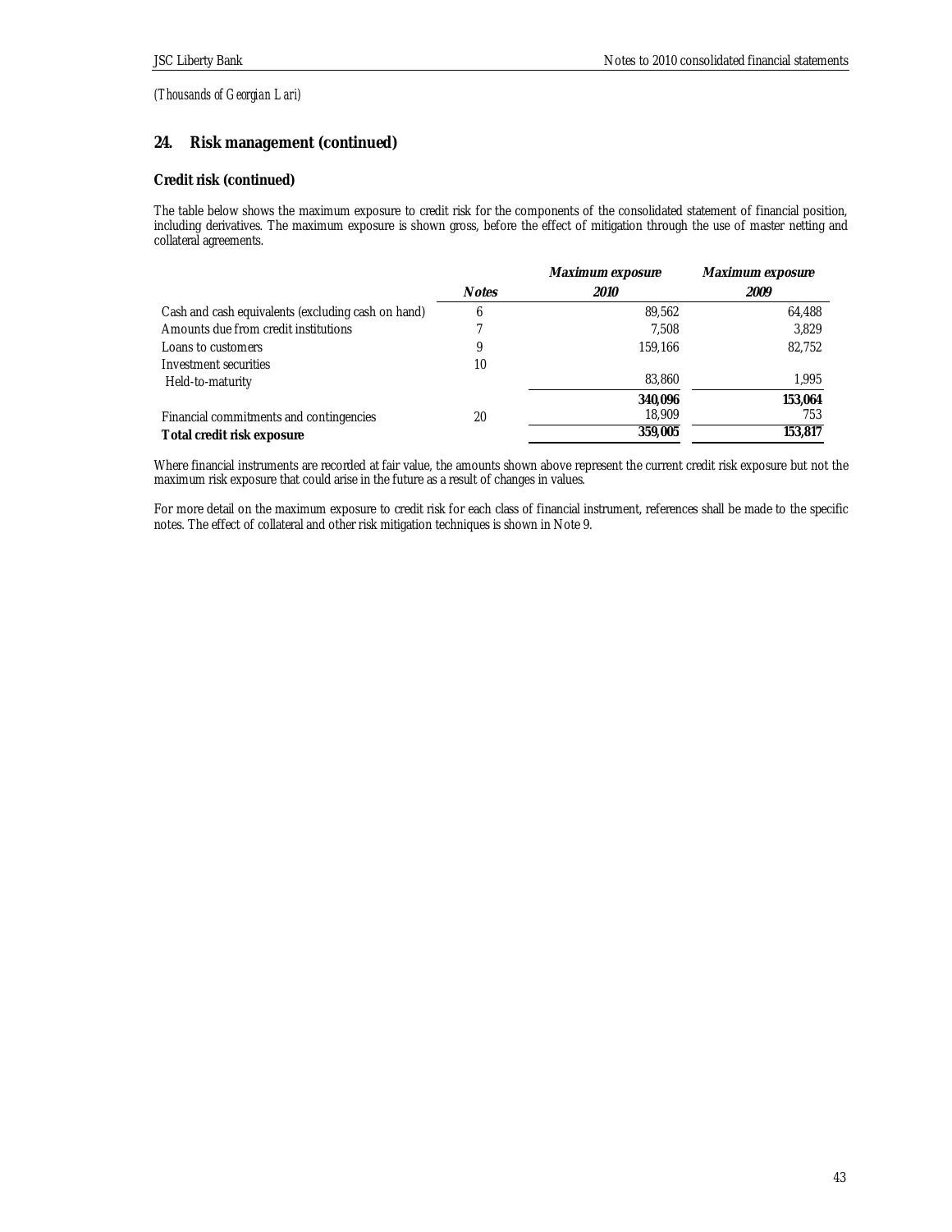*(Thousands of Georgian Lari)*

## 24. Risk management (continued)

### Credit risk (continued)

The table below shows the maximum exposure to credit risk for the components of the consolidated statement of financial position, including derivatives. The maximum exposure is shown gross, before the effect of mitigation through the use of master netting and collateral agreements.

| | Notes | Maximum exposure 2010 | Maximum exposure 2009 |
|---|---|---|---|
| Cash and cash equivalents (excluding cash on hand) | 6 | 89,562 | 64,488 |
| Amounts due from credit institutions | 7 | 7,508 | 3,829 |
| Loans to customers | 9 | 159,166 | 82,752 |
| Investment securities | 10 | | |
| Held-to-maturity | | 83,860 | 1,995 |
| | | **340,096** | **153,064** |
| Financial commitments and contingencies | 20 | 18,909 | 753 |
| **Total credit risk exposure** | | **359,005** | **153,817** |

Where financial instruments are recorded at fair value, the amounts shown above represent the current credit risk exposure but not the maximum risk exposure that could arise in the future as a result of changes in values.

For more detail on the maximum exposure to credit risk for each class of financial instrument, references shall be made to the specific notes. The effect of collateral and other risk mitigation techniques is shown in Note 9.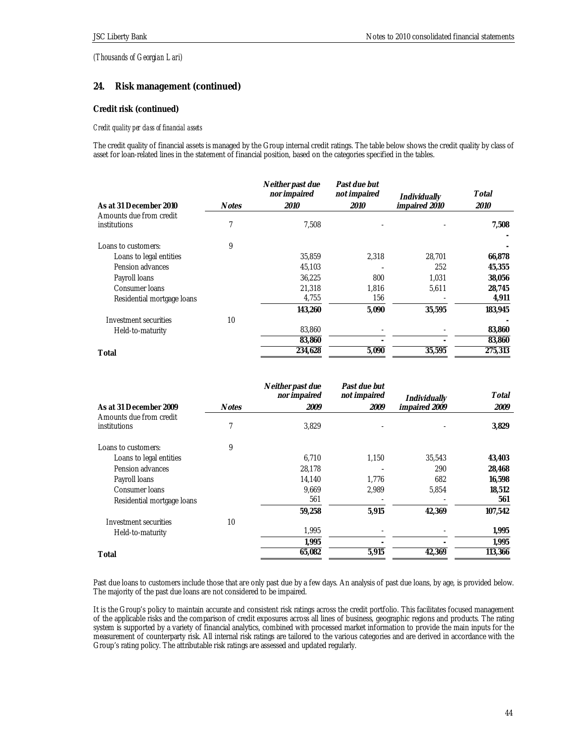*(Thousands of Georgian Lari)*

## 24. Risk management (continued)

### Credit risk (continued)

*Credit quality per class of financial assets*

The credit quality of financial assets is managed by the Group internal credit ratings. The table below shows the credit quality by class of asset for loan-related lines in the statement of financial position, based on the categories specified in the tables.

| As at 31 December 2010 | Notes | *Neither past due nor impaired 2010* | *Past due but not impaired 2010* | *Individually impaired 2010* | *Total 2010* |
|---|---|---|---|---|---|
| Amounts due from credit institutions | 7 | 7,508 | - | - | **7,508** |
| | | | | | **-** |
| Loans to customers: | 9 | | | | **-** |
| Loans to legal entities | | 35,859 | 2,318 | 28,701 | **66,878** |
| Pension advances | | 45,103 | - | 252 | **45,355** |
| Payroll loans | | 36,225 | 800 | 1,031 | **38,056** |
| Consumer loans | | 21,318 | 1,816 | 5,611 | **28,745** |
| Residential mortgage loans | | 4,755 | 156 | - | **4,911** |
| | | **143,260** | **5,090** | **35,595** | **183,945** |
| Investment securities | 10 | | | | **-** |
| Held-to-maturity | | 83,860 | - | - | **83,860** |
| | | **83,860** | **-** | **-** | **83,860** |
| **Total** | | **234,628** | **5,090** | **35,595** | **275,313** |

| As at 31 December 2009 | Notes | *Neither past due nor impaired 2009* | *Past due but not impaired 2009* | *Individually impaired 2009* | *Total 2009* |
|---|---|---|---|---|---|
| Amounts due from credit institutions | 7 | 3,829 | - | - | **3,829** |
| Loans to customers: | 9 | | | | |
| Loans to legal entities | | 6,710 | 1,150 | 35,543 | **43,403** |
| Pension advances | | 28,178 | - | 290 | **28,468** |
| Payroll loans | | 14,140 | 1,776 | 682 | **16,598** |
| Consumer loans | | 9,669 | 2,989 | 5,854 | **18,512** |
| Residential mortgage loans | | 561 | - | - | **561** |
| | | **59,258** | **5,915** | **42,369** | **107,542** |
| Investment securities | 10 | | | | |
| Held-to-maturity | | 1,995 | - | - | **1,995** |
| | | **1,995** | **-** | **-** | **1,995** |
| **Total** | | **65,082** | **5,915** | **42,369** | **113,366** |

Past due loans to customers include those that are only past due by a few days. An analysis of past due loans, by age, is provided below. The majority of the past due loans are not considered to be impaired.

It is the Group's policy to maintain accurate and consistent risk ratings across the credit portfolio. This facilitates focused management of the applicable risks and the comparison of credit exposures across all lines of business, geographic regions and products. The rating system is supported by a variety of financial analytics, combined with processed market information to provide the main inputs for the measurement of counterparty risk. All internal risk ratings are tailored to the various categories and are derived in accordance with the Group's rating policy. The attributable risk ratings are assessed and updated regularly.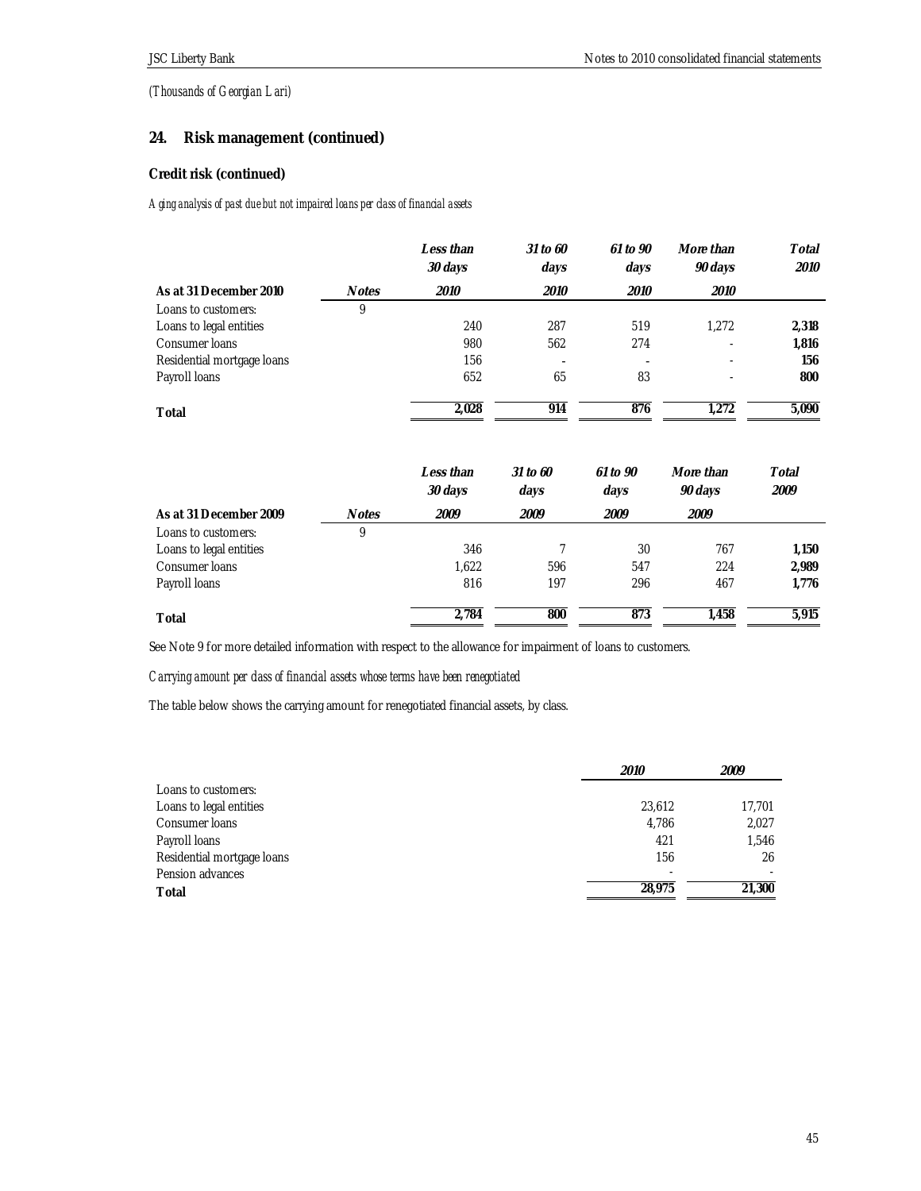*(Thousands of Georgian Lari)*

## 24. Risk management (continued)

### Credit risk (continued)

*Aging analysis of past due but not impaired loans per class of financial assets*

| As at 31 December 2010 | Notes | *Less than 30 days 2010* | *31 to 60 days 2010* | *61 to 90 days 2010* | *More than 90 days 2010* | *Total 2010* |
|---|---|---|---|---|---|---|
| Loans to customers: | 9 | | | | | |
| Loans to legal entities | | 240 | 287 | 519 | 1,272 | **2,318** |
| Consumer loans | | 980 | 562 | 274 | - | **1,816** |
| Residential mortgage loans | | 156 | - | - | - | **156** |
| Payroll loans | | 652 | 65 | 83 | - | **800** |
| **Total** | | **2,028** | **914** | **876** | **1,272** | **5,090** |

| As at 31 December 2009 | Notes | *Less than 30 days 2009* | *31 to 60 days 2009* | *61 to 90 days 2009* | *More than 90 days 2009* | *Total 2009* |
|---|---|---|---|---|---|---|
| Loans to customers: | 9 | | | | | |
| Loans to legal entities | | 346 | 7 | 30 | 767 | **1,150** |
| Consumer loans | | 1,622 | 596 | 547 | 224 | **2,989** |
| Payroll loans | | 816 | 197 | 296 | 467 | **1,776** |
| **Total** | | **2,784** | **800** | **873** | **1,458** | **5,915** |

See Note 9 for more detailed information with respect to the allowance for impairment of loans to customers.

*Carrying amount per class of financial assets whose terms have been renegotiated*

The table below shows the carrying amount for renegotiated financial assets, by class.

| | *2010* | *2009* |
|---|---|---|
| Loans to customers: | | |
| Loans to legal entities | 23,612 | 17,701 |
| Consumer loans | 4,786 | 2,027 |
| Payroll loans | 421 | 1,546 |
| Residential mortgage loans | 156 | 26 |
| Pension advances | - | - |
| **Total** | **28,975** | **21,300** |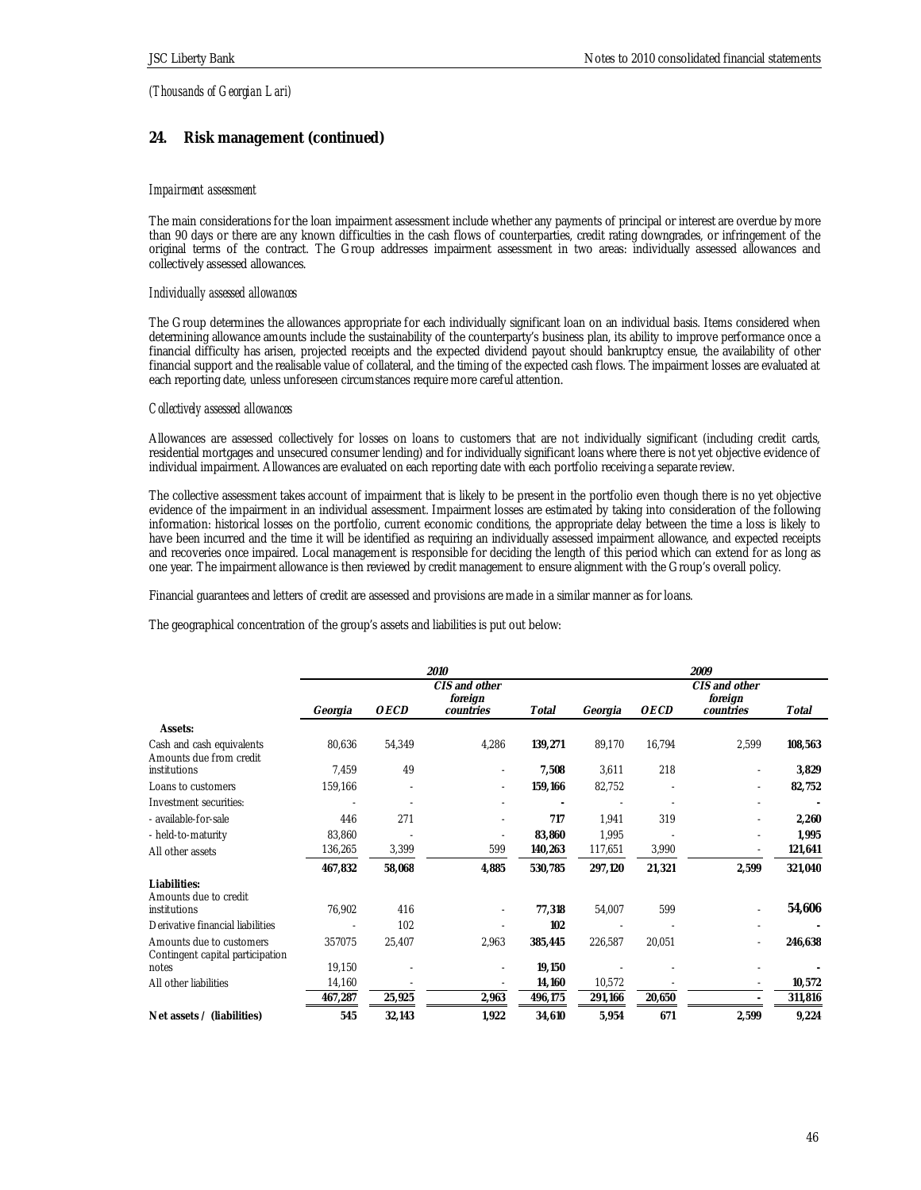*(Thousands of Georgian Lari)*

## 24. Risk management (continued)

*Impairment assessment*

The main considerations for the loan impairment assessment include whether any payments of principal or interest are overdue by more than 90 days or there are any known difficulties in the cash flows of counterparties, credit rating downgrades, or infringement of the original terms of the contract. The Group addresses impairment assessment in two areas: individually assessed allowances and collectively assessed allowances.

*Individually assessed allowances*

The Group determines the allowances appropriate for each individually significant loan on an individual basis. Items considered when determining allowance amounts include the sustainability of the counterparty's business plan, its ability to improve performance once a financial difficulty has arisen, projected receipts and the expected dividend payout should bankruptcy ensue, the availability of other financial support and the realisable value of collateral, and the timing of the expected cash flows. The impairment losses are evaluated at each reporting date, unless unforeseen circumstances require more careful attention.

*Collectively assessed allowances*

Allowances are assessed collectively for losses on loans to customers that are not individually significant (including credit cards, residential mortgages and unsecured consumer lending) and for individually significant loans where there is not yet objective evidence of individual impairment. Allowances are evaluated on each reporting date with each portfolio receiving a separate review.

The collective assessment takes account of impairment that is likely to be present in the portfolio even though there is no yet objective evidence of the impairment in an individual assessment. Impairment losses are estimated by taking into consideration of the following information: historical losses on the portfolio, current economic conditions, the appropriate delay between the time a loss is likely to have been incurred and the time it will be identified as requiring an individually assessed impairment allowance, and expected receipts and recoveries once impaired. Local management is responsible for deciding the length of this period which can extend for as long as one year. The impairment allowance is then reviewed by credit management to ensure alignment with the Group's overall policy.

Financial guarantees and letters of credit are assessed and provisions are made in a similar manner as for loans.

The geographical concentration of the group's assets and liabilities is put out below:

| | *2010* | | | | *2009* | | | |
|---|---|---|---|---|---|---|---|---|
| | *Georgia* | *OECD* | *CIS and other foreign countries* | *Total* | *Georgia* | *OECD* | *CIS and other foreign countries* | *Total* |
| **Assets:** | | | | | | | | |
| Cash and cash equivalents | 80,636 | 54,349 | 4,286 | **139,271** | 89,170 | 16,794 | 2,599 | **108,563** |
| Amounts due from credit institutions | 7,459 | 49 | - | **7,508** | 3,611 | 218 | - | **3,829** |
| Loans to customers | 159,166 | - | - | **159,166** | 82,752 | - | - | **82,752** |
| Investment securities: | - | - | - | **-** | - | - | - | **-** |
| - available-for-sale | 446 | 271 | - | **717** | 1,941 | 319 | - | **2,260** |
| - held-to-maturity | 83,860 | - | - | **83,860** | 1,995 | - | - | **1,995** |
| All other assets | 136,265 | 3,399 | 599 | **140,263** | 117,651 | 3,990 | - | **121,641** |
| | **467,832** | **58,068** | **4,885** | **530,785** | **297,120** | **21,321** | **2,599** | **321,040** |
| **Liabilities:** | | | | | | | | |
| Amounts due to credit institutions | 76,902 | 416 | - | **77,318** | 54,007 | 599 | - | **54,606** |
| Derivative financial liabilities | - | 102 | - | **102** | - | - | - | **-** |
| Amounts due to customers | 357075 | 25,407 | 2,963 | **385,445** | 226,587 | 20,051 | - | **246,638** |
| Contingent capital participation notes | 19,150 | - | - | **19,150** | - | - | - | **-** |
| All other liabilities | 14,160 | - | - | **14,160** | 10,572 | - | - | **10,572** |
| | **467,287** | **25,925** | **2,963** | **496,175** | **291,166** | **20,650** | **-** | **311,816** |
| **Net assets / (liabilities)** | **545** | **32,143** | **1,922** | **34,610** | **5,954** | **671** | **2,599** | **9,224** |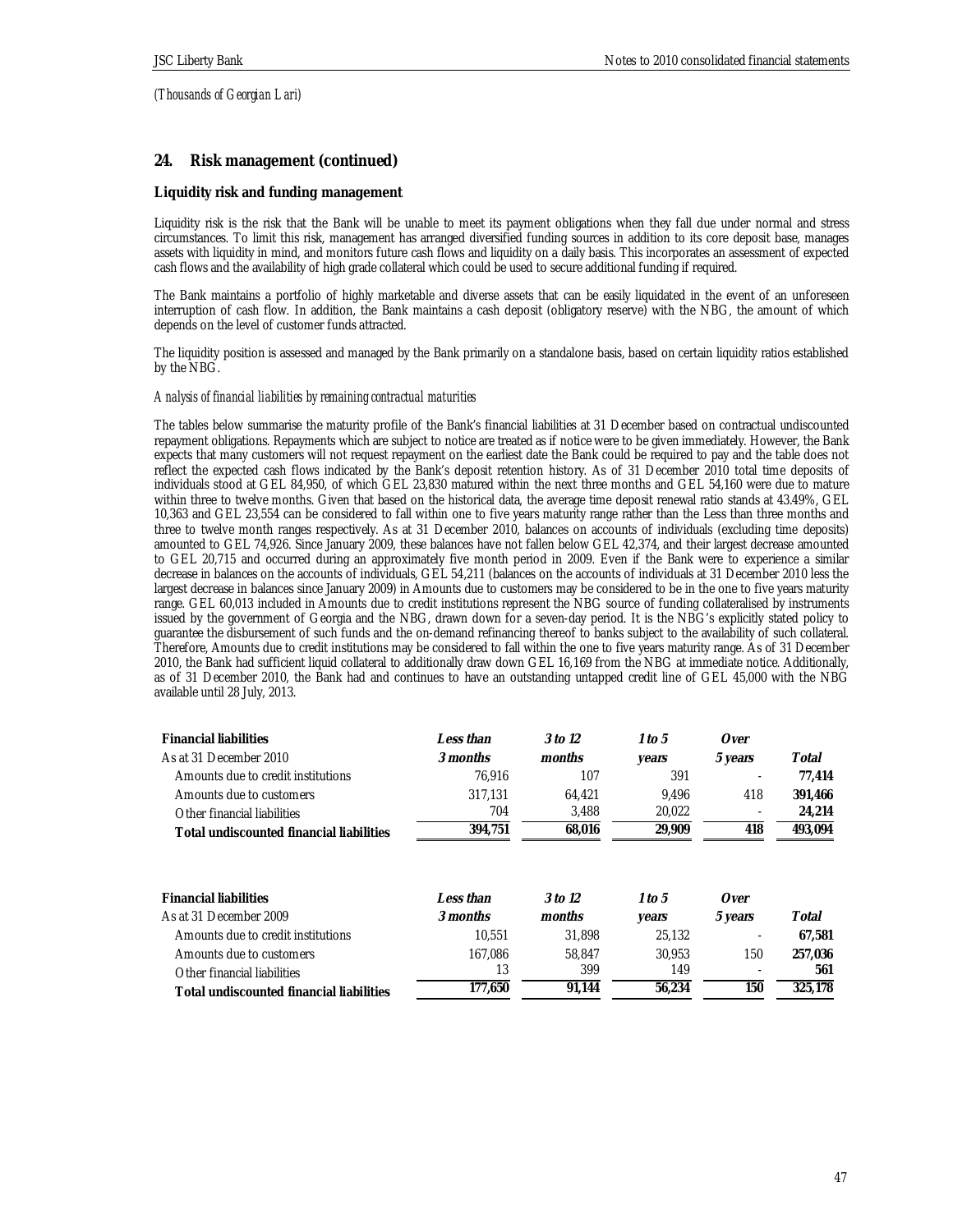*(Thousands of Georgian Lari)*

## 24. Risk management (continued)

### Liquidity risk and funding management

Liquidity risk is the risk that the Bank will be unable to meet its payment obligations when they fall due under normal and stress circumstances. To limit this risk, management has arranged diversified funding sources in addition to its core deposit base, manages assets with liquidity in mind, and monitors future cash flows and liquidity on a daily basis. This incorporates an assessment of expected cash flows and the availability of high grade collateral which could be used to secure additional funding if required.

The Bank maintains a portfolio of highly marketable and diverse assets that can be easily liquidated in the event of an unforeseen interruption of cash flow. In addition, the Bank maintains a cash deposit (obligatory reserve) with the NBG, the amount of which depends on the level of customer funds attracted.

The liquidity position is assessed and managed by the Bank primarily on a standalone basis, based on certain liquidity ratios established by the NBG.

*Analysis of financial liabilities by remaining contractual maturities*

The tables below summarise the maturity profile of the Bank's financial liabilities at 31 December based on contractual undiscounted repayment obligations. Repayments which are subject to notice are treated as if notice were to be given immediately. However, the Bank expects that many customers will not request repayment on the earliest date the Bank could be required to pay and the table does not reflect the expected cash flows indicated by the Bank's deposit retention history. As of 31 December 2010 total time deposits of individuals stood at GEL 84,950, of which GEL 23,830 matured within the next three months and GEL 54,160 were due to mature within three to twelve months. Given that based on the historical data, the average time deposit renewal ratio stands at 43.49%, GEL 10,363 and GEL 23,554 can be considered to fall within one to five years maturity range rather than the Less than three months and three to twelve month ranges respectively. As at 31 December 2010, balances on accounts of individuals (excluding time deposits) amounted to GEL 74,926. Since January 2009, these balances have not fallen below GEL 42,374, and their largest decrease amounted to GEL 20,715 and occurred during an approximately five month period in 2009. Even if the Bank were to experience a similar decrease in balances on the accounts of individuals, GEL 54,211 (balances on the accounts of individuals at 31 December 2010 less the largest decrease in balances since January 2009) in Amounts due to customers may be considered to be in the one to five years maturity range. GEL 60,013 included in Amounts due to credit institutions represent the NBG source of funding collateralised by instruments issued by the government of Georgia and the NBG, drawn down for a seven-day period. It is the NBG's explicitly stated policy to guarantee the disbursement of such funds and the on-demand refinancing thereof to banks subject to the availability of such collateral. Therefore, Amounts due to credit institutions may be considered to fall within the one to five years maturity range. As of 31 December 2010, the Bank had sufficient liquid collateral to additionally draw down GEL 16,169 from the NBG at immediate notice. Additionally, as of 31 December 2010, the Bank had and continues to have an outstanding untapped credit line of GEL 45,000 with the NBG available until 28 July, 2013.

| **Financial liabilities**<br>As at 31 December 2010 | ***Less than 3 months*** | ***3 to 12 months*** | ***1 to 5 years*** | ***Over 5 years*** | ***Total*** |
|---|---|---|---|---|---|
| Amounts due to credit institutions | 76,916 | 107 | 391 | - | **77,414** |
| Amounts due to customers | 317,131 | 64,421 | 9,496 | 418 | **391,466** |
| Other financial liabilities | 704 | 3,488 | 20,022 | - | **24,214** |
| **Total undiscounted financial liabilities** | **394,751** | **68,016** | **29,909** | **418** | **493,094** |

| **Financial liabilities**<br>As at 31 December 2009 | ***Less than 3 months*** | ***3 to 12 months*** | ***1 to 5 years*** | ***Over 5 years*** | ***Total*** |
|---|---|---|---|---|---|
| Amounts due to credit institutions | 10,551 | 31,898 | 25,132 | - | **67,581** |
| Amounts due to customers | 167,086 | 58,847 | 30,953 | 150 | **257,036** |
| Other financial liabilities | 13 | 399 | 149 | - | **561** |
| **Total undiscounted financial liabilities** | **177,650** | **91,144** | **56,234** | **150** | **325,178** |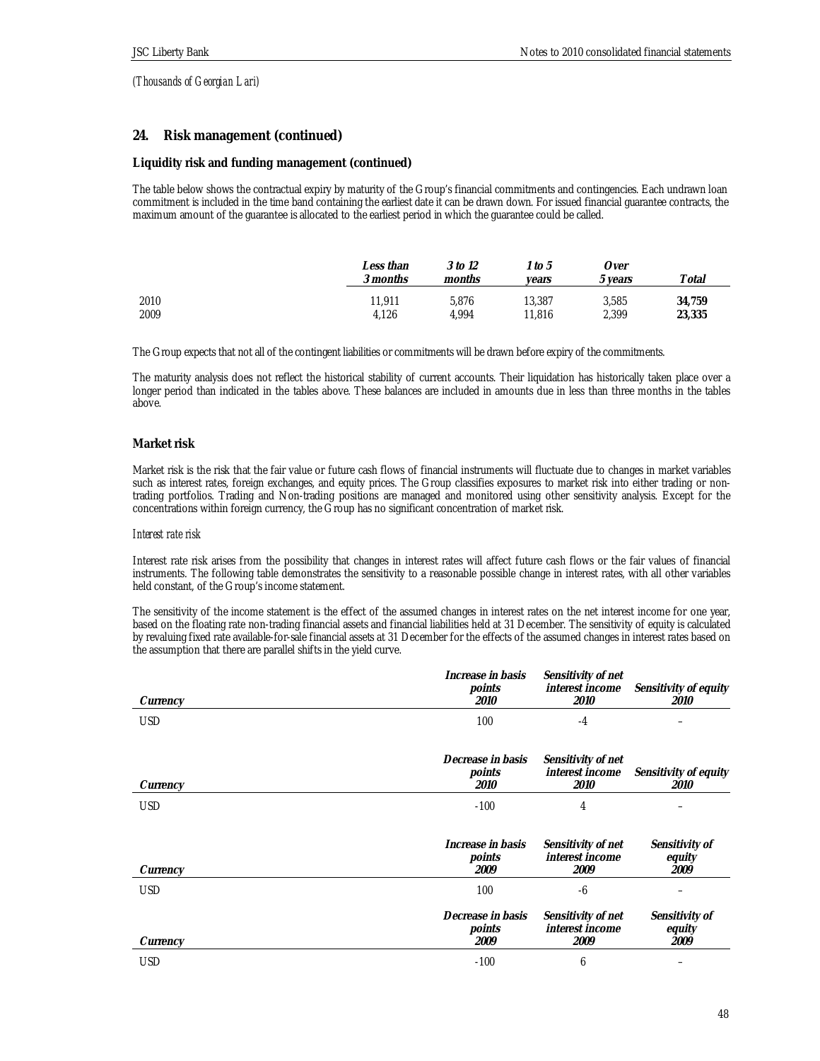*(Thousands of Georgian Lari)*

## 24. Risk management (continued)

### Liquidity risk and funding management (continued)

The table below shows the contractual expiry by maturity of the Group's financial commitments and contingencies. Each undrawn loan commitment is included in the time band containing the earliest date it can be drawn down. For issued financial guarantee contracts, the maximum amount of the guarantee is allocated to the earliest period in which the guarantee could be called.

| | *Less than 3 months* | *3 to 12 months* | *1 to 5 years* | *Over 5 years* | *Total* |
|---|---|---|---|---|---|
| 2010 | 11,911 | 5,876 | 13,387 | 3,585 | **34,759** |
| 2009 | 4,126 | 4,994 | 11,816 | 2,399 | **23,335** |

The Group expects that not all of the contingent liabilities or commitments will be drawn before expiry of the commitments.

The maturity analysis does not reflect the historical stability of current accounts. Their liquidation has historically taken place over a longer period than indicated in the tables above. These balances are included in amounts due in less than three months in the tables above.

### Market risk

Market risk is the risk that the fair value or future cash flows of financial instruments will fluctuate due to changes in market variables such as interest rates, foreign exchanges, and equity prices. The Group classifies exposures to market risk into either trading or non-trading portfolios. Trading and Non-trading positions are managed and monitored using other sensitivity analysis. Except for the concentrations within foreign currency, the Group has no significant concentration of market risk.

*Interest rate risk*

Interest rate risk arises from the possibility that changes in interest rates will affect future cash flows or the fair values of financial instruments. The following table demonstrates the sensitivity to a reasonable possible change in interest rates, with all other variables held constant, of the Group's income statement.

The sensitivity of the income statement is the effect of the assumed changes in interest rates on the net interest income for one year, based on the floating rate non-trading financial assets and financial liabilities held at 31 December. The sensitivity of equity is calculated by revaluing fixed rate available-for-sale financial assets at 31 December for the effects of the assumed changes in interest rates based on the assumption that there are parallel shifts in the yield curve.

| *Currency* | *Increase in basis points 2010* | *Sensitivity of net interest income 2010* | *Sensitivity of equity 2010* |
|---|---|---|---|
| USD | 100 | -4 | – |

| *Currency* | *Decrease in basis points 2010* | *Sensitivity of net interest income 2010* | *Sensitivity of equity 2010* |
|---|---|---|---|
| USD | -100 | 4 | – |

| *Currency* | *Increase in basis points 2009* | *Sensitivity of net interest income 2009* | *Sensitivity of equity 2009* |
|---|---|---|---|
| USD | 100 | -6 | – |

| *Currency* | *Decrease in basis points 2009* | *Sensitivity of net interest income 2009* | *Sensitivity of equity 2009* |
|---|---|---|---|
| USD | -100 | 6 | – |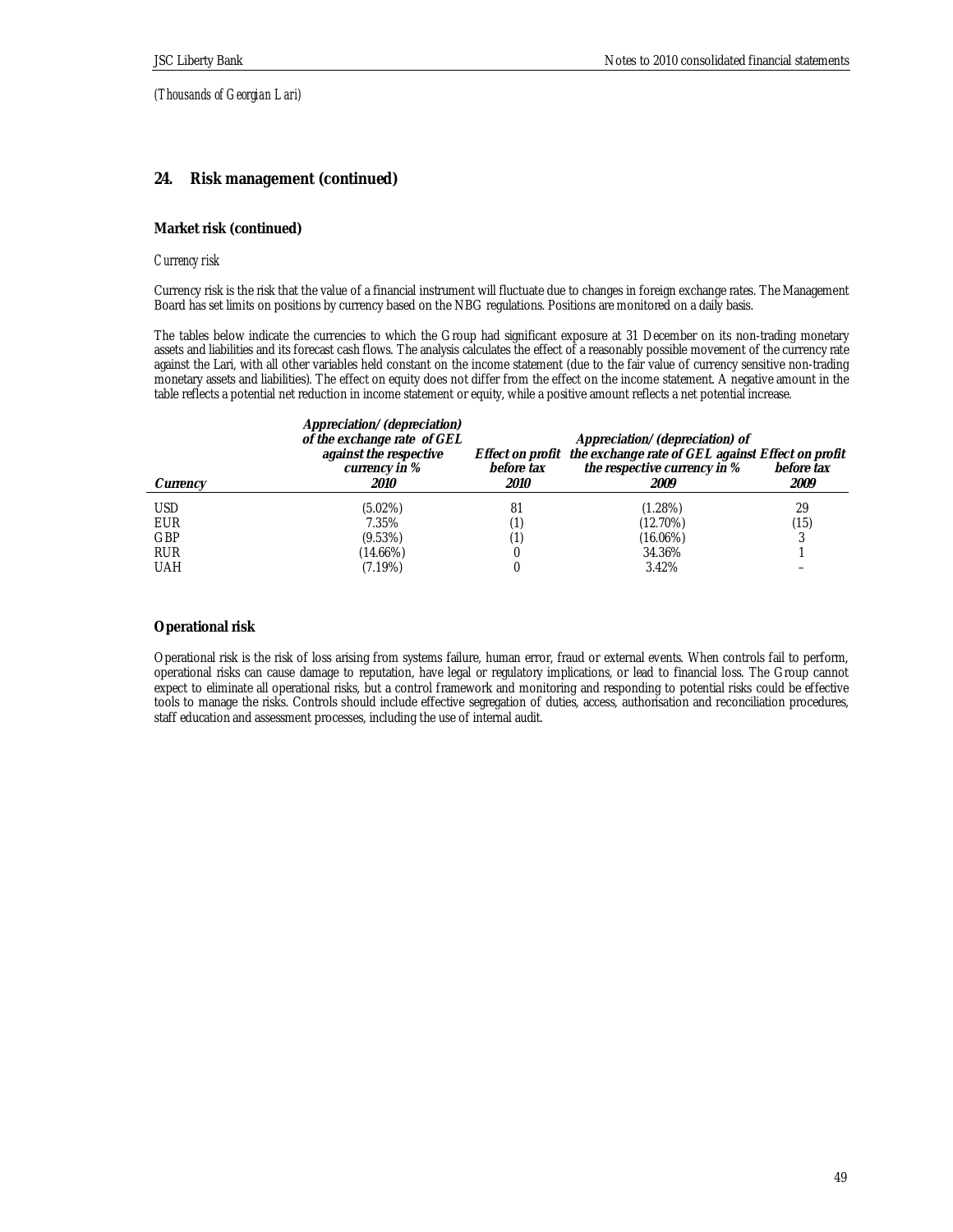*(Thousands of Georgian Lari)*

## 24. Risk management (continued)

### Market risk (continued)

*Currency risk*

Currency risk is the risk that the value of a financial instrument will fluctuate due to changes in foreign exchange rates. The Management Board has set limits on positions by currency based on the NBG regulations. Positions are monitored on a daily basis.

The tables below indicate the currencies to which the Group had significant exposure at 31 December on its non-trading monetary assets and liabilities and its forecast cash flows. The analysis calculates the effect of a reasonably possible movement of the currency rate against the Lari, with all other variables held constant on the income statement (due to the fair value of currency sensitive non-trading monetary assets and liabilities). The effect on equity does not differ from the effect on the income statement. A negative amount in the table reflects a potential net reduction in income statement or equity, while a positive amount reflects a net potential increase.

| *Currency* | *Appreciation/ (depreciation) of the exchange rate of GEL against the respective currency in % 2010* | *Effect on profit before tax 2010* | *Appreciation/ (depreciation) of the exchange rate of GEL against the respective currency in % 2009* | *Effect on profit before tax 2009* |
|---|---|---|---|---|
| USD | (5.02%) | 81 | (1.28%) | 29 |
| EUR | 7.35% | (1) | (12.70%) | (15) |
| GBP | (9.53%) | (1) | (16.06%) | 3 |
| RUR | (14.66%) | 0 | 34.36% | 1 |
| UAH | (7.19%) | 0 | 3.42% | – |

### Operational risk

Operational risk is the risk of loss arising from systems failure, human error, fraud or external events. When controls fail to perform, operational risks can cause damage to reputation, have legal or regulatory implications, or lead to financial loss. The Group cannot expect to eliminate all operational risks, but a control framework and monitoring and responding to potential risks could be effective tools to manage the risks. Controls should include effective segregation of duties, access, authorisation and reconciliation procedures, staff education and assessment processes, including the use of internal audit.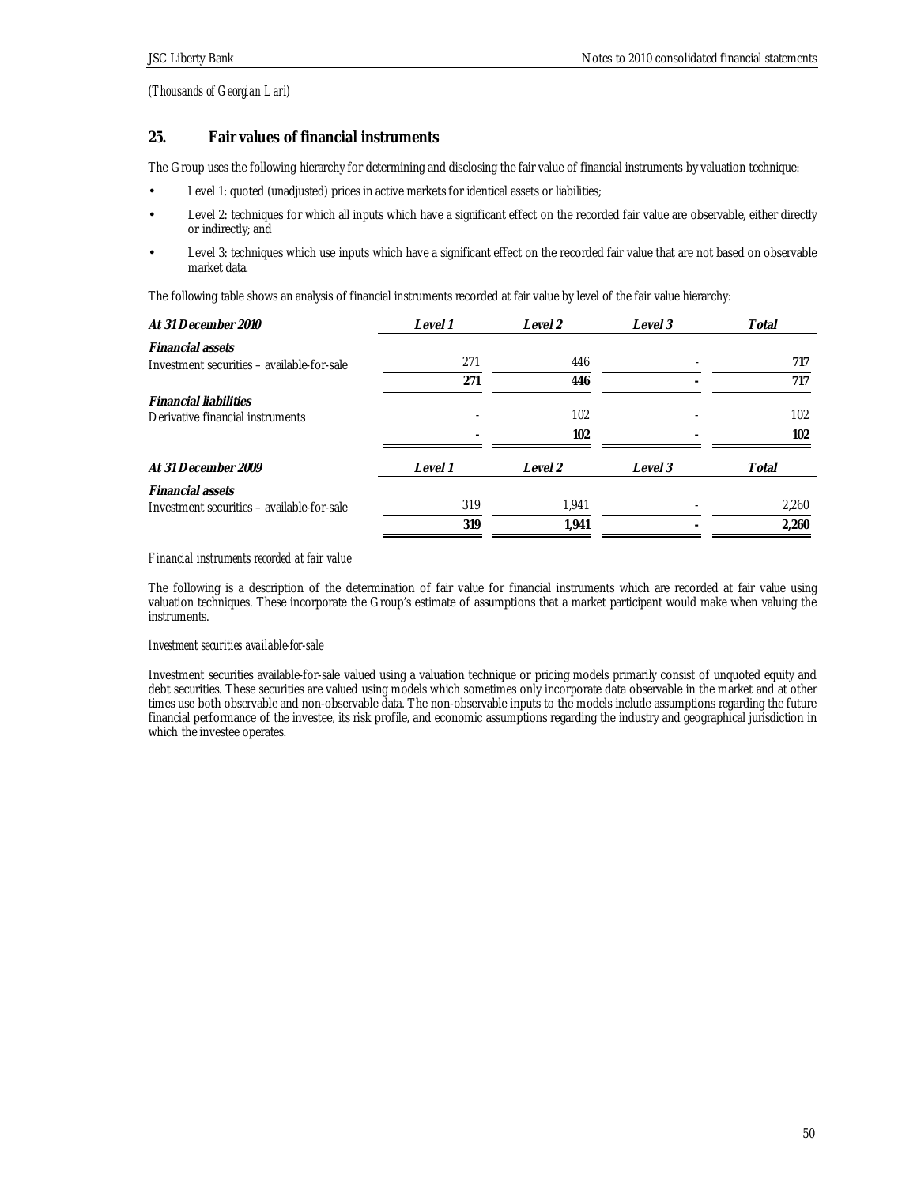*(Thousands of Georgian Lari)*

## 25. Fair values of financial instruments

The Group uses the following hierarchy for determining and disclosing the fair value of financial instruments by valuation technique:

- Level 1: quoted (unadjusted) prices in active markets for identical assets or liabilities;
- Level 2: techniques for which all inputs which have a significant effect on the recorded fair value are observable, either directly or indirectly; and
- Level 3: techniques which use inputs which have a significant effect on the recorded fair value that are not based on observable market data.

The following table shows an analysis of financial instruments recorded at fair value by level of the fair value hierarchy:

| *At 31 December 2010* | *Level 1* | *Level 2* | *Level 3* | *Total* |
|---|---|---|---|---|
| ***Financial assets*** | | | | |
| Investment securities – available-for-sale | 271 | 446 | - | **717** |
| | **271** | **446** | **-** | 717 |
| ***Financial liabilities*** | | | | |
| Derivative financial instruments | - | 102 | - | 102 |
| | **-** | **102** | **-** | **102** |

| *At 31 December 2009* | *Level 1* | *Level 2* | *Level 3* | *Total* |
|---|---|---|---|---|
| ***Financial assets*** | | | | |
| Investment securities – available-for-sale | 319 | 1,941 | - | 2,260 |
| | **319** | **1,941** | **-** | **2,260** |

*Financial instruments recorded at fair value*

The following is a description of the determination of fair value for financial instruments which are recorded at fair value using valuation techniques. These incorporate the Group's estimate of assumptions that a market participant would make when valuing the instruments.

*Investment securities available-for-sale*

Investment securities available-for-sale valued using a valuation technique or pricing models primarily consist of unquoted equity and debt securities. These securities are valued using models which sometimes only incorporate data observable in the market and at other times use both observable and non-observable data. The non-observable inputs to the models include assumptions regarding the future financial performance of the investee, its risk profile, and economic assumptions regarding the industry and geographical jurisdiction in which the investee operates.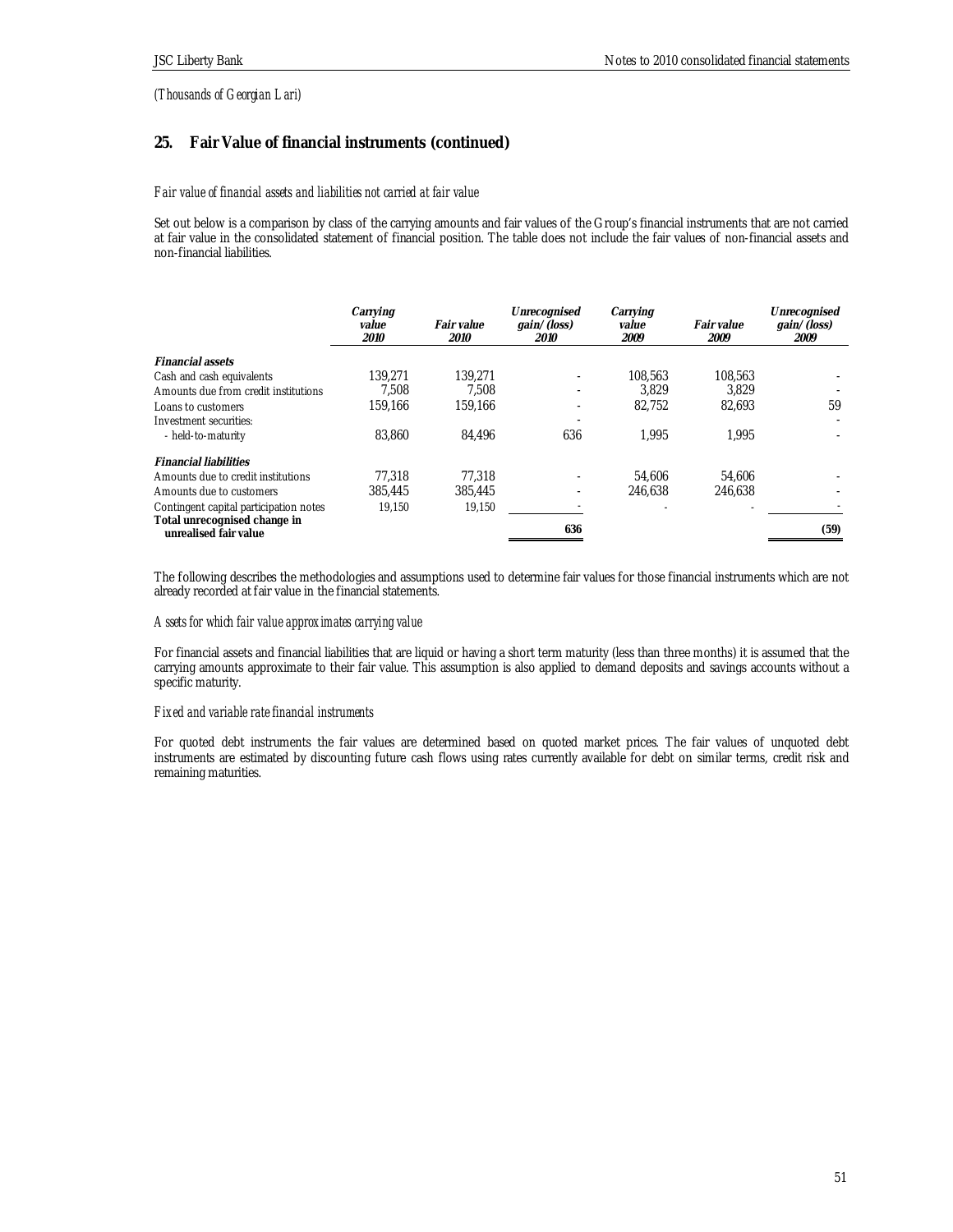*(Thousands of Georgian Lari)*

## 25. Fair Value of financial instruments (continued)

*Fair value of financial assets and liabilities not carried at fair value*

Set out below is a comparison by class of the carrying amounts and fair values of the Group's financial instruments that are not carried at fair value in the consolidated statement of financial position. The table does not include the fair values of non-financial assets and non-financial liabilities.

| | *Carrying value 2010* | *Fair value 2010* | *Unrecognised gain/(loss) 2010* | *Carrying value 2009* | *Fair value 2009* | *Unrecognised gain/(loss) 2009* |
|---|---|---|---|---|---|---|
| ***Financial assets*** | | | | | | |
| Cash and cash equivalents | 139,271 | 139,271 | - | 108,563 | 108,563 | - |
| Amounts due from credit institutions | 7,508 | 7,508 | - | 3,829 | 3,829 | - |
| Loans to customers | 159,166 | 159,166 | - | 82,752 | 82,693 | 59 |
| Investment securities: | | | - | | | - |
| - held-to-maturity | 83,860 | 84,496 | 636 | 1,995 | 1,995 | - |
| ***Financial liabilities*** | | | | | | |
| Amounts due to credit institutions | 77,318 | 77,318 | - | 54,606 | 54,606 | - |
| Amounts due to customers | 385,445 | 385,445 | - | 246,638 | 246,638 | - |
| Contingent capital participation notes | 19,150 | 19,150 | - | - | - | - |
| **Total unrecognised change in unrealised fair value** | | | **636** | | | **(59)** |

The following describes the methodologies and assumptions used to determine fair values for those financial instruments which are not already recorded at fair value in the financial statements.

*Assets for which fair value approximates carrying value*

For financial assets and financial liabilities that are liquid or having a short term maturity (less than three months) it is assumed that the carrying amounts approximate to their fair value. This assumption is also applied to demand deposits and savings accounts without a specific maturity.

*Fixed and variable rate financial instruments*

For quoted debt instruments the fair values are determined based on quoted market prices. The fair values of unquoted debt instruments are estimated by discounting future cash flows using rates currently available for debt on similar terms, credit risk and remaining maturities.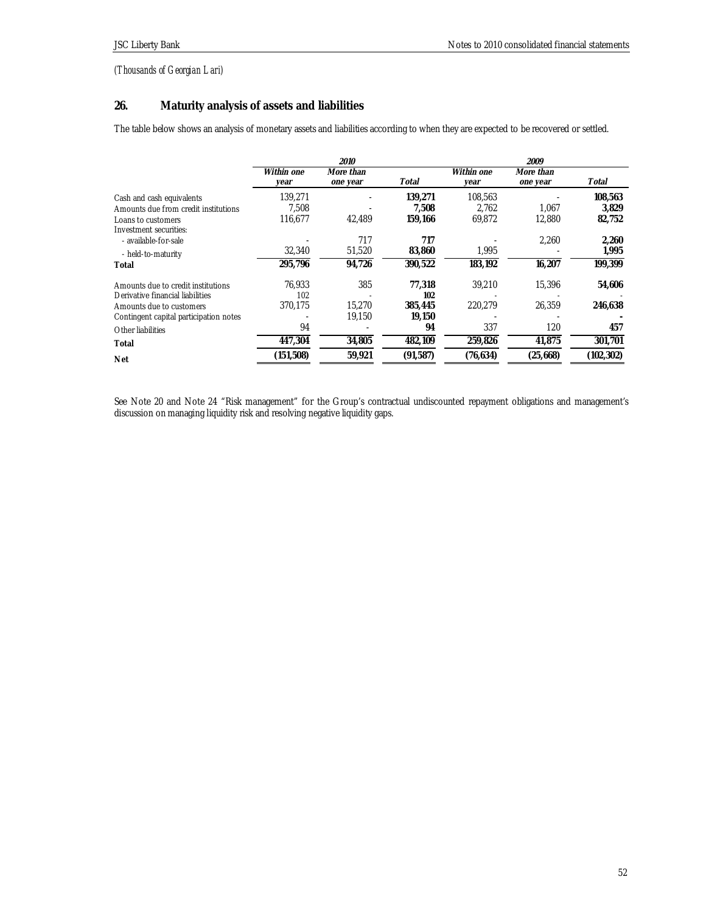*(Thousands of Georgian Lari)*

## 26. Maturity analysis of assets and liabilities

The table below shows an analysis of monetary assets and liabilities according to when they are expected to be recovered or settled.

| | *2010* | | | *2009* | | |
|---|---|---|---|---|---|---|
| | ***Within one year*** | ***More than one year*** | ***Total*** | ***Within one year*** | ***More than one year*** | ***Total*** |
| Cash and cash equivalents | 139,271 | - | **139,271** | 108,563 | - | **108,563** |
| Amounts due from credit institutions | 7,508 | - | **7,508** | 2,762 | 1,067 | **3,829** |
| Loans to customers | 116,677 | 42,489 | **159,166** | 69,872 | 12,880 | **82,752** |
| Investment securities: | | | | | | |
| - available-for-sale | - | 717 | **717** | - | 2,260 | **2,260** |
| - held-to-maturity | 32,340 | 51,520 | **83,860** | 1,995 | - | **1,995** |
| **Total** | **295,796** | **94,726** | **390,522** | **183,192** | **16,207** | **199,399** |
| Amounts due to credit institutions | 76,933 | 385 | **77,318** | 39,210 | 15,396 | **54,606** |
| Derivative financial liabilities | 102 | - | **102** | - | - | - |
| Amounts due to customers | 370,175 | 15,270 | **385,445** | 220,279 | 26,359 | **246,638** |
| Contingent capital participation notes | - | 19,150 | **19,150** | - | - | **-** |
| Other liabilities | 94 | - | **94** | 337 | 120 | **457** |
| **Total** | **447,304** | **34,805** | **482,109** | **259,826** | **41,875** | **301,701** |
| **Net** | **(151,508)** | **59,921** | **(91,587)** | **(76,634)** | **(25,668)** | **(102,302)** |

See Note 20 and Note 24 "Risk management" for the Group's contractual undiscounted repayment obligations and management's discussion on managing liquidity risk and resolving negative liquidity gaps.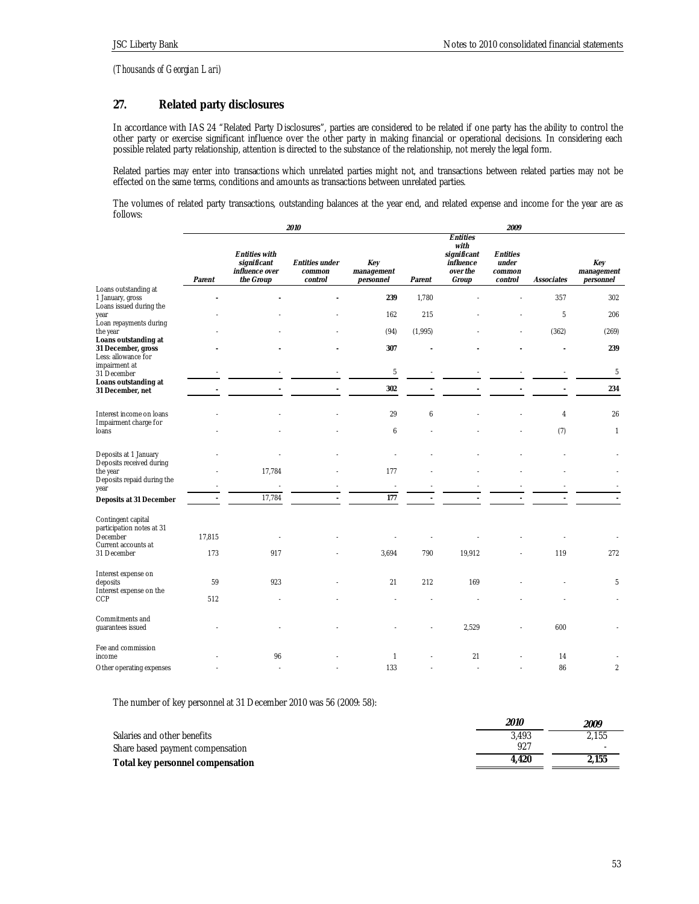*(Thousands of Georgian Lari)*

## 27. Related party disclosures

In accordance with IAS 24 "Related Party Disclosures", parties are considered to be related if one party has the ability to control the other party or exercise significant influence over the other party in making financial or operational decisions. In considering each possible related party relationship, attention is directed to the substance of the relationship, not merely the legal form.

Related parties may enter into transactions which unrelated parties might not, and transactions between related parties may not be effected on the same terms, conditions and amounts as transactions between unrelated parties.

The volumes of related party transactions, outstanding balances at the year end, and related expense and income for the year are as follows:

| | 2010 | | | | 2009 | | | | |
|---|---|---|---|---|---|---|---|---|---|
| | *Parent* | *Entities with significant influence over the Group* | *Entities under common control* | *Key management personnel* | *Parent* | *Entities with significant influence over the Group* | *Entities under common control* | *Associates* | *Key management personnel* |
| Loans outstanding at 1 January, gross | - | - | - | 239 | 1,780 | - | - | 357 | 302 |
| Loans issued during the year | - | - | - | 162 | 215 | - | - | 5 | 206 |
| Loan repayments during the year | - | - | - | (94) | (1,995) | - | - | (362) | (269) |
| **Loans outstanding at 31 December, gross** | - | - | - | 307 | - | - | - | - | 239 |
| Less: allowance for impairment at 31 December | - | - | - | 5 | - | - | - | - | 5 |
| **Loans outstanding at 31 December, net** | - | - | - | 302 | - | - | - | - | 234 |
| Interest income on loans | - | - | - | 29 | 6 | - | - | 4 | 26 |
| Impairment charge for loans | - | - | - | 6 | - | - | - | (7) | 1 |
| Deposits at 1 January | - | - | - | - | - | - | - | - | - |
| Deposits received during the year | - | 17,784 | - | 177 | - | - | - | - | - |
| Deposits repaid during the year | - | - | - | - | - | - | - | - | - |
| **Deposits at 31 December** | - | 17,784 | - | 177 | - | - | - | - | - |
| Contingent capital participation notes at 31 December | 17,815 | - | - | - | - | - | - | - | - |
| Current accounts at 31 December | 173 | 917 | - | 3,694 | 790 | 19,912 | - | 119 | 272 |
| Interest expense on deposits | 59 | 923 | - | 21 | 212 | 169 | - | - | 5 |
| Interest expense on the CCP | 512 | - | - | - | - | - | - | - | - |
| Commitments and guarantees issued | - | - | - | - | - | 2,529 | - | 600 | - |
| Fee and commission income | - | 96 | - | 1 | - | 21 | - | 14 | - |
| Other operating expenses | - | - | - | 133 | - | - | - | 86 | 2 |

The number of key personnel at 31 December 2010 was 56 (2009: 58):

| | 2010 | 2009 |
|---|---|---|
| Salaries and other benefits | 3,493 | 2,155 |
| Share based payment compensation | 927 | - |
| **Total key personnel compensation** | **4,420** | **2,155** |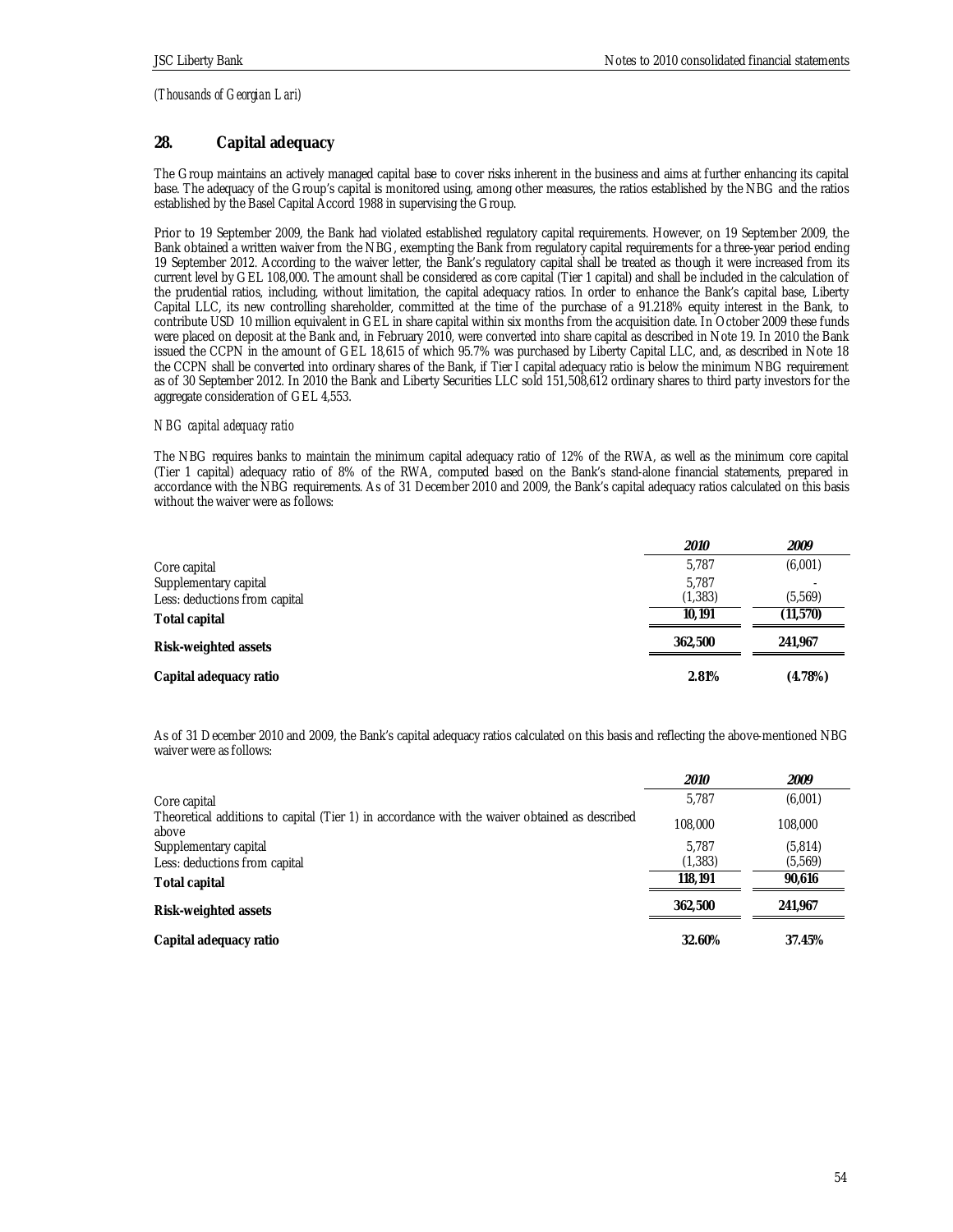*(Thousands of Georgian Lari)*

## 28. Capital adequacy

The Group maintains an actively managed capital base to cover risks inherent in the business and aims at further enhancing its capital base. The adequacy of the Group's capital is monitored using, among other measures, the ratios established by the NBG and the ratios established by the Basel Capital Accord 1988 in supervising the Group.

Prior to 19 September 2009, the Bank had violated established regulatory capital requirements. However, on 19 September 2009, the Bank obtained a written waiver from the NBG, exempting the Bank from regulatory capital requirements for a three-year period ending 19 September 2012. According to the waiver letter, the Bank's regulatory capital shall be treated as though it were increased from its current level by GEL 108,000. The amount shall be considered as core capital (Tier 1 capital) and shall be included in the calculation of the prudential ratios, including, without limitation, the capital adequacy ratios. In order to enhance the Bank's capital base, Liberty Capital LLC, its new controlling shareholder, committed at the time of the purchase of a 91.218% equity interest in the Bank, to contribute USD 10 million equivalent in GEL in share capital within six months from the acquisition date. In October 2009 these funds were placed on deposit at the Bank and, in February 2010, were converted into share capital as described in Note 19. In 2010 the Bank issued the CCPN in the amount of GEL 18,615 of which 95.7% was purchased by Liberty Capital LLC, and, as described in Note 18 the CCPN shall be converted into ordinary shares of the Bank, if Tier I capital adequacy ratio is below the minimum NBG requirement as of 30 September 2012. In 2010 the Bank and Liberty Securities LLC sold 151,508,612 ordinary shares to third party investors for the aggregate consideration of GEL 4,553.

*NBG capital adequacy ratio*

The NBG requires banks to maintain the minimum capital adequacy ratio of 12% of the RWA, as well as the minimum core capital (Tier 1 capital) adequacy ratio of 8% of the RWA, computed based on the Bank's stand-alone financial statements, prepared in accordance with the NBG requirements. As of 31 December 2010 and 2009, the Bank's capital adequacy ratios calculated on this basis without the waiver were as follows:

| | *2010* | *2009* |
|---|---|---|
| Core capital | 5,787 | (6,001) |
| Supplementary capital | 5,787 | - |
| Less: deductions from capital | (1,383) | (5,569) |
| **Total capital** | **10,191** | **(11,570)** |
| **Risk-weighted assets** | **362,500** | **241,967** |
| **Capital adequacy ratio** | **2.81%** | **(4.78%)** |

As of 31 December 2010 and 2009, the Bank's capital adequacy ratios calculated on this basis and reflecting the above-mentioned NBG waiver were as follows:

| | *2010* | *2009* |
|---|---|---|
| Core capital | 5,787 | (6,001) |
| Theoretical additions to capital (Tier 1) in accordance with the waiver obtained as described above | 108,000 | 108,000 |
| Supplementary capital | 5,787 | (5,814) |
| Less: deductions from capital | (1,383) | (5,569) |
| **Total capital** | **118,191** | **90,616** |
| **Risk-weighted assets** | **362,500** | **241,967** |
| **Capital adequacy ratio** | **32.60%** | **37.45%** |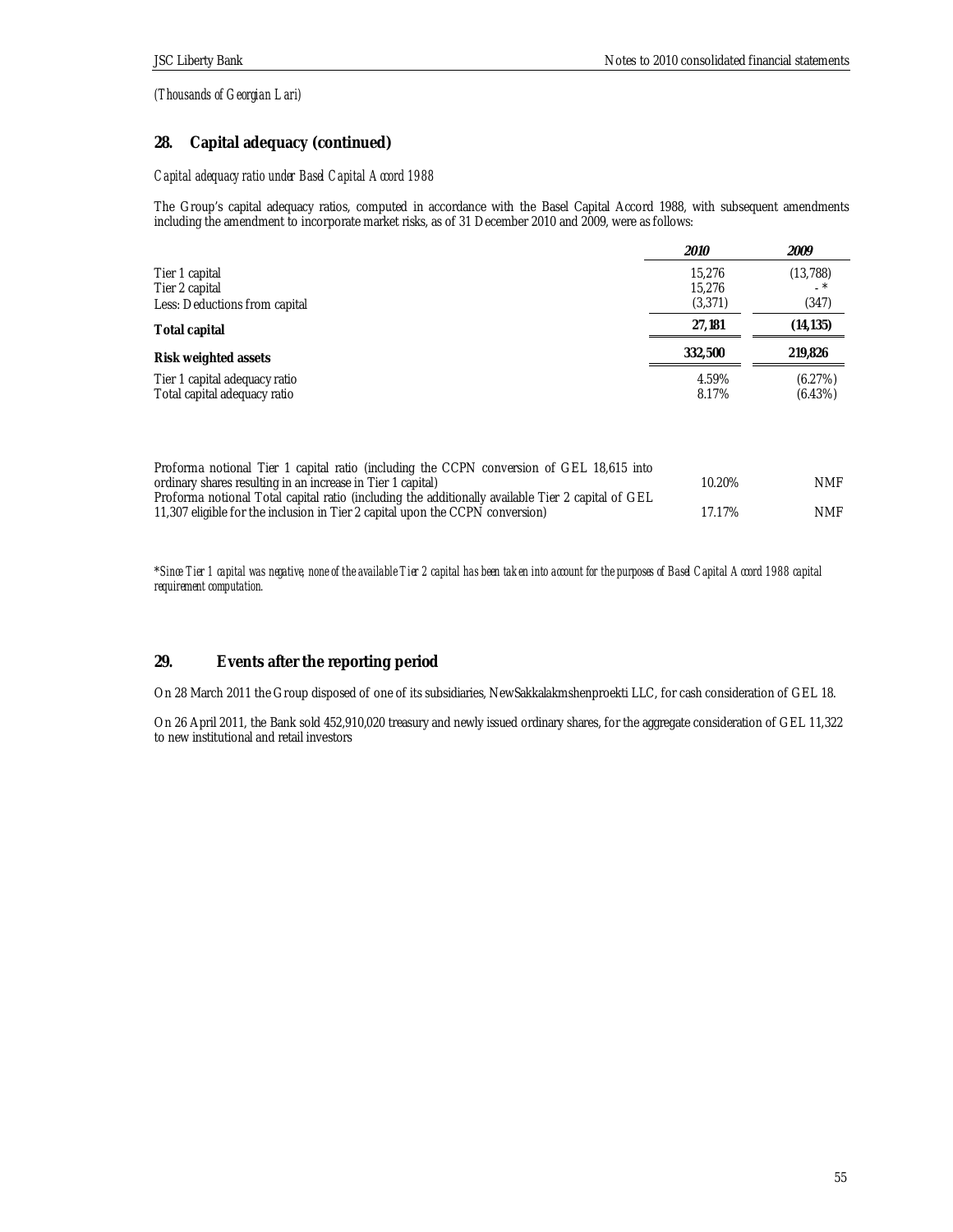*(Thousands of Georgian Lari)*

## 28. Capital adequacy (continued)

*Capital adequacy ratio under Basel Capital Accord 1988*

The Group's capital adequacy ratios, computed in accordance with the Basel Capital Accord 1988, with subsequent amendments including the amendment to incorporate market risks, as of 31 December 2010 and 2009, were as follows:

| | ***2010*** | ***2009*** |
|---|---|---|
| Tier 1 capital | 15,276 | (13,788) |
| Tier 2 capital | 15,276 | - * |
| Less: Deductions from capital | (3,371) | (347) |
| **Total capital** | **27,181** | **(14,135)** |
| **Risk weighted assets** | **332,500** | **219,826** |
| Tier 1 capital adequacy ratio | 4.59% | (6.27%) |
| Total capital adequacy ratio | 8.17% | (6.43%) |
| Proforma notional Tier 1 capital ratio (including the CCPN conversion of GEL 18,615 into ordinary shares resulting in an increase in Tier 1 capital) | 10.20% | NMF |
| Proforma notional Total capital ratio (including the additionally available Tier 2 capital of GEL 11,307 eligible for the inclusion in Tier 2 capital upon the CCPN conversion) | 17.17% | NMF |

\**Since Tier 1 capital was negative, none of the available Tier 2 capital has been taken into account for the purposes of Basel Capital Accord 1988 capital requirement computation.*

## 29. Events after the reporting period

On 28 March 2011 the Group disposed of one of its subsidiaries, NewSakkalakmshenproekti LLC, for cash consideration of GEL 18.

On 26 April 2011, the Bank sold 452,910,020 treasury and newly issued ordinary shares, for the aggregate consideration of GEL 11,322 to new institutional and retail investors